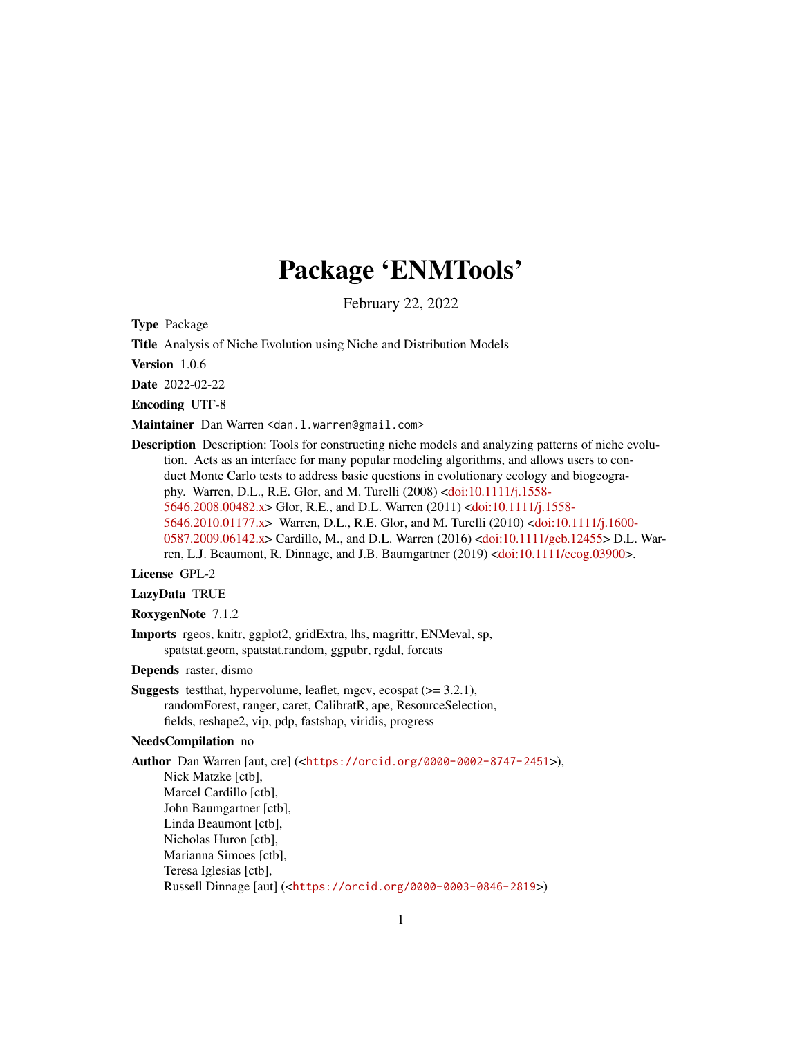# Package 'ENMTools'

February 22, 2022

**Type** Package

**Title** Analysis of Niche Evolution using Niche and Distribution Models

**Version** 1.0.6

**Date** 2022-02-22

**Encoding** UTF-8

**Maintainer** Dan Warren <dan.l.warren@gmail.com>

**Description** Description: Tools for constructing niche models and analyzing patterns of niche evolution. Acts as an interface for many popular modeling algorithms, and allows users to conduct Monte Carlo tests to address basic questions in evolutionary ecology and biogeography. Warren, D.L., R.E. Glor, and M. Turelli (2008) <doi:10.1111/j.1558-5646.2008.00482.x> Glor, R.E., and D.L. Warren (2011) <doi:10.1111/j.1558-5646.2010.01177.x> Warren, D.L., R.E. Glor, and M. Turelli (2010) <doi:10.1111/j.1600-0587.2009.06142.x> Cardillo, M., and D.L. Warren (2016) <doi:10.1111/geb.12455> D.L. Warren, L.J. Beaumont, R. Dinnage, and J.B. Baumgartner (2019) <doi:10.1111/ecog.03900>.

**License** GPL-2

**LazyData** TRUE

**RoxygenNote** 7.1.2

**Imports** rgeos, knitr, ggplot2, gridExtra, lhs, magrittr, ENMeval, sp, spatstat.geom, spatstat.random, ggpubr, rgdal, forcats

**Depends** raster, dismo

**Suggests** testthat, hypervolume, leaflet, mgcv, ecospat (>= 3.2.1), randomForest, ranger, caret, CalibratR, ape, ResourceSelection, fields, reshape2, vip, pdp, fastshap, viridis, progress

**NeedsCompilation** no

**Author** Dan Warren [aut, cre] (<https://orcid.org/0000-0002-8747-2451>),
Nick Matzke [ctb],
Marcel Cardillo [ctb],
John Baumgartner [ctb],
Linda Beaumont [ctb],
Nicholas Huron [ctb],
Marianna Simoes [ctb],
Teresa Iglesias [ctb],
Russell Dinnage [aut] (<https://orcid.org/0000-0003-0846-2819>)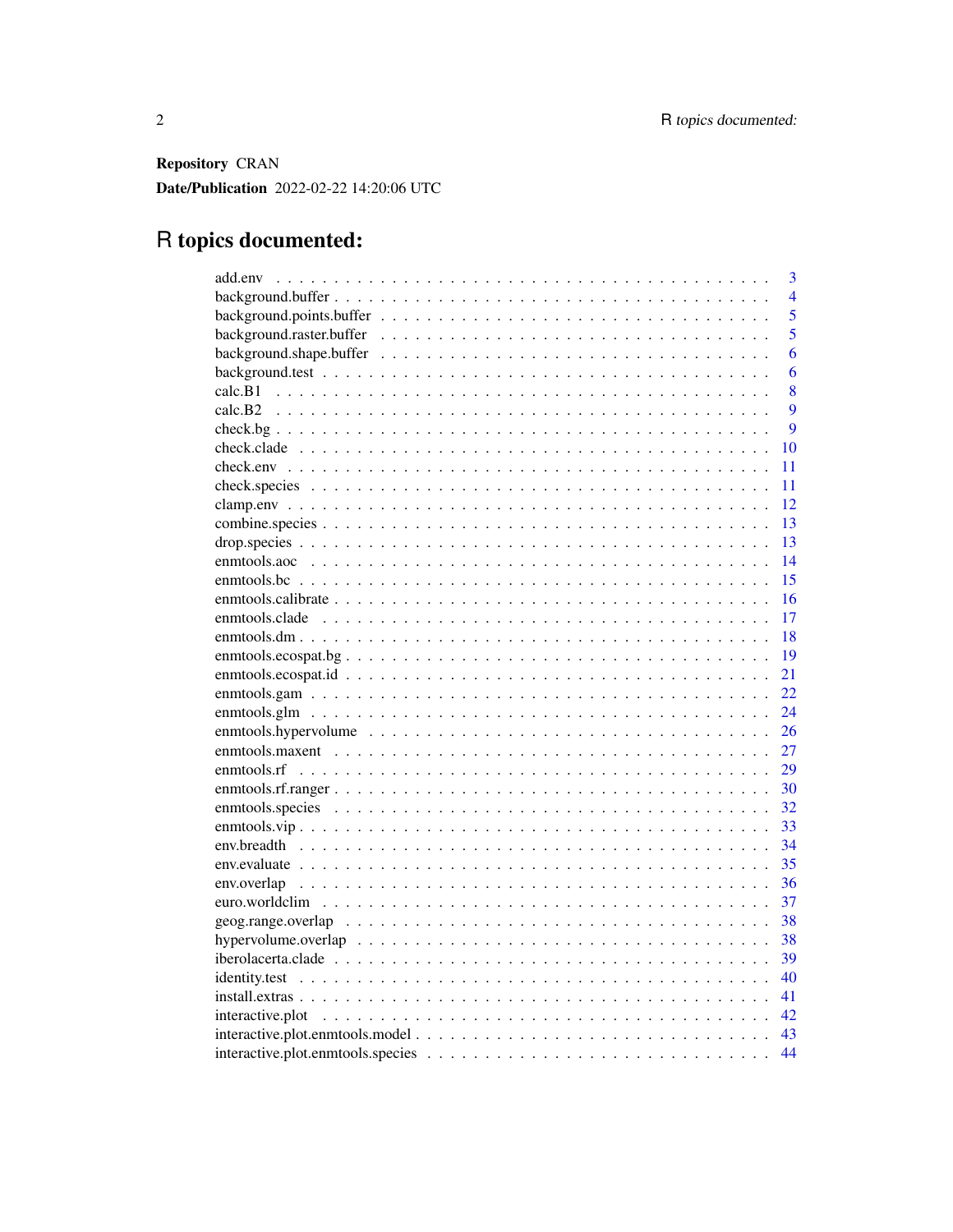**Repository** CRAN

**Date/Publication** 2022-02-22 14:20:06 UTC

# R topics documented:

| | |
|---|---|
| add.env | 3 |
| background.buffer | 4 |
| background.points.buffer | 5 |
| background.raster.buffer | 5 |
| background.shape.buffer | 6 |
| background.test | 6 |
| calc.B1 | 8 |
| calc.B2 | 9 |
| check.bg | 9 |
| check.clade | 10 |
| check.env | 11 |
| check.species | 11 |
| clamp.env | 12 |
| combine.species | 13 |
| drop.species | 13 |
| enmtools.aoc | 14 |
| enmtools.bc | 15 |
| enmtools.calibrate | 16 |
| enmtools.clade | 17 |
| enmtools.dm | 18 |
| enmtools.ecospat.bg | 19 |
| enmtools.ecospat.id | 21 |
| enmtools.gam | 22 |
| enmtools.glm | 24 |
| enmtools.hypervolume | 26 |
| enmtools.maxent | 27 |
| enmtools.rf | 29 |
| enmtools.rf.ranger | 30 |
| enmtools.species | 32 |
| enmtools.vip | 33 |
| env.breadth | 34 |
| env.evaluate | 35 |
| env.overlap | 36 |
| euro.worldclim | 37 |
| geog.range.overlap | 38 |
| hypervolume.overlap | 38 |
| iberolacerta.clade | 39 |
| identity.test | 40 |
| install.extras | 41 |
| interactive.plot | 42 |
| interactive.plot.enmtools.model | 43 |
| interactive.plot.enmtools.species | 44 |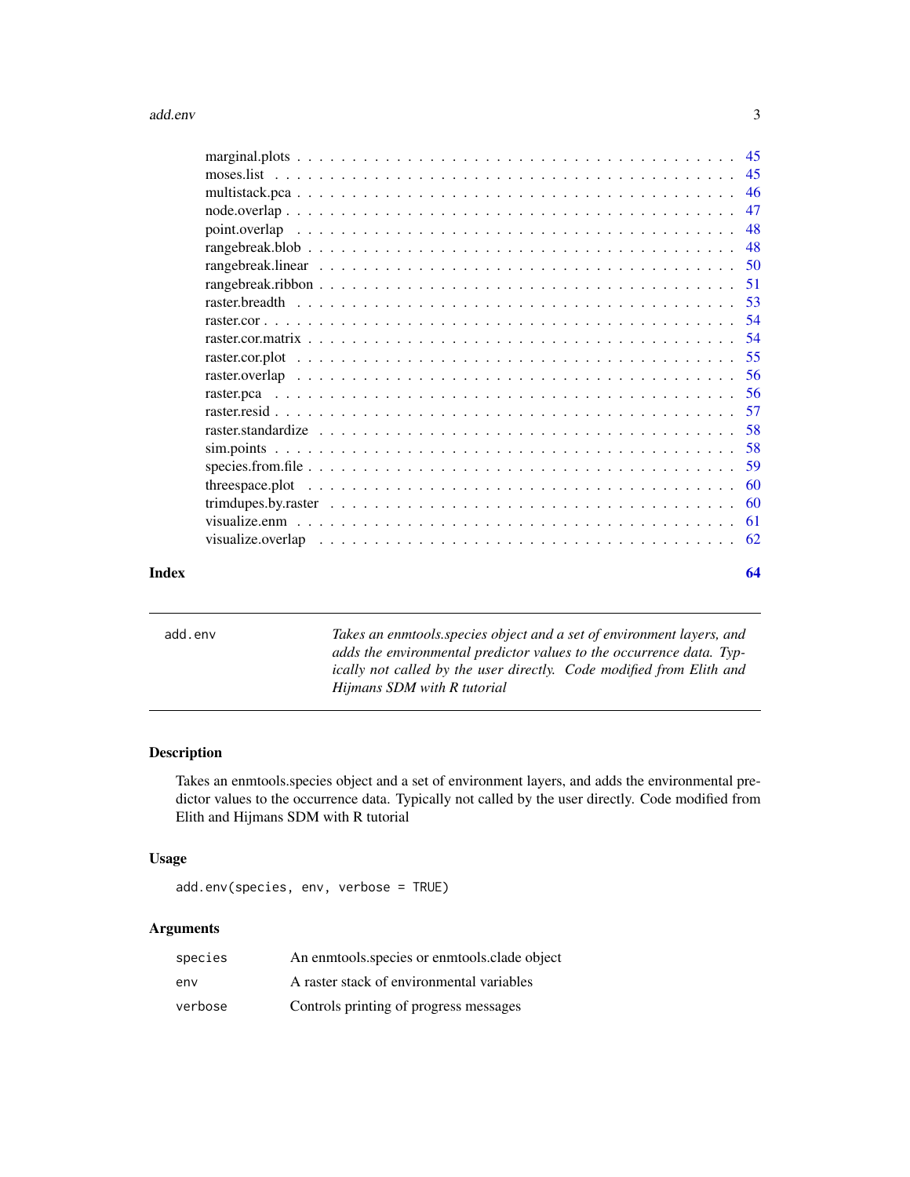marginal.plots . . . . . . . . . . . . . . . . . . . . . . . . . . . . . . . . . . . . 45
moses.list . . . . . . . . . . . . . . . . . . . . . . . . . . . . . . . . . . . . . . 45
multistack.pca . . . . . . . . . . . . . . . . . . . . . . . . . . . . . . . . . . . . 46
node.overlap . . . . . . . . . . . . . . . . . . . . . . . . . . . . . . . . . . . . . 47
point.overlap . . . . . . . . . . . . . . . . . . . . . . . . . . . . . . . . . . . . 48
rangebreak.blob . . . . . . . . . . . . . . . . . . . . . . . . . . . . . . . . . . . 48
rangebreak.linear . . . . . . . . . . . . . . . . . . . . . . . . . . . . . . . . . . 50
rangebreak.ribbon . . . . . . . . . . . . . . . . . . . . . . . . . . . . . . . . . . 51
raster.breadth . . . . . . . . . . . . . . . . . . . . . . . . . . . . . . . . . . . . 53
raster.cor . . . . . . . . . . . . . . . . . . . . . . . . . . . . . . . . . . . . . . 54
raster.cor.matrix . . . . . . . . . . . . . . . . . . . . . . . . . . . . . . . . . . 54
raster.cor.plot . . . . . . . . . . . . . . . . . . . . . . . . . . . . . . . . . . . . 55
raster.overlap . . . . . . . . . . . . . . . . . . . . . . . . . . . . . . . . . . . . 56
raster.pca . . . . . . . . . . . . . . . . . . . . . . . . . . . . . . . . . . . . . . 56
raster.resid . . . . . . . . . . . . . . . . . . . . . . . . . . . . . . . . . . . . . 57
raster.standardize . . . . . . . . . . . . . . . . . . . . . . . . . . . . . . . . . . 58
sim.points . . . . . . . . . . . . . . . . . . . . . . . . . . . . . . . . . . . . . . 58
species.from.file . . . . . . . . . . . . . . . . . . . . . . . . . . . . . . . . . . 59
threespace.plot . . . . . . . . . . . . . . . . . . . . . . . . . . . . . . . . . . . 60
trimdupes.by.raster . . . . . . . . . . . . . . . . . . . . . . . . . . . . . . . . . 60
visualize.enm . . . . . . . . . . . . . . . . . . . . . . . . . . . . . . . . . . . . 61
visualize.overlap . . . . . . . . . . . . . . . . . . . . . . . . . . . . . . . . . . 62

**Index** **64**

---

`add.env` *Takes an enmtools.species object and a set of environment layers, and adds the environmental predictor values to the occurrence data. Typically not called by the user directly. Code modified from Elith and Hijmans SDM with R tutorial*

---

## Description

Takes an enmtools.species object and a set of environment layers, and adds the environmental predictor values to the occurrence data. Typically not called by the user directly. Code modified from Elith and Hijmans SDM with R tutorial

## Usage

```
add.env(species, env, verbose = TRUE)
```

## Arguments

| | |
|---|---|
| `species` | An enmtools.species or enmtools.clade object |
| `env` | A raster stack of environmental variables |
| `verbose` | Controls printing of progress messages |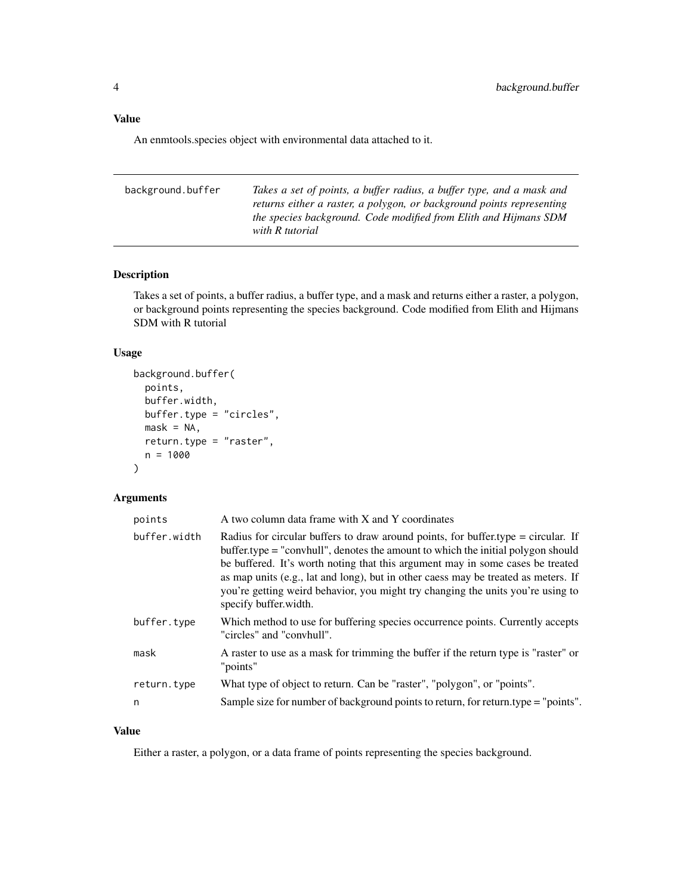## Value

An enmtools.species object with environmental data attached to it.

---

## background.buffer

*Takes a set of points, a buffer radius, a buffer type, and a mask and returns either a raster, a polygon, or background points representing the species background. Code modified from Elith and Hijmans SDM with R tutorial*

---

### Description

Takes a set of points, a buffer radius, a buffer type, and a mask and returns either a raster, a polygon, or background points representing the species background. Code modified from Elith and Hijmans SDM with R tutorial

### Usage

```
background.buffer(
  points,
  buffer.width,
  buffer.type = "circles",
  mask = NA,
  return.type = "raster",
  n = 1000
)
```

### Arguments

| | |
|---|---|
| `points` | A two column data frame with X and Y coordinates |
| `buffer.width` | Radius for circular buffers to draw around points, for buffer.type = circular. If buffer.type = "convhull", denotes the amount to which the initial polygon should be buffered. It's worth noting that this argument may in some cases be treated as map units (e.g., lat and long), but in other caess may be treated as meters. If you're getting weird behavior, you might try changing the units you're using to specify buffer.width. |
| `buffer.type` | Which method to use for buffering species occurrence points. Currently accepts "circles" and "convhull". |
| `mask` | A raster to use as a mask for trimming the buffer if the return type is "raster" or "points" |
| `return.type` | What type of object to return. Can be "raster", "polygon", or "points". |
| `n` | Sample size for number of background points to return, for return.type = "points". |

### Value

Either a raster, a polygon, or a data frame of points representing the species background.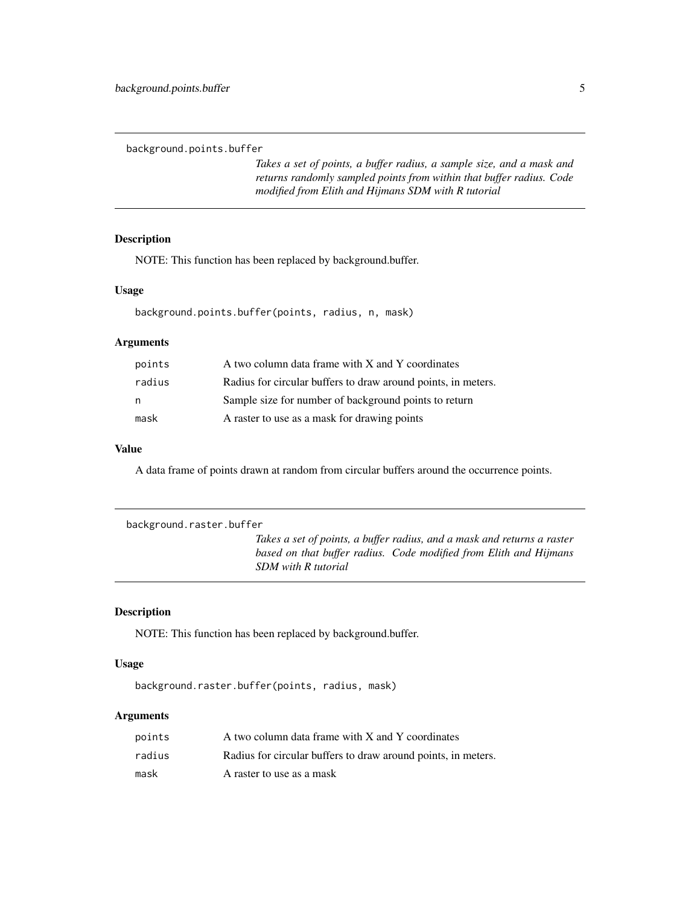`background.points.buffer`

*Takes a set of points, a buffer radius, a sample size, and a mask and returns randomly sampled points from within that buffer radius. Code modified from Elith and Hijmans SDM with R tutorial*

### Description

NOTE: This function has been replaced by background.buffer.

### Usage

```
background.points.buffer(points, radius, n, mask)
```

### Arguments

| | |
|---|---|
| points | A two column data frame with X and Y coordinates |
| radius | Radius for circular buffers to draw around points, in meters. |
| n | Sample size for number of background points to return |
| mask | A raster to use as a mask for drawing points |

### Value

A data frame of points drawn at random from circular buffers around the occurrence points.

`background.raster.buffer`

*Takes a set of points, a buffer radius, and a mask and returns a raster based on that buffer radius. Code modified from Elith and Hijmans SDM with R tutorial*

### Description

NOTE: This function has been replaced by background.buffer.

### Usage

```
background.raster.buffer(points, radius, mask)
```

### Arguments

| | |
|---|---|
| points | A two column data frame with X and Y coordinates |
| radius | Radius for circular buffers to draw around points, in meters. |
| mask | A raster to use as a mask |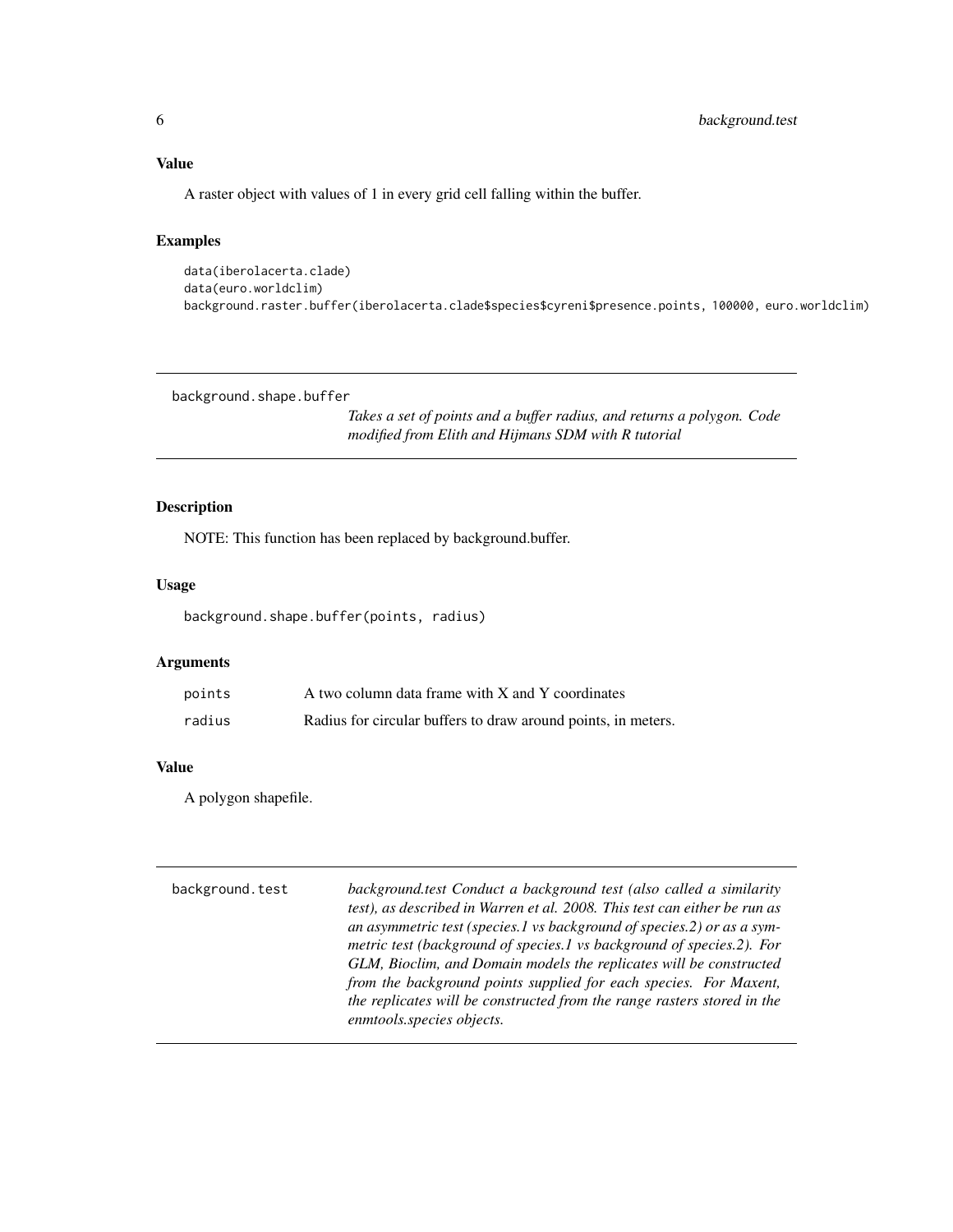### Value

A raster object with values of 1 in every grid cell falling within the buffer.

### Examples

```
data(iberolacerta.clade)
data(euro.worldclim)
background.raster.buffer(iberolacerta.clade$species$cyreni$presence.points, 100000, euro.worldclim)
```

---

## background.shape.buffer

*Takes a set of points and a buffer radius, and returns a polygon. Code modified from Elith and Hijmans SDM with R tutorial*

### Description

NOTE: This function has been replaced by background.buffer.

### Usage

```
background.shape.buffer(points, radius)
```

### Arguments

| | |
|---|---|
| points | A two column data frame with X and Y coordinates |
| radius | Radius for circular buffers to draw around points, in meters. |

### Value

A polygon shapefile.

---

## background.test

*background.test Conduct a background test (also called a similarity test), as described in Warren et al. 2008. This test can either be run as an asymmetric test (species.1 vs background of species.2) or as a symmetric test (background of species.1 vs background of species.2). For GLM, Bioclim, and Domain models the replicates will be constructed from the background points supplied for each species. For Maxent, the replicates will be constructed from the range rasters stored in the enmtools.species objects.*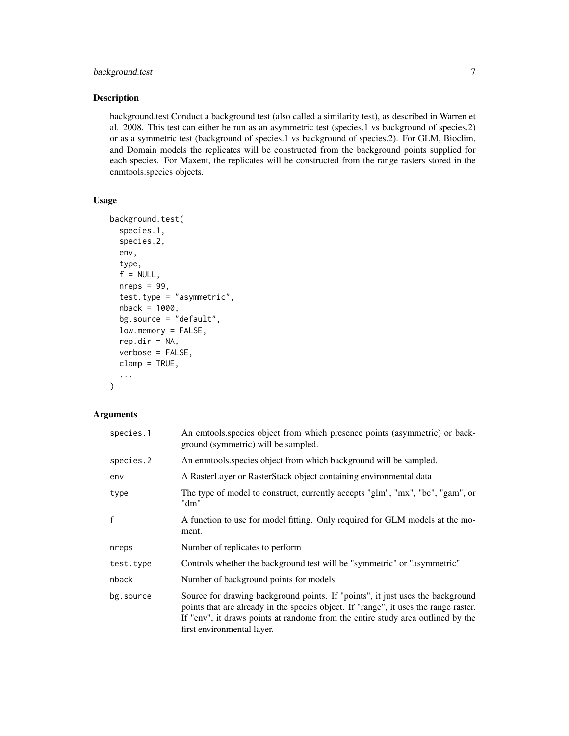## Description

background.test Conduct a background test (also called a similarity test), as described in Warren et al. 2008. This test can either be run as an asymmetric test (species.1 vs background of species.2) or as a symmetric test (background of species.1 vs background of species.2). For GLM, Bioclim, and Domain models the replicates will be constructed from the background points supplied for each species. For Maxent, the replicates will be constructed from the range rasters stored in the enmtools.species objects.

## Usage

```
background.test(
  species.1,
  species.2,
  env,
  type,
  f = NULL,
  nreps = 99,
  test.type = "asymmetric",
  nback = 1000,
  bg.source = "default",
  low.memory = FALSE,
  rep.dir = NA,
  verbose = FALSE,
  clamp = TRUE,
  ...
)
```

## Arguments

| | |
|---|---|
| species.1 | An emtools.species object from which presence points (asymmetric) or background (symmetric) will be sampled. |
| species.2 | An enmtools.species object from which background will be sampled. |
| env | A RasterLayer or RasterStack object containing environmental data |
| type | The type of model to construct, currently accepts "glm", "mx", "bc", "gam", or "dm" |
| f | A function to use for model fitting. Only required for GLM models at the moment. |
| nreps | Number of replicates to perform |
| test.type | Controls whether the background test will be "symmetric" or "asymmetric" |
| nback | Number of background points for models |
| bg.source | Source for drawing background points. If "points", it just uses the background points that are already in the species object. If "range", it uses the range raster. If "env", it draws points at randome from the entire study area outlined by the first environmental layer. |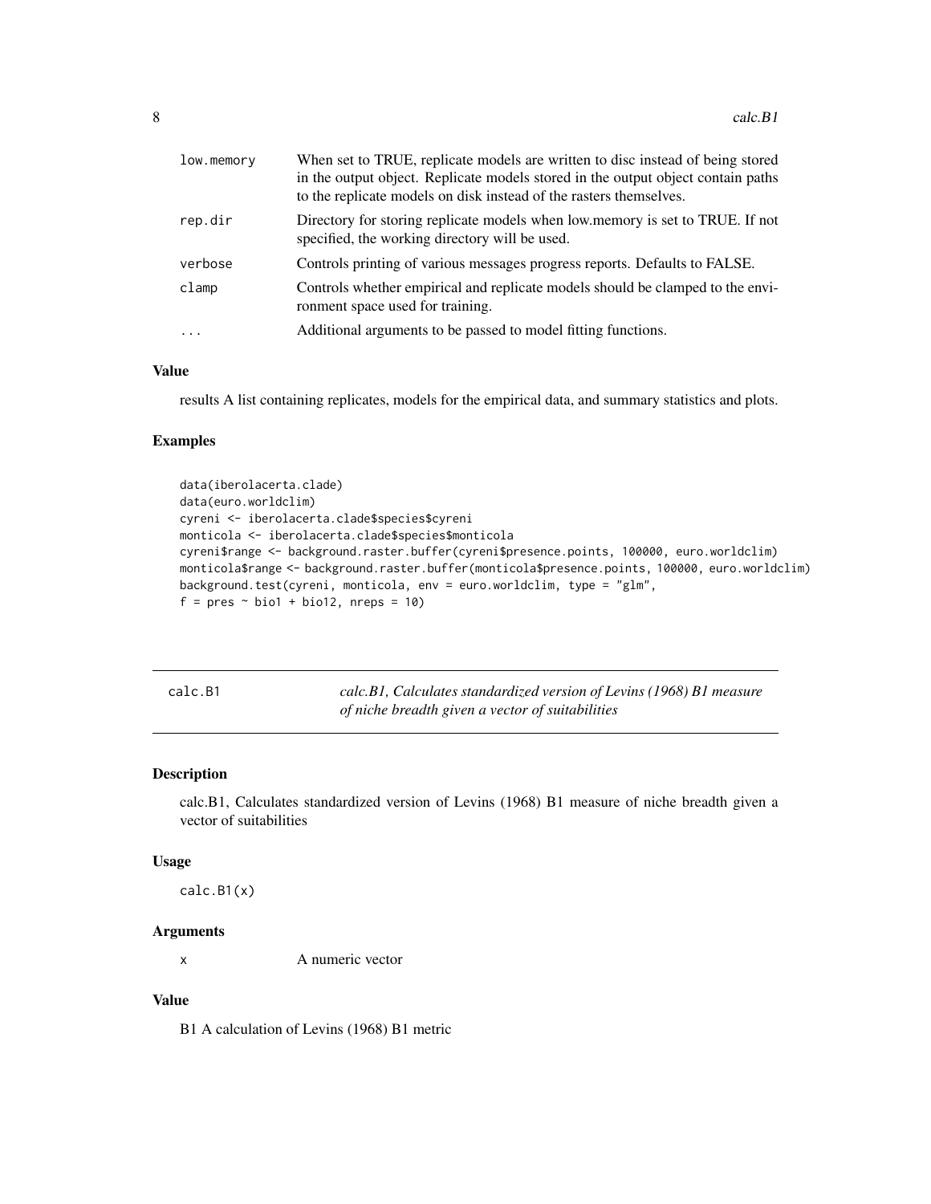| | |
|---|---|
| low.memory | When set to TRUE, replicate models are written to disc instead of being stored in the output object. Replicate models stored in the output object contain paths to the replicate models on disk instead of the rasters themselves. |
| rep.dir | Directory for storing replicate models when low.memory is set to TRUE. If not specified, the working directory will be used. |
| verbose | Controls printing of various messages progress reports. Defaults to FALSE. |
| clamp | Controls whether empirical and replicate models should be clamped to the environment space used for training. |
| ... | Additional arguments to be passed to model fitting functions. |

### Value

results A list containing replicates, models for the empirical data, and summary statistics and plots.

### Examples

```
data(iberolacerta.clade)
data(euro.worldclim)
cyreni <- iberolacerta.clade$species$cyreni
monticola <- iberolacerta.clade$species$monticola
cyreni$range <- background.raster.buffer(cyreni$presence.points, 100000, euro.worldclim)
monticola$range <- background.raster.buffer(monticola$presence.points, 100000, euro.worldclim)
background.test(cyreni, monticola, env = euro.worldclim, type = "glm",
f = pres ~ bio1 + bio12, nreps = 10)
```

---

## calc.B1 — *calc.B1, Calculates standardized version of Levins (1968) B1 measure of niche breadth given a vector of suitabilities*

### Description

calc.B1, Calculates standardized version of Levins (1968) B1 measure of niche breadth given a vector of suitabilities

### Usage

```
calc.B1(x)
```

### Arguments

| | |
|---|---|
| x | A numeric vector |

### Value

B1 A calculation of Levins (1968) B1 metric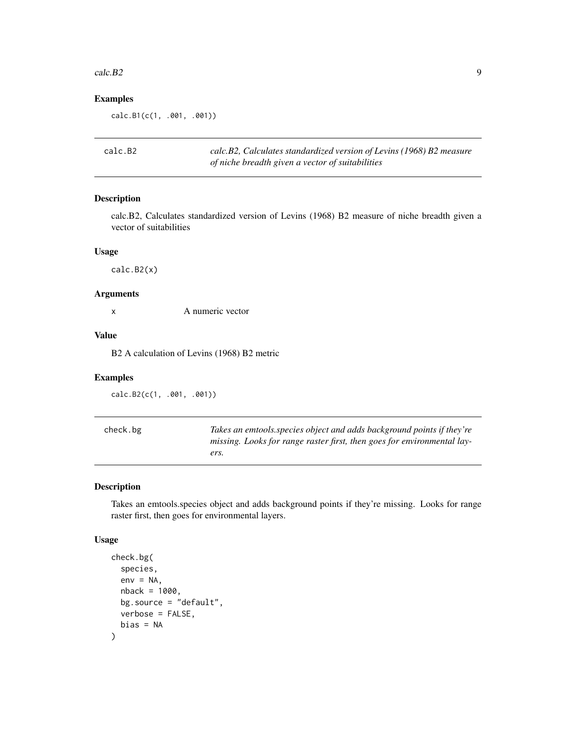## Examples

```
calc.B1(c(1, .001, .001))
```

---

## calc.B2

*calc.B2, Calculates standardized version of Levins (1968) B2 measure of niche breadth given a vector of suitabilities*

### Description

calc.B2, Calculates standardized version of Levins (1968) B2 measure of niche breadth given a vector of suitabilities

### Usage

```
calc.B2(x)
```

### Arguments

| | |
|---|---|
| x | A numeric vector |

### Value

B2 A calculation of Levins (1968) B2 metric

### Examples

```
calc.B2(c(1, .001, .001))
```

---

## check.bg

*Takes an emtools.species object and adds background points if they're missing. Looks for range raster first, then goes for environmental layers.*

### Description

Takes an emtools.species object and adds background points if they're missing. Looks for range raster first, then goes for environmental layers.

### Usage

```
check.bg(
  species,
  env = NA,
  nback = 1000,
  bg.source = "default",
  verbose = FALSE,
  bias = NA
)
```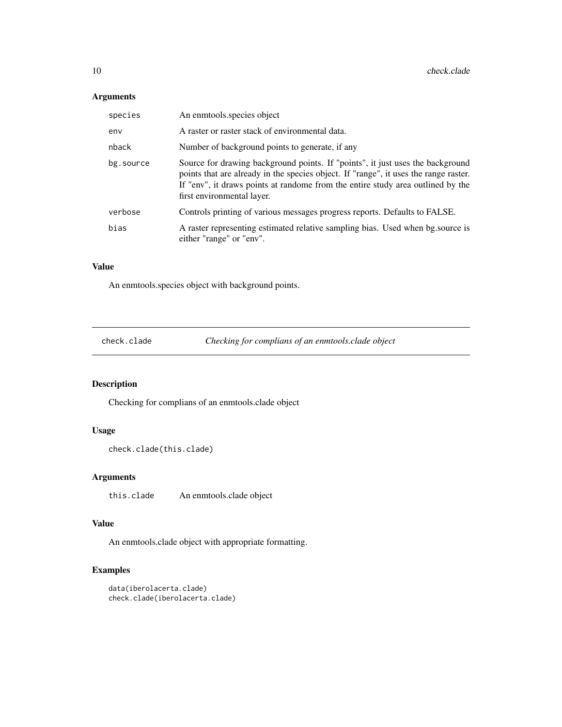### Arguments

| | |
|---|---|
| species | An enmtools.species object |
| env | A raster or raster stack of environmental data. |
| nback | Number of background points to generate, if any |
| bg.source | Source for drawing background points. If "points", it just uses the background points that are already in the species object. If "range", it uses the range raster. If "env", it draws points at randome from the entire study area outlined by the first environmental layer. |
| verbose | Controls printing of various messages progress reports. Defaults to FALSE. |
| bias | A raster representing estimated relative sampling bias. Used when bg.source is either "range" or "env". |

### Value

An enmtools.species object with background points.

---

## check.clade — *Checking for complians of an enmtools.clade object*

### Description

Checking for complians of an enmtools.clade object

### Usage

```
check.clade(this.clade)
```

### Arguments

| | |
|---|---|
| this.clade | An enmtools.clade object |

### Value

An enmtools.clade object with appropriate formatting.

### Examples

```
data(iberolacerta.clade)
check.clade(iberolacerta.clade)
```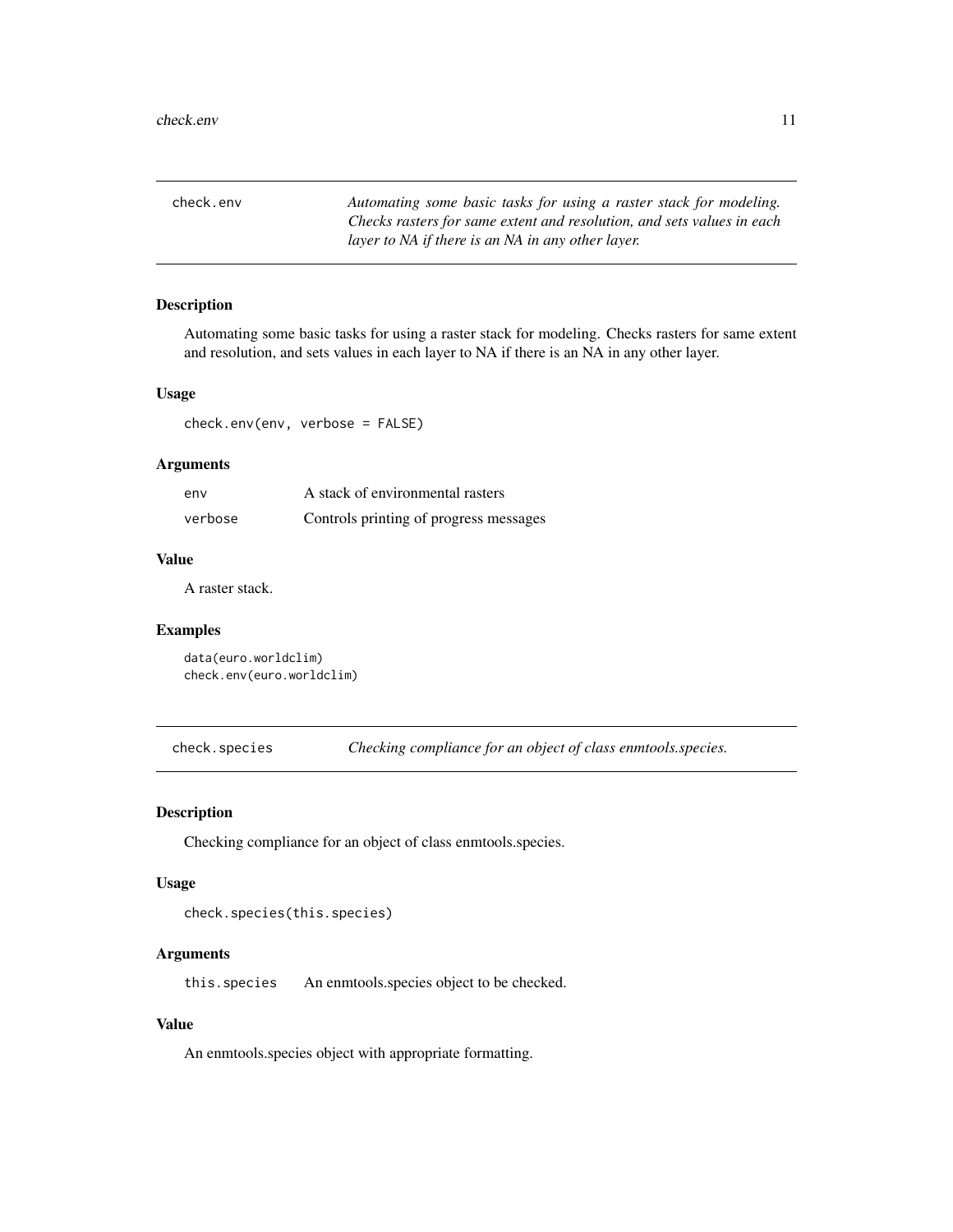## check.env

*Automating some basic tasks for using a raster stack for modeling. Checks rasters for same extent and resolution, and sets values in each layer to NA if there is an NA in any other layer.*

### Description

Automating some basic tasks for using a raster stack for modeling. Checks rasters for same extent and resolution, and sets values in each layer to NA if there is an NA in any other layer.

### Usage

```
check.env(env, verbose = FALSE)
```

### Arguments

| | |
|---|---|
| env | A stack of environmental rasters |
| verbose | Controls printing of progress messages |

### Value

A raster stack.

### Examples

```
data(euro.worldclim)
check.env(euro.worldclim)
```

## check.species

*Checking compliance for an object of class enmtools.species.*

### Description

Checking compliance for an object of class enmtools.species.

### Usage

```
check.species(this.species)
```

### Arguments

| | |
|---|---|
| this.species | An enmtools.species object to be checked. |

### Value

An enmtools.species object with appropriate formatting.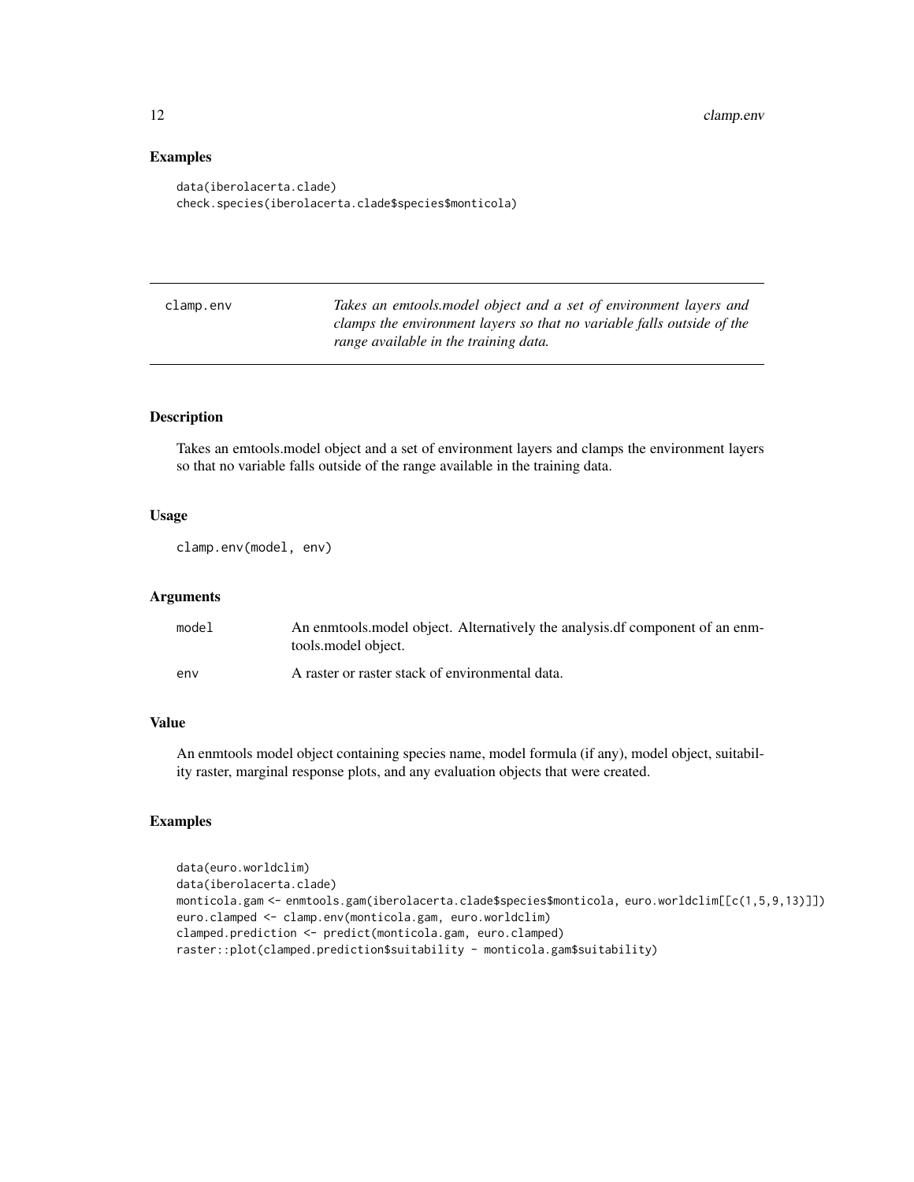## Examples

```
data(iberolacerta.clade)
check.species(iberolacerta.clade$species$monticola)
```

---

clamp.env — *Takes an emtools.model object and a set of environment layers and clamps the environment layers so that no variable falls outside of the range available in the training data.*

---

### Description

Takes an emtools.model object and a set of environment layers and clamps the environment layers so that no variable falls outside of the range available in the training data.

### Usage

```
clamp.env(model, env)
```

### Arguments

| | |
|---|---|
| model | An enmtools.model object. Alternatively the analysis.df component of an enmtools.model object. |
| env | A raster or raster stack of environmental data. |

### Value

An enmtools model object containing species name, model formula (if any), model object, suitability raster, marginal response plots, and any evaluation objects that were created.

### Examples

```
data(euro.worldclim)
data(iberolacerta.clade)
monticola.gam <- enmtools.gam(iberolacerta.clade$species$monticola, euro.worldclim[[c(1,5,9,13)]])
euro.clamped <- clamp.env(monticola.gam, euro.worldclim)
clamped.prediction <- predict(monticola.gam, euro.clamped)
raster::plot(clamped.prediction$suitability - monticola.gam$suitability)
```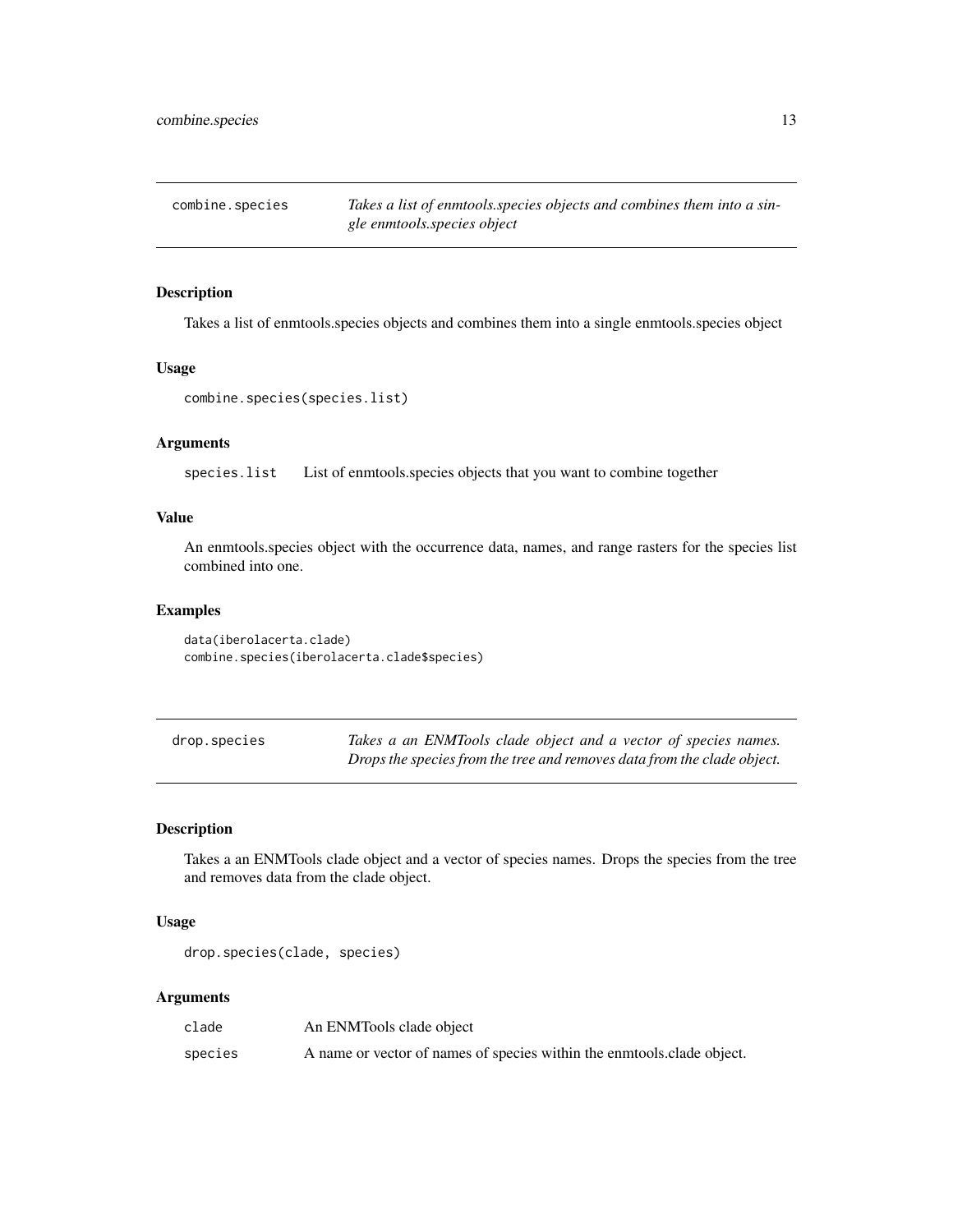## combine.species

*Takes a list of enmtools.species objects and combines them into a single enmtools.species object*

### Description

Takes a list of enmtools.species objects and combines them into a single enmtools.species object

### Usage

```
combine.species(species.list)
```

### Arguments

| | |
|---|---|
| species.list | List of enmtools.species objects that you want to combine together |

### Value

An enmtools.species object with the occurrence data, names, and range rasters for the species list combined into one.

### Examples

```
data(iberolacerta.clade)
combine.species(iberolacerta.clade$species)
```

## drop.species

*Takes a an ENMTools clade object and a vector of species names. Drops the species from the tree and removes data from the clade object.*

### Description

Takes a an ENMTools clade object and a vector of species names. Drops the species from the tree and removes data from the clade object.

### Usage

```
drop.species(clade, species)
```

### Arguments

| | |
|---|---|
| clade | An ENMTools clade object |
| species | A name or vector of names of species within the enmtools.clade object. |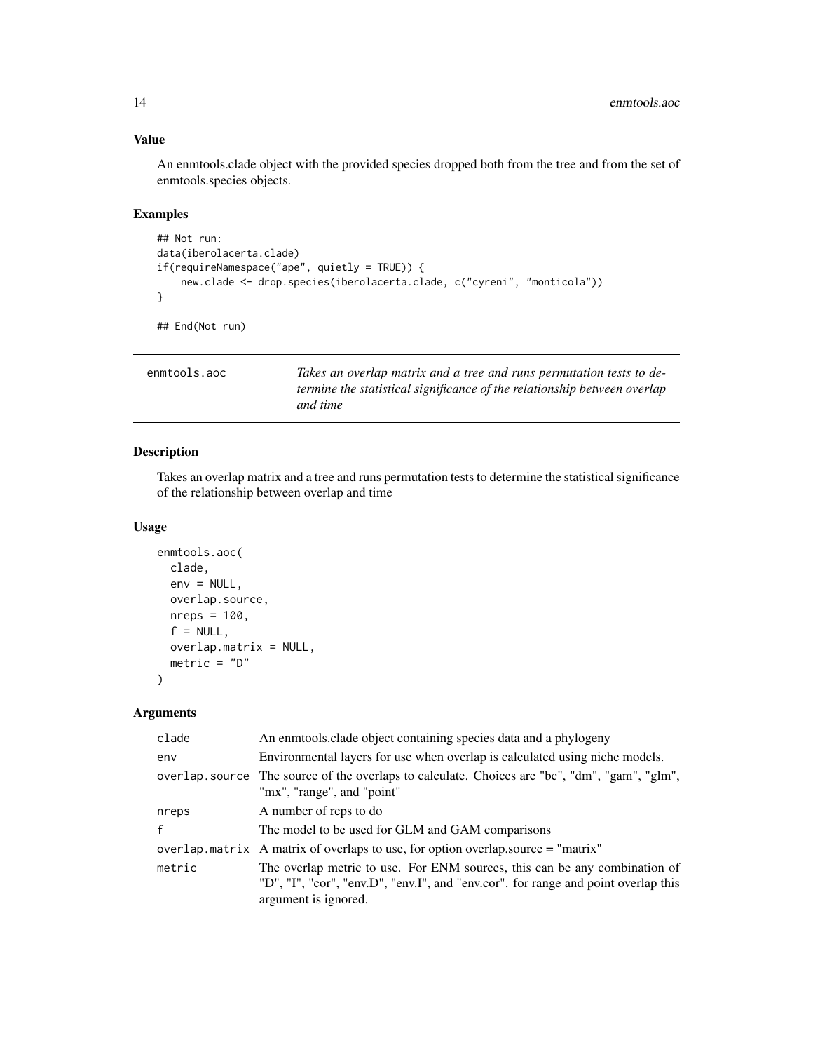## Value

An enmtools.clade object with the provided species dropped both from the tree and from the set of enmtools.species objects.

## Examples

```
## Not run:
data(iberolacerta.clade)
if(requireNamespace("ape", quietly = TRUE)) {
    new.clade <- drop.species(iberolacerta.clade, c("cyreni", "monticola"))
}

## End(Not run)
```

---

# enmtools.aoc

*Takes an overlap matrix and a tree and runs permutation tests to determine the statistical significance of the relationship between overlap and time*

---

## Description

Takes an overlap matrix and a tree and runs permutation tests to determine the statistical significance of the relationship between overlap and time

## Usage

```
enmtools.aoc(
  clade,
  env = NULL,
  overlap.source,
  nreps = 100,
  f = NULL,
  overlap.matrix = NULL,
  metric = "D"
)
```

## Arguments

| | |
|---|---|
| clade | An enmtools.clade object containing species data and a phylogeny |
| env | Environmental layers for use when overlap is calculated using niche models. |
| overlap.source | The source of the overlaps to calculate. Choices are "bc", "dm", "gam", "glm", "mx", "range", and "point" |
| nreps | A number of reps to do |
| f | The model to be used for GLM and GAM comparisons |
| overlap.matrix | A matrix of overlaps to use, for option overlap.source = "matrix" |
| metric | The overlap metric to use. For ENM sources, this can be any combination of "D", "I", "cor", "env.D", "env.I", and "env.cor". for range and point overlap this argument is ignored. |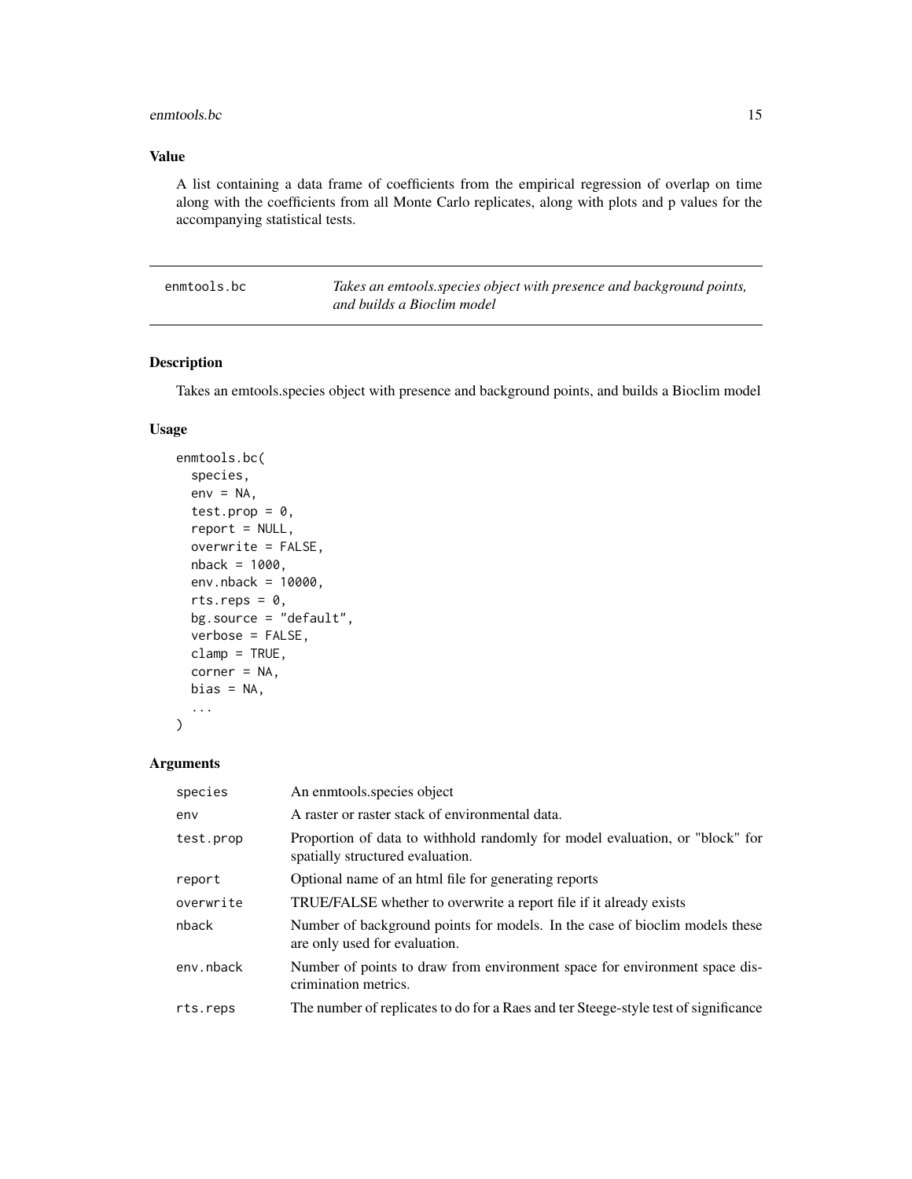## Value

A list containing a data frame of coefficients from the empirical regression of overlap on time along with the coefficients from all Monte Carlo replicates, along with plots and p values for the accompanying statistical tests.

---

enmtools.bc — *Takes an emtools.species object with presence and background points, and builds a Bioclim model*

---

## Description

Takes an emtools.species object with presence and background points, and builds a Bioclim model

## Usage

```
enmtools.bc(
  species,
  env = NA,
  test.prop = 0,
  report = NULL,
  overwrite = FALSE,
  nback = 1000,
  env.nback = 10000,
  rts.reps = 0,
  bg.source = "default",
  verbose = FALSE,
  clamp = TRUE,
  corner = NA,
  bias = NA,
  ...
)
```

## Arguments

| | |
|---|---|
| species | An enmtools.species object |
| env | A raster or raster stack of environmental data. |
| test.prop | Proportion of data to withhold randomly for model evaluation, or "block" for spatially structured evaluation. |
| report | Optional name of an html file for generating reports |
| overwrite | TRUE/FALSE whether to overwrite a report file if it already exists |
| nback | Number of background points for models. In the case of bioclim models these are only used for evaluation. |
| env.nback | Number of points to draw from environment space for environment space discrimination metrics. |
| rts.reps | The number of replicates to do for a Raes and ter Steege-style test of significance |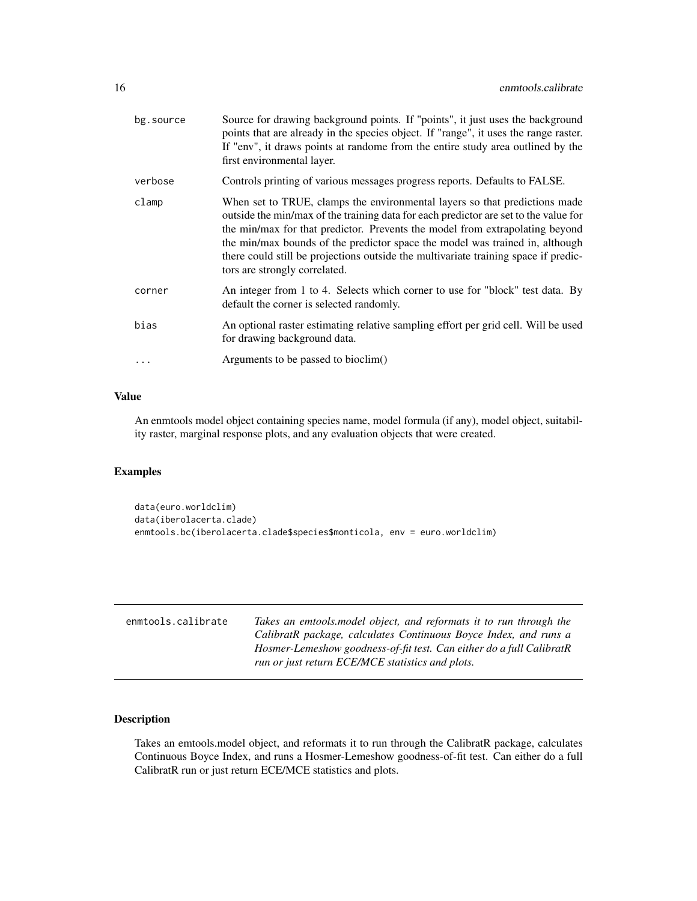| | |
|---|---|
| bg.source | Source for drawing background points. If "points", it just uses the background points that are already in the species object. If "range", it uses the range raster. If "env", it draws points at randome from the entire study area outlined by the first environmental layer. |
| verbose | Controls printing of various messages progress reports. Defaults to FALSE. |
| clamp | When set to TRUE, clamps the environmental layers so that predictions made outside the min/max of the training data for each predictor are set to the value for the min/max for that predictor. Prevents the model from extrapolating beyond the min/max bounds of the predictor space the model was trained in, although there could still be projections outside the multivariate training space if predictors are strongly correlated. |
| corner | An integer from 1 to 4. Selects which corner to use for "block" test data. By default the corner is selected randomly. |
| bias | An optional raster estimating relative sampling effort per grid cell. Will be used for drawing background data. |
| ... | Arguments to be passed to bioclim() |

### Value

An enmtools model object containing species name, model formula (if any), model object, suitability raster, marginal response plots, and any evaluation objects that were created.

### Examples

```
data(euro.worldclim)
data(iberolacerta.clade)
enmtools.bc(iberolacerta.clade$species$monticola, env = euro.worldclim)
```

---

## enmtools.calibrate

*Takes an emtools.model object, and reformats it to run through the CalibratR package, calculates Continuous Boyce Index, and runs a Hosmer-Lemeshow goodness-of-fit test. Can either do a full CalibratR run or just return ECE/MCE statistics and plots.*

---

### Description

Takes an emtools.model object, and reformats it to run through the CalibratR package, calculates Continuous Boyce Index, and runs a Hosmer-Lemeshow goodness-of-fit test. Can either do a full CalibratR run or just return ECE/MCE statistics and plots.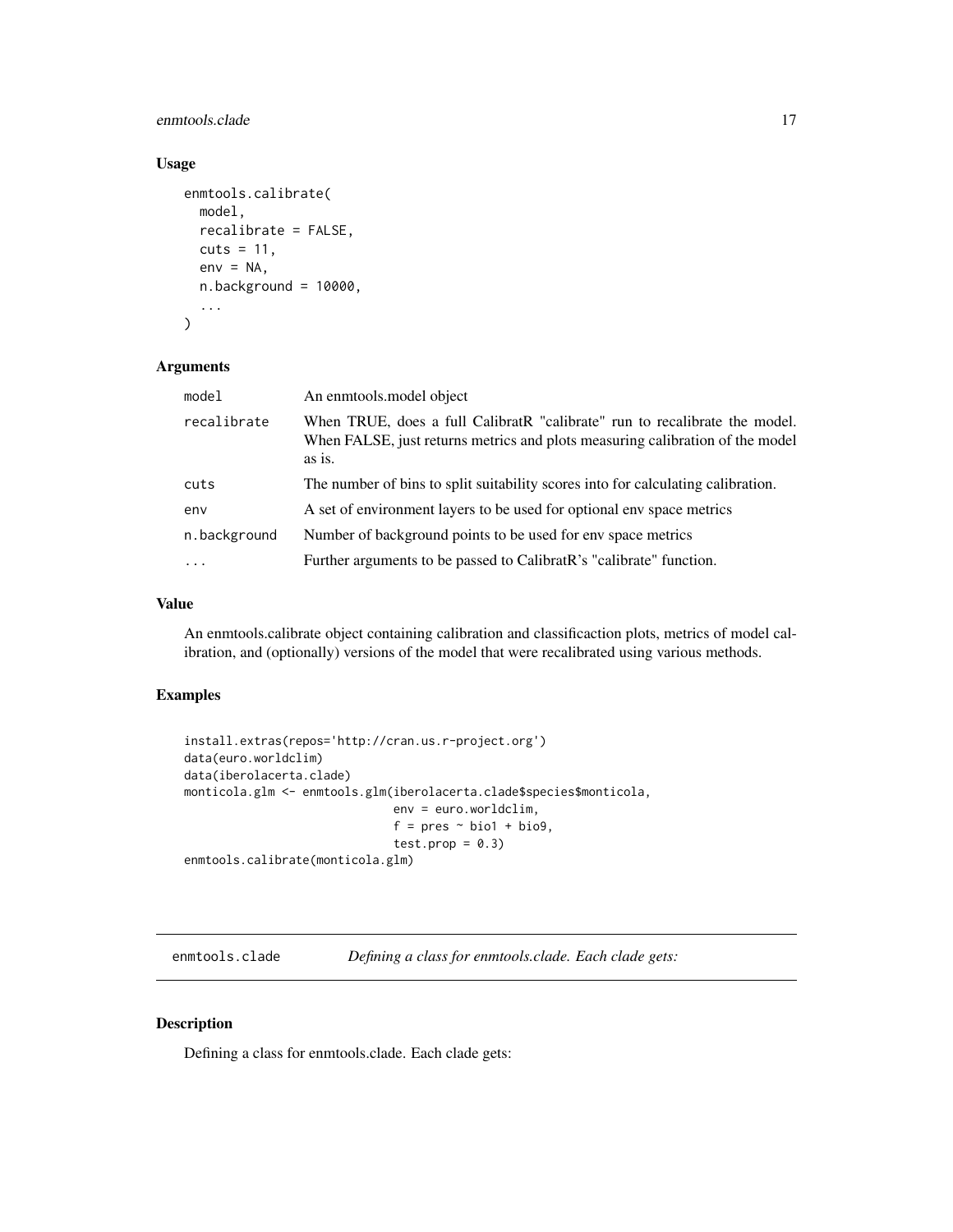## Usage

```
enmtools.calibrate(
  model,
  recalibrate = FALSE,
  cuts = 11,
  env = NA,
  n.background = 10000,
  ...
)
```

## Arguments

| | |
|---|---|
| model | An enmtools.model object |
| recalibrate | When TRUE, does a full CalibratR "calibrate" run to recalibrate the model. When FALSE, just returns metrics and plots measuring calibration of the model as is. |
| cuts | The number of bins to split suitability scores into for calculating calibration. |
| env | A set of environment layers to be used for optional env space metrics |
| n.background | Number of background points to be used for env space metrics |
| ... | Further arguments to be passed to CalibratR's "calibrate" function. |

## Value

An enmtools.calibrate object containing calibration and classificaction plots, metrics of model calibration, and (optionally) versions of the model that were recalibrated using various methods.

## Examples

```
install.extras(repos='http://cran.us.r-project.org')
data(euro.worldclim)
data(iberolacerta.clade)
monticola.glm <- enmtools.glm(iberolacerta.clade$species$monticola,
                              env = euro.worldclim,
                              f = pres ~ bio1 + bio9,
                              test.prop = 0.3)
enmtools.calibrate(monticola.glm)
```

---

# enmtools.clade — *Defining a class for enmtools.clade. Each clade gets:*

## Description

Defining a class for enmtools.clade. Each clade gets: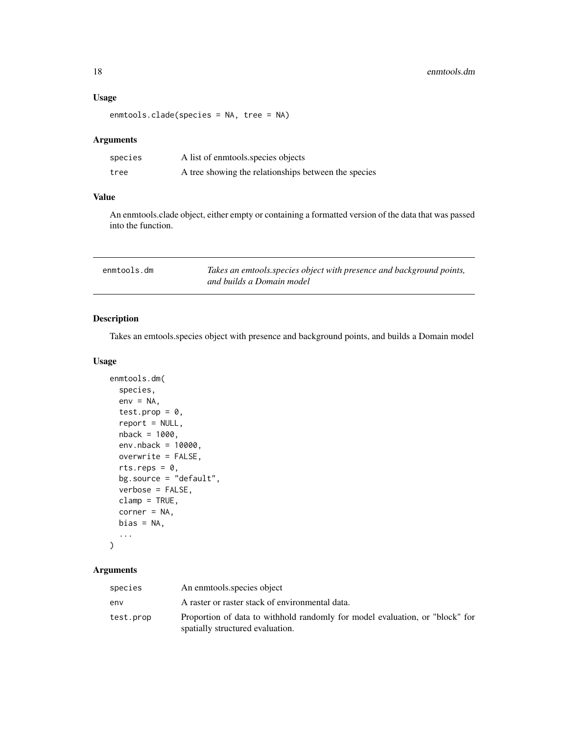### Usage

```
enmtools.clade(species = NA, tree = NA)
```

### Arguments

| | |
|---|---|
| species | A list of enmtools.species objects |
| tree | A tree showing the relationships between the species |

### Value

An enmtools.clade object, either empty or containing a formatted version of the data that was passed into the function.

---

## enmtools.dm *Takes an emtools.species object with presence and background points, and builds a Domain model*

---

### Description

Takes an emtools.species object with presence and background points, and builds a Domain model

### Usage

```
enmtools.dm(
  species,
  env = NA,
  test.prop = 0,
  report = NULL,
  nback = 1000,
  env.nback = 10000,
  overwrite = FALSE,
  rts.reps = 0,
  bg.source = "default",
  verbose = FALSE,
  clamp = TRUE,
  corner = NA,
  bias = NA,
  ...
)
```

### Arguments

| | |
|---|---|
| species | An enmtools.species object |
| env | A raster or raster stack of environmental data. |
| test.prop | Proportion of data to withhold randomly for model evaluation, or "block" for spatially structured evaluation. |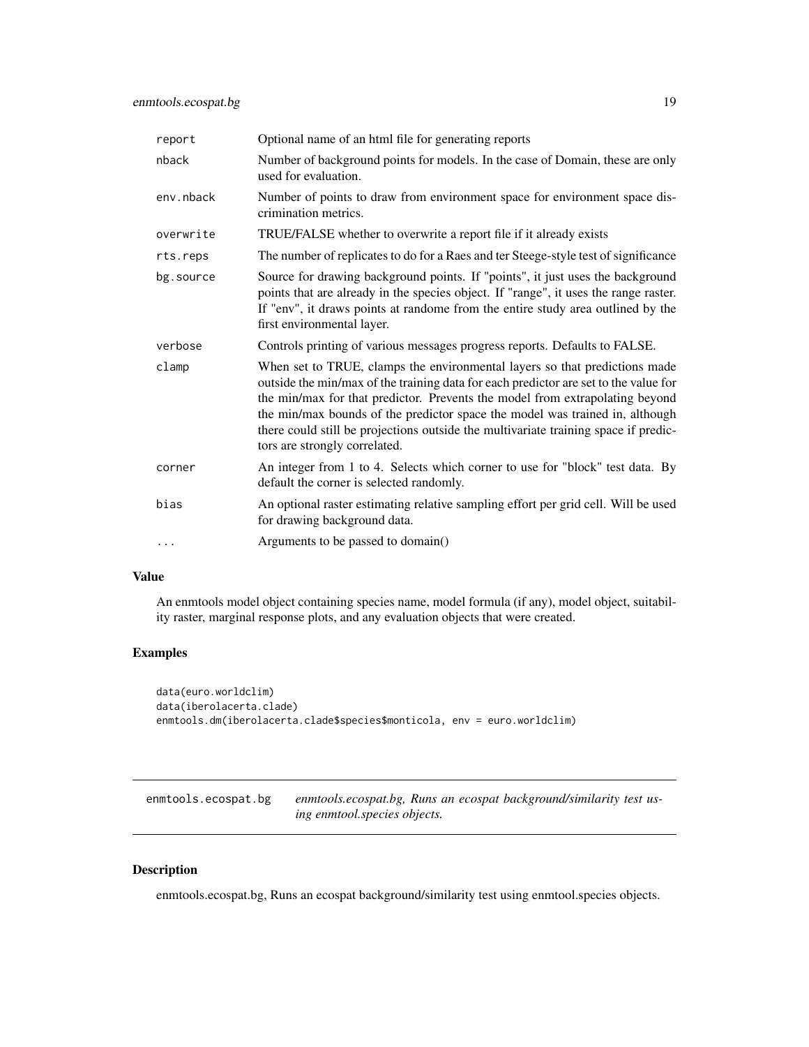| | |
|---|---|
| report | Optional name of an html file for generating reports |
| nback | Number of background points for models. In the case of Domain, these are only used for evaluation. |
| env.nback | Number of points to draw from environment space for environment space discrimination metrics. |
| overwrite | TRUE/FALSE whether to overwrite a report file if it already exists |
| rts.reps | The number of replicates to do for a Raes and ter Steege-style test of significance |
| bg.source | Source for drawing background points. If "points", it just uses the background points that are already in the species object. If "range", it uses the range raster. If "env", it draws points at randome from the entire study area outlined by the first environmental layer. |
| verbose | Controls printing of various messages progress reports. Defaults to FALSE. |
| clamp | When set to TRUE, clamps the environmental layers so that predictions made outside the min/max of the training data for each predictor are set to the value for the min/max for that predictor. Prevents the model from extrapolating beyond the min/max bounds of the predictor space the model was trained in, although there could still be projections outside the multivariate training space if predictors are strongly correlated. |
| corner | An integer from 1 to 4. Selects which corner to use for "block" test data. By default the corner is selected randomly. |
| bias | An optional raster estimating relative sampling effort per grid cell. Will be used for drawing background data. |
| ... | Arguments to be passed to domain() |

## Value

An enmtools model object containing species name, model formula (if any), model object, suitability raster, marginal response plots, and any evaluation objects that were created.

## Examples

```
data(euro.worldclim)
data(iberolacerta.clade)
enmtools.dm(iberolacerta.clade$species$monticola, env = euro.worldclim)
```

---

# enmtools.ecospat.bg — *enmtools.ecospat.bg, Runs an ecospat background/similarity test using enmtool.species objects.*

---

## Description

enmtools.ecospat.bg, Runs an ecospat background/similarity test using enmtool.species objects.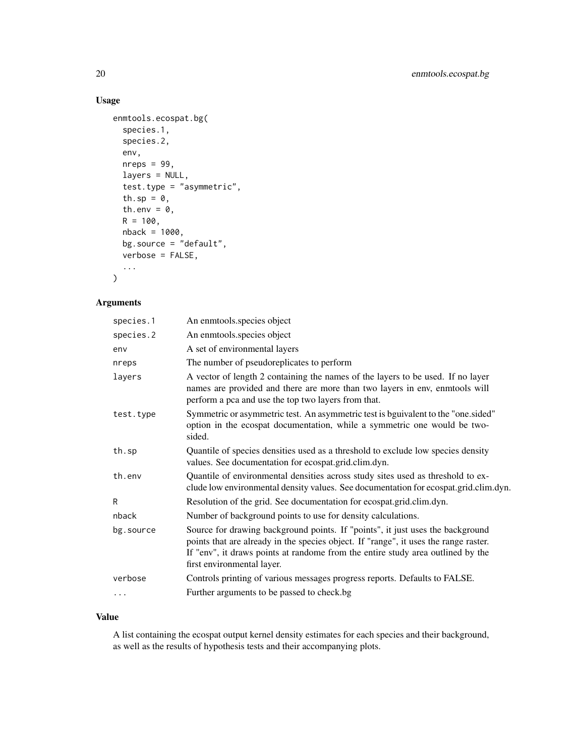## Usage

```
enmtools.ecospat.bg(
  species.1,
  species.2,
  env,
  nreps = 99,
  layers = NULL,
  test.type = "asymmetric",
  th.sp = 0,
  th.env = 0,
  R = 100,
  nback = 1000,
  bg.source = "default",
  verbose = FALSE,
  ...
)
```

## Arguments

| | |
|---|---|
| species.1 | An enmtools.species object |
| species.2 | An enmtools.species object |
| env | A set of environmental layers |
| nreps | The number of pseudoreplicates to perform |
| layers | A vector of length 2 containing the names of the layers to be used. If no layer names are provided and there are more than two layers in env, enmtools will perform a pca and use the top two layers from that. |
| test.type | Symmetric or asymmetric test. An asymmetric test is bguivalent to the "one.sided" option in the ecospat documentation, while a symmetric one would be two-sided. |
| th.sp | Quantile of species densities used as a threshold to exclude low species density values. See documentation for ecospat.grid.clim.dyn. |
| th.env | Quantile of environmental densities across study sites used as threshold to exclude low environmental density values. See documentation for ecospat.grid.clim.dyn. |
| R | Resolution of the grid. See documentation for ecospat.grid.clim.dyn. |
| nback | Number of background points to use for density calculations. |
| bg.source | Source for drawing background points. If "points", it just uses the background points that are already in the species object. If "range", it uses the range raster. If "env", it draws points at randome from the entire study area outlined by the first environmental layer. |
| verbose | Controls printing of various messages progress reports. Defaults to FALSE. |
| ... | Further arguments to be passed to check.bg |

## Value

A list containing the ecospat output kernel density estimates for each species and their background, as well as the results of hypothesis tests and their accompanying plots.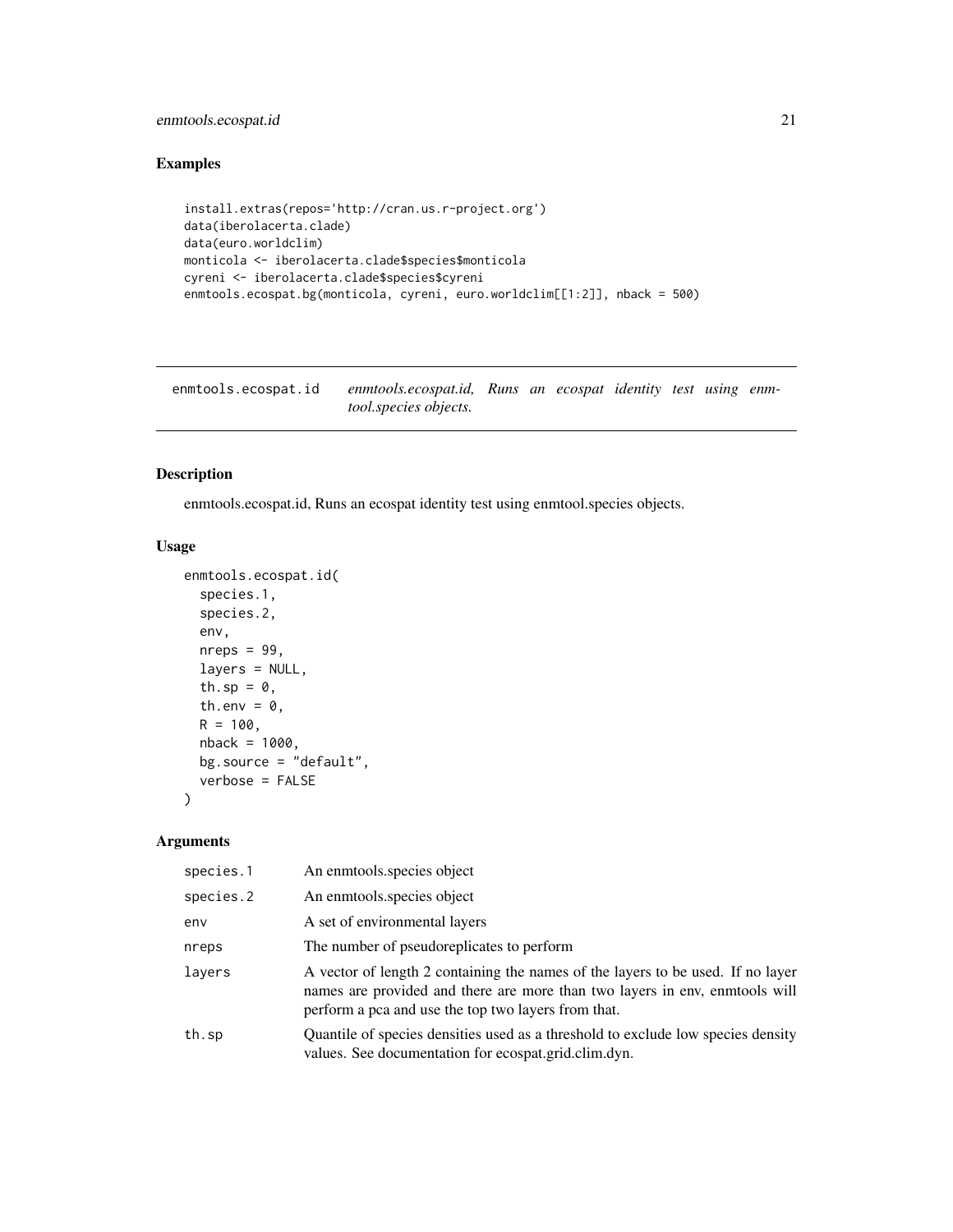## Examples

```
install.extras(repos='http://cran.us.r-project.org')
data(iberolacerta.clade)
data(euro.worldclim)
monticola <- iberolacerta.clade$species$monticola
cyreni <- iberolacerta.clade$species$cyreni
enmtools.ecospat.bg(monticola, cyreni, euro.worldclim[[1:2]], nback = 500)
```

---

# enmtools.ecospat.id

*enmtools.ecospat.id, Runs an ecospat identity test using enmtool.species objects.*

---

## Description

enmtools.ecospat.id, Runs an ecospat identity test using enmtool.species objects.

## Usage

```
enmtools.ecospat.id(
  species.1,
  species.2,
  env,
  nreps = 99,
  layers = NULL,
  th.sp = 0,
  th.env = 0,
  R = 100,
  nback = 1000,
  bg.source = "default",
  verbose = FALSE
)
```

## Arguments

| Argument | Description |
|---|---|
| species.1 | An enmtools.species object |
| species.2 | An enmtools.species object |
| env | A set of environmental layers |
| nreps | The number of pseudoreplicates to perform |
| layers | A vector of length 2 containing the names of the layers to be used. If no layer names are provided and there are more than two layers in env, enmtools will perform a pca and use the top two layers from that. |
| th.sp | Quantile of species densities used as a threshold to exclude low species density values. See documentation for ecospat.grid.clim.dyn. |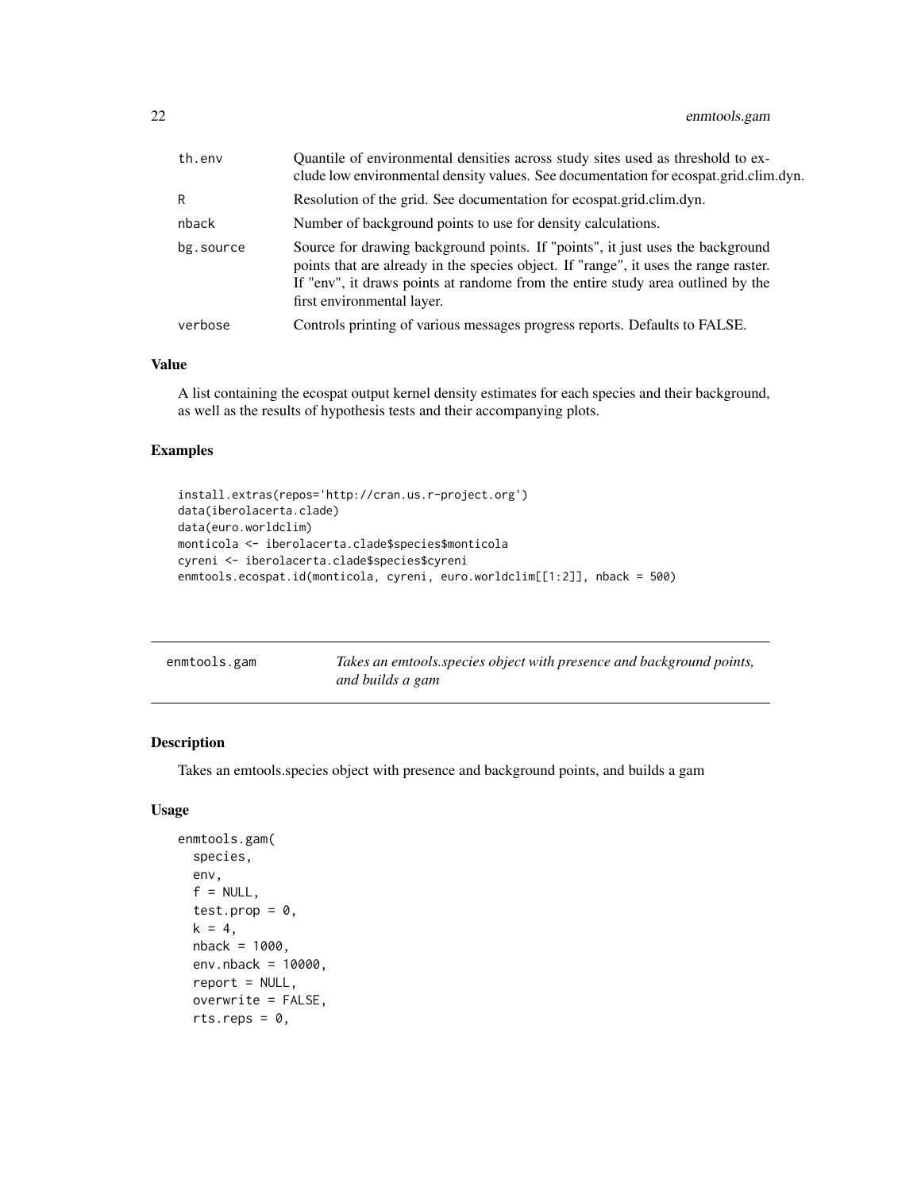| | |
|---|---|
| th.env | Quantile of environmental densities across study sites used as threshold to exclude low environmental density values. See documentation for ecospat.grid.clim.dyn. |
| R | Resolution of the grid. See documentation for ecospat.grid.clim.dyn. |
| nback | Number of background points to use for density calculations. |
| bg.source | Source for drawing background points. If "points", it just uses the background points that are already in the species object. If "range", it uses the range raster. If "env", it draws points at randome from the entire study area outlined by the first environmental layer. |
| verbose | Controls printing of various messages progress reports. Defaults to FALSE. |

## Value

A list containing the ecospat output kernel density estimates for each species and their background, as well as the results of hypothesis tests and their accompanying plots.

## Examples

```
install.extras(repos='http://cran.us.r-project.org')
data(iberolacerta.clade)
data(euro.worldclim)
monticola <- iberolacerta.clade$species$monticola
cyreni <- iberolacerta.clade$species$cyreni
enmtools.ecospat.id(monticola, cyreni, euro.worldclim[[1:2]], nback = 500)
```

---

# enmtools.gam — *Takes an emtools.species object with presence and background points, and builds a gam*

## Description

Takes an emtools.species object with presence and background points, and builds a gam

## Usage

```
enmtools.gam(
  species,
  env,
  f = NULL,
  test.prop = 0,
  k = 4,
  nback = 1000,
  env.nback = 10000,
  report = NULL,
  overwrite = FALSE,
  rts.reps = 0,
```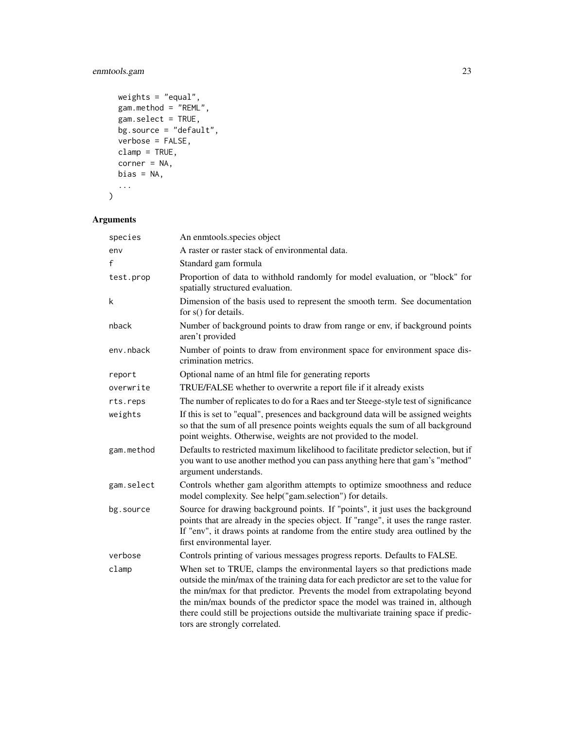```
  weights = "equal",
  gam.method = "REML",
  gam.select = TRUE,
  bg.source = "default",
  verbose = FALSE,
  clamp = TRUE,
  corner = NA,
  bias = NA,
  ...
)
```

## Arguments

| | |
|---|---|
| species | An enmtools.species object |
| env | A raster or raster stack of environmental data. |
| f | Standard gam formula |
| test.prop | Proportion of data to withhold randomly for model evaluation, or "block" for spatially structured evaluation. |
| k | Dimension of the basis used to represent the smooth term. See documentation for s() for details. |
| nback | Number of background points to draw from range or env, if background points aren't provided |
| env.nback | Number of points to draw from environment space for environment space discrimination metrics. |
| report | Optional name of an html file for generating reports |
| overwrite | TRUE/FALSE whether to overwrite a report file if it already exists |
| rts.reps | The number of replicates to do for a Raes and ter Steege-style test of significance |
| weights | If this is set to "equal", presences and background data will be assigned weights so that the sum of all presence points weights equals the sum of all background point weights. Otherwise, weights are not provided to the model. |
| gam.method | Defaults to restricted maximum likelihood to facilitate predictor selection, but if you want to use another method you can pass anything here that gam's "method" argument understands. |
| gam.select | Controls whether gam algorithm attempts to optimize smoothness and reduce model complexity. See help("gam.selection") for details. |
| bg.source | Source for drawing background points. If "points", it just uses the background points that are already in the species object. If "range", it uses the range raster. If "env", it draws points at randome from the entire study area outlined by the first environmental layer. |
| verbose | Controls printing of various messages progress reports. Defaults to FALSE. |
| clamp | When set to TRUE, clamps the environmental layers so that predictions made outside the min/max of the training data for each predictor are set to the value for the min/max for that predictor. Prevents the model from extrapolating beyond the min/max bounds of the predictor space the model was trained in, although there could still be projections outside the multivariate training space if predictors are strongly correlated. |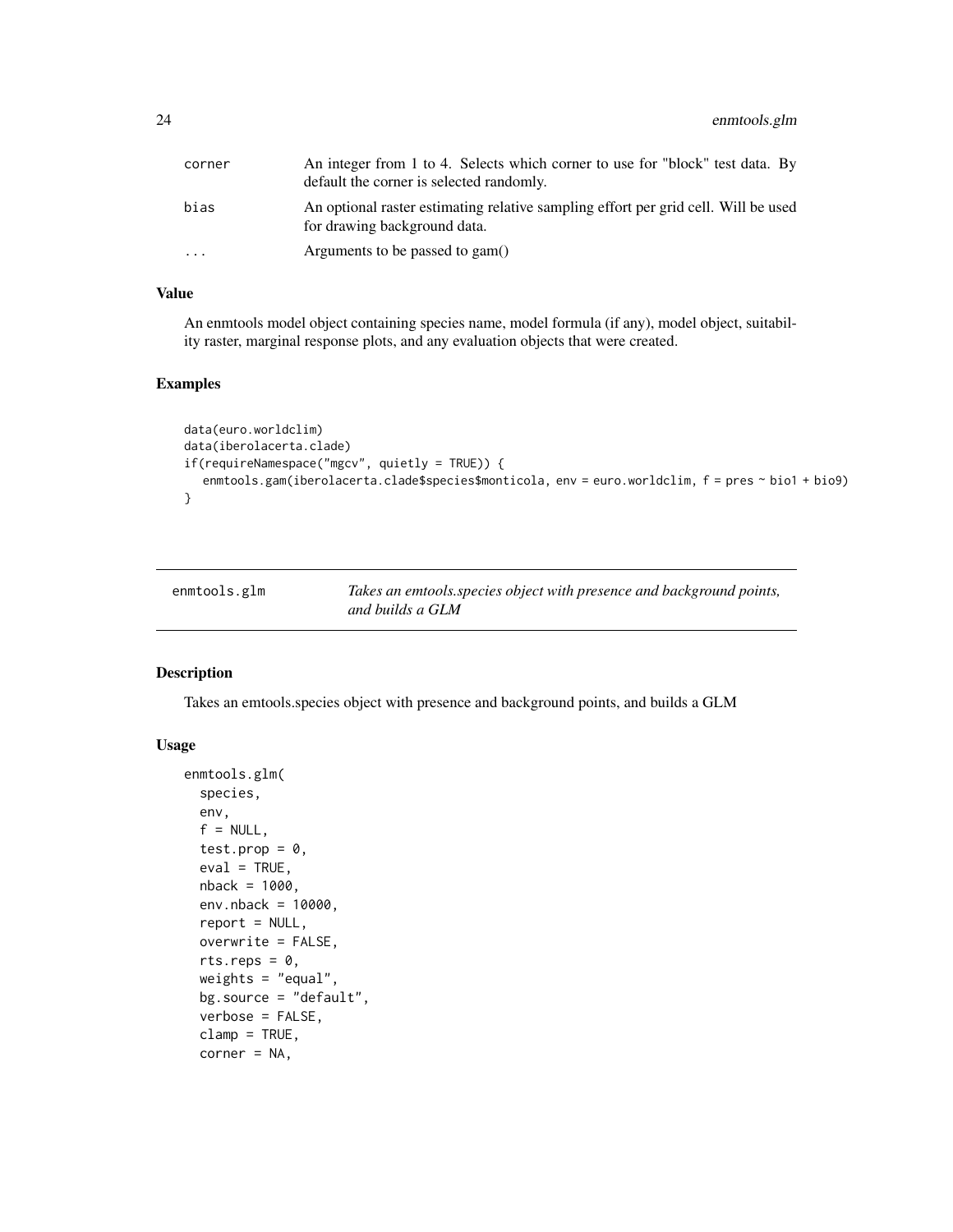| | |
|---|---|
| corner | An integer from 1 to 4. Selects which corner to use for "block" test data. By default the corner is selected randomly. |
| bias | An optional raster estimating relative sampling effort per grid cell. Will be used for drawing background data. |
| ... | Arguments to be passed to gam() |

### Value

An enmtools model object containing species name, model formula (if any), model object, suitability raster, marginal response plots, and any evaluation objects that were created.

### Examples

```
data(euro.worldclim)
data(iberolacerta.clade)
if(requireNamespace("mgcv", quietly = TRUE)) {
   enmtools.gam(iberolacerta.clade$species$monticola, env = euro.worldclim, f = pres ~ bio1 + bio9)
}
```

---

## enmtools.glm

*Takes an emtools.species object with presence and background points, and builds a GLM*

### Description

Takes an emtools.species object with presence and background points, and builds a GLM

### Usage

```
enmtools.glm(
  species,
  env,
  f = NULL,
  test.prop = 0,
  eval = TRUE,
  nback = 1000,
  env.nback = 10000,
  report = NULL,
  overwrite = FALSE,
  rts.reps = 0,
  weights = "equal",
  bg.source = "default",
  verbose = FALSE,
  clamp = TRUE,
  corner = NA,
```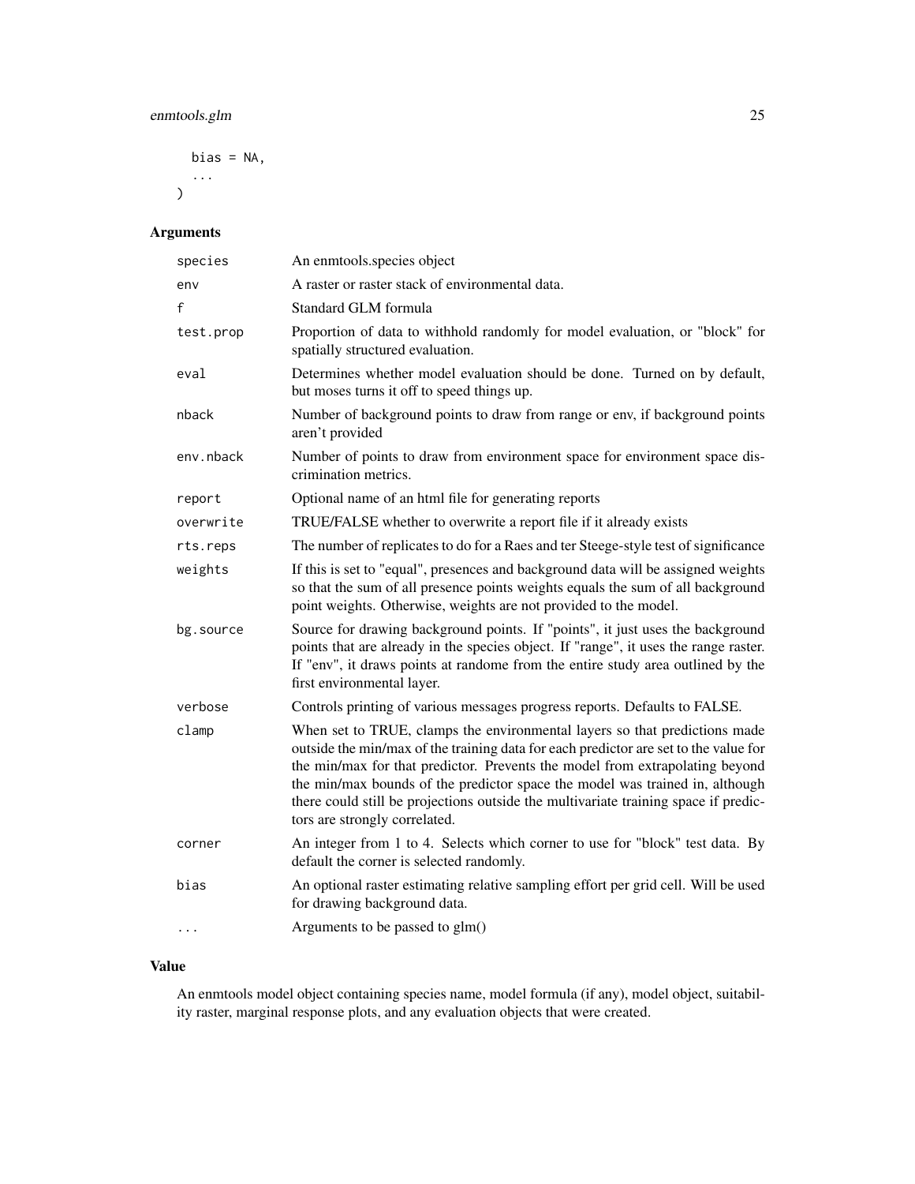```
  bias = NA,
  ...
)
```

## Arguments

| | |
|---|---|
| species | An enmtools.species object |
| env | A raster or raster stack of environmental data. |
| f | Standard GLM formula |
| test.prop | Proportion of data to withhold randomly for model evaluation, or "block" for spatially structured evaluation. |
| eval | Determines whether model evaluation should be done. Turned on by default, but moses turns it off to speed things up. |
| nback | Number of background points to draw from range or env, if background points aren't provided |
| env.nback | Number of points to draw from environment space for environment space discrimination metrics. |
| report | Optional name of an html file for generating reports |
| overwrite | TRUE/FALSE whether to overwrite a report file if it already exists |
| rts.reps | The number of replicates to do for a Raes and ter Steege-style test of significance |
| weights | If this is set to "equal", presences and background data will be assigned weights so that the sum of all presence points weights equals the sum of all background point weights. Otherwise, weights are not provided to the model. |
| bg.source | Source for drawing background points. If "points", it just uses the background points that are already in the species object. If "range", it uses the range raster. If "env", it draws points at randome from the entire study area outlined by the first environmental layer. |
| verbose | Controls printing of various messages progress reports. Defaults to FALSE. |
| clamp | When set to TRUE, clamps the environmental layers so that predictions made outside the min/max of the training data for each predictor are set to the value for the min/max for that predictor. Prevents the model from extrapolating beyond the min/max bounds of the predictor space the model was trained in, although there could still be projections outside the multivariate training space if predictors are strongly correlated. |
| corner | An integer from 1 to 4. Selects which corner to use for "block" test data. By default the corner is selected randomly. |
| bias | An optional raster estimating relative sampling effort per grid cell. Will be used for drawing background data. |
| ... | Arguments to be passed to glm() |

## Value

An enmtools model object containing species name, model formula (if any), model object, suitability raster, marginal response plots, and any evaluation objects that were created.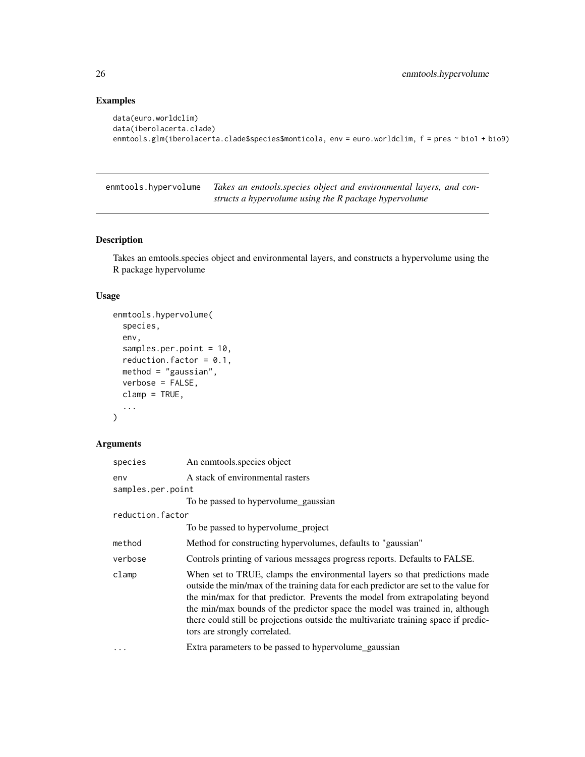## Examples

```
data(euro.worldclim)
data(iberolacerta.clade)
enmtools.glm(iberolacerta.clade$species$monticola, env = euro.worldclim, f = pres ~ bio1 + bio9)
```

---

# enmtools.hypervolume

*Takes an emtools.species object and environmental layers, and constructs a hypervolume using the R package hypervolume*

## Description

Takes an emtools.species object and environmental layers, and constructs a hypervolume using the R package hypervolume

## Usage

```
enmtools.hypervolume(
  species,
  env,
  samples.per.point = 10,
  reduction.factor = 0.1,
  method = "gaussian",
  verbose = FALSE,
  clamp = TRUE,
  ...
)
```

## Arguments

| Argument | Description |
|---|---|
| species | An enmtools.species object |
| env | A stack of environmental rasters |
| samples.per.point | To be passed to hypervolume_gaussian |
| reduction.factor | To be passed to hypervolume_project |
| method | Method for constructing hypervolumes, defaults to "gaussian" |
| verbose | Controls printing of various messages progress reports. Defaults to FALSE. |
| clamp | When set to TRUE, clamps the environmental layers so that predictions made outside the min/max of the training data for each predictor are set to the value for the min/max for that predictor. Prevents the model from extrapolating beyond the min/max bounds of the predictor space the model was trained in, although there could still be projections outside the multivariate training space if predictors are strongly correlated. |
| ... | Extra parameters to be passed to hypervolume_gaussian |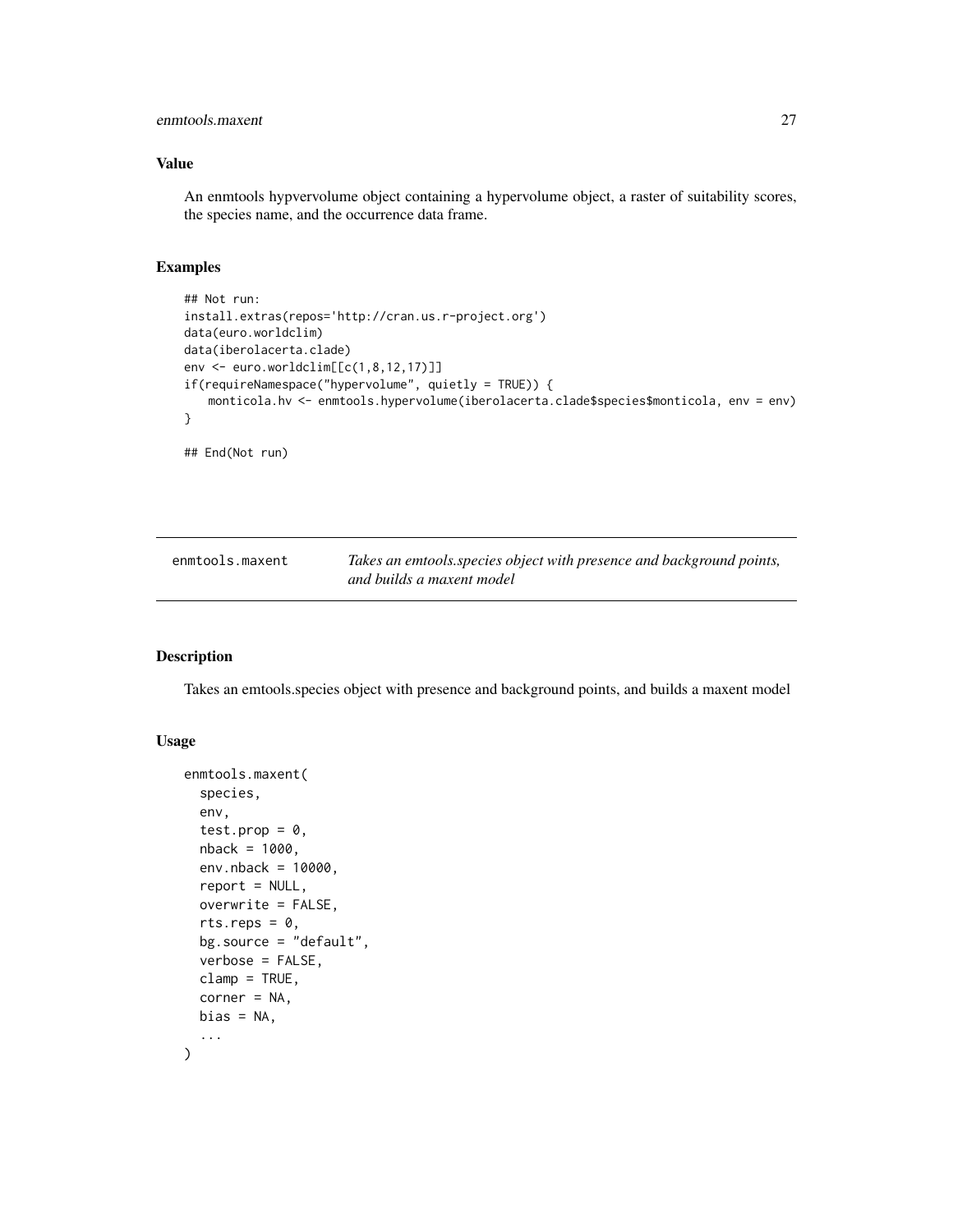### Value

An enmtools hypvervolume object containing a hypervolume object, a raster of suitability scores, the species name, and the occurrence data frame.

### Examples

```
## Not run:
install.extras(repos='http://cran.us.r-project.org')
data(euro.worldclim)
data(iberolacerta.clade)
env <- euro.worldclim[[c(1,8,12,17)]]
if(requireNamespace("hypervolume", quietly = TRUE)) {
    monticola.hv <- enmtools.hypervolume(iberolacerta.clade$species$monticola, env = env)
}

## End(Not run)
```

---

## enmtools.maxent — *Takes an emtools.species object with presence and background points, and builds a maxent model*

### Description

Takes an emtools.species object with presence and background points, and builds a maxent model

### Usage

```
enmtools.maxent(
  species,
  env,
  test.prop = 0,
  nback = 1000,
  env.nback = 10000,
  report = NULL,
  overwrite = FALSE,
  rts.reps = 0,
  bg.source = "default",
  verbose = FALSE,
  clamp = TRUE,
  corner = NA,
  bias = NA,
  ...
)
```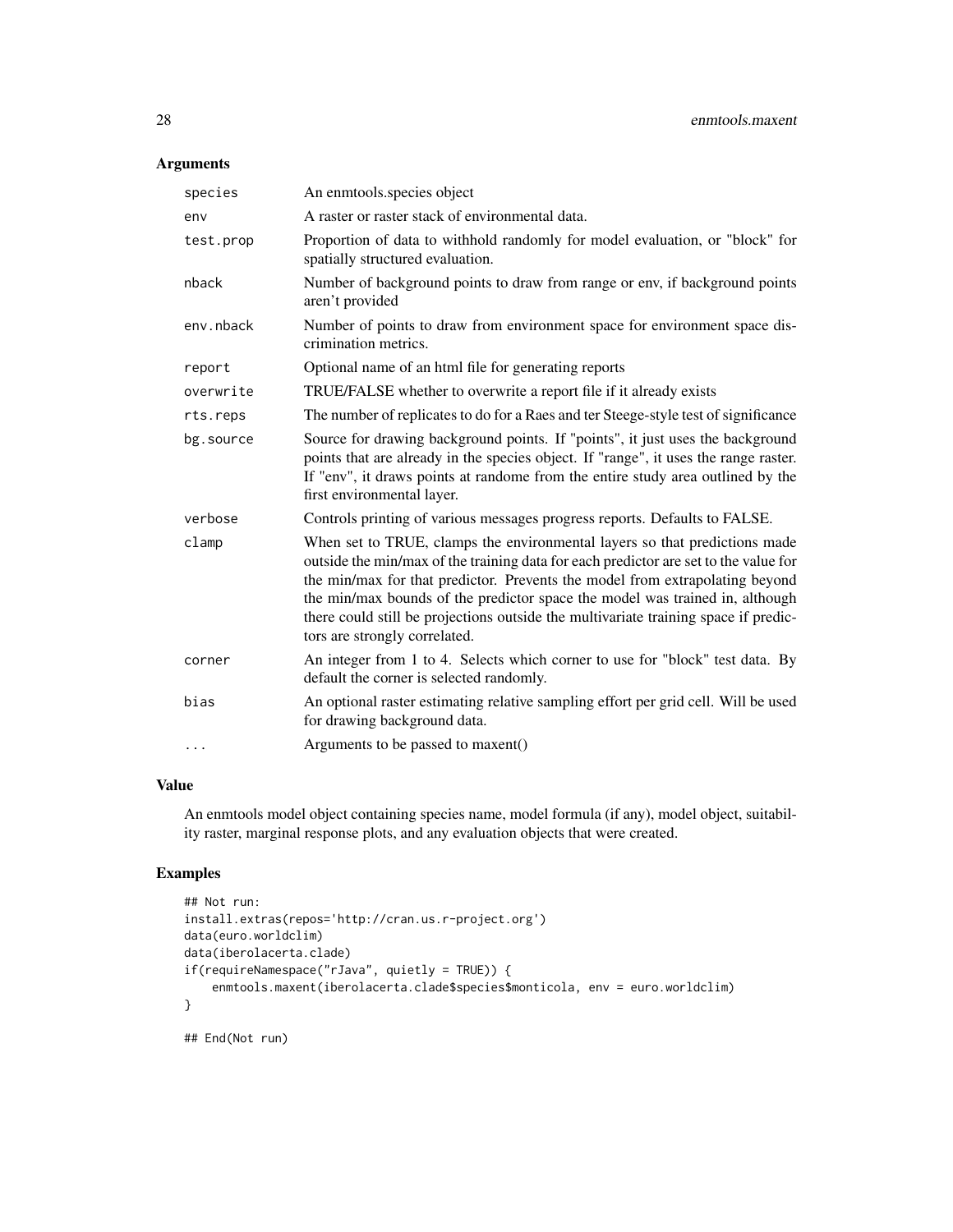## Arguments

| | |
|---|---|
| species | An enmtools.species object |
| env | A raster or raster stack of environmental data. |
| test.prop | Proportion of data to withhold randomly for model evaluation, or "block" for spatially structured evaluation. |
| nback | Number of background points to draw from range or env, if background points aren't provided |
| env.nback | Number of points to draw from environment space for environment space discrimination metrics. |
| report | Optional name of an html file for generating reports |
| overwrite | TRUE/FALSE whether to overwrite a report file if it already exists |
| rts.reps | The number of replicates to do for a Raes and ter Steege-style test of significance |
| bg.source | Source for drawing background points. If "points", it just uses the background points that are already in the species object. If "range", it uses the range raster. If "env", it draws points at randome from the entire study area outlined by the first environmental layer. |
| verbose | Controls printing of various messages progress reports. Defaults to FALSE. |
| clamp | When set to TRUE, clamps the environmental layers so that predictions made outside the min/max of the training data for each predictor are set to the value for the min/max for that predictor. Prevents the model from extrapolating beyond the min/max bounds of the predictor space the model was trained in, although there could still be projections outside the multivariate training space if predictors are strongly correlated. |
| corner | An integer from 1 to 4. Selects which corner to use for "block" test data. By default the corner is selected randomly. |
| bias | An optional raster estimating relative sampling effort per grid cell. Will be used for drawing background data. |
| ... | Arguments to be passed to maxent() |

## Value

An enmtools model object containing species name, model formula (if any), model object, suitability raster, marginal response plots, and any evaluation objects that were created.

## Examples

```
## Not run:
install.extras(repos='http://cran.us.r-project.org')
data(euro.worldclim)
data(iberolacerta.clade)
if(requireNamespace("rJava", quietly = TRUE)) {
    enmtools.maxent(iberolacerta.clade$species$monticola, env = euro.worldclim)
}

## End(Not run)
```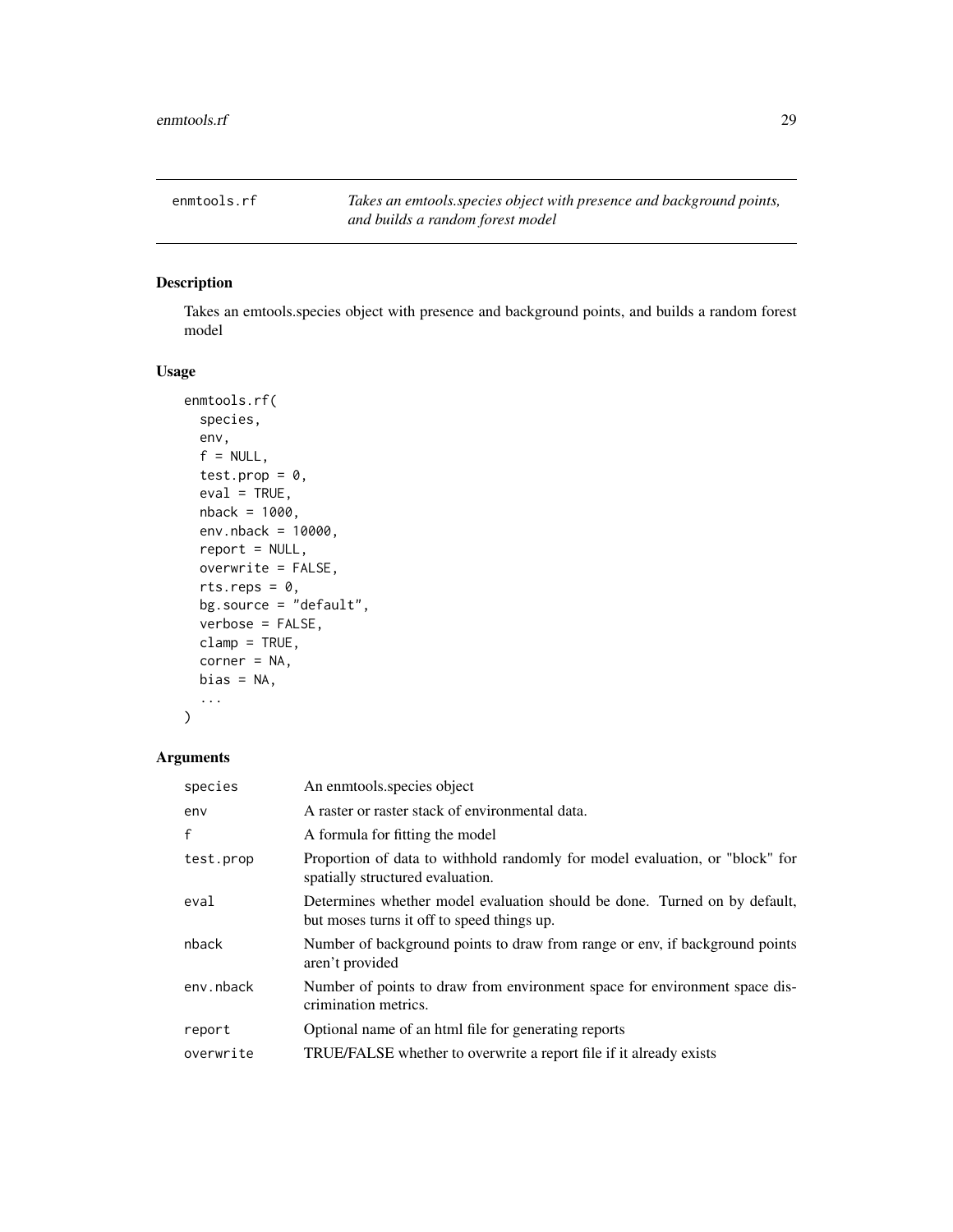## enmtools.rf

*Takes an emtools.species object with presence and background points, and builds a random forest model*

### Description

Takes an emtools.species object with presence and background points, and builds a random forest model

### Usage

```
enmtools.rf(
  species,
  env,
  f = NULL,
  test.prop = 0,
  eval = TRUE,
  nback = 1000,
  env.nback = 10000,
  report = NULL,
  overwrite = FALSE,
  rts.reps = 0,
  bg.source = "default",
  verbose = FALSE,
  clamp = TRUE,
  corner = NA,
  bias = NA,
  ...
)
```

### Arguments

| | |
|---|---|
| species | An enmtools.species object |
| env | A raster or raster stack of environmental data. |
| f | A formula for fitting the model |
| test.prop | Proportion of data to withhold randomly for model evaluation, or "block" for spatially structured evaluation. |
| eval | Determines whether model evaluation should be done. Turned on by default, but moses turns it off to speed things up. |
| nback | Number of background points to draw from range or env, if background points aren't provided |
| env.nback | Number of points to draw from environment space for environment space discrimination metrics. |
| report | Optional name of an html file for generating reports |
| overwrite | TRUE/FALSE whether to overwrite a report file if it already exists |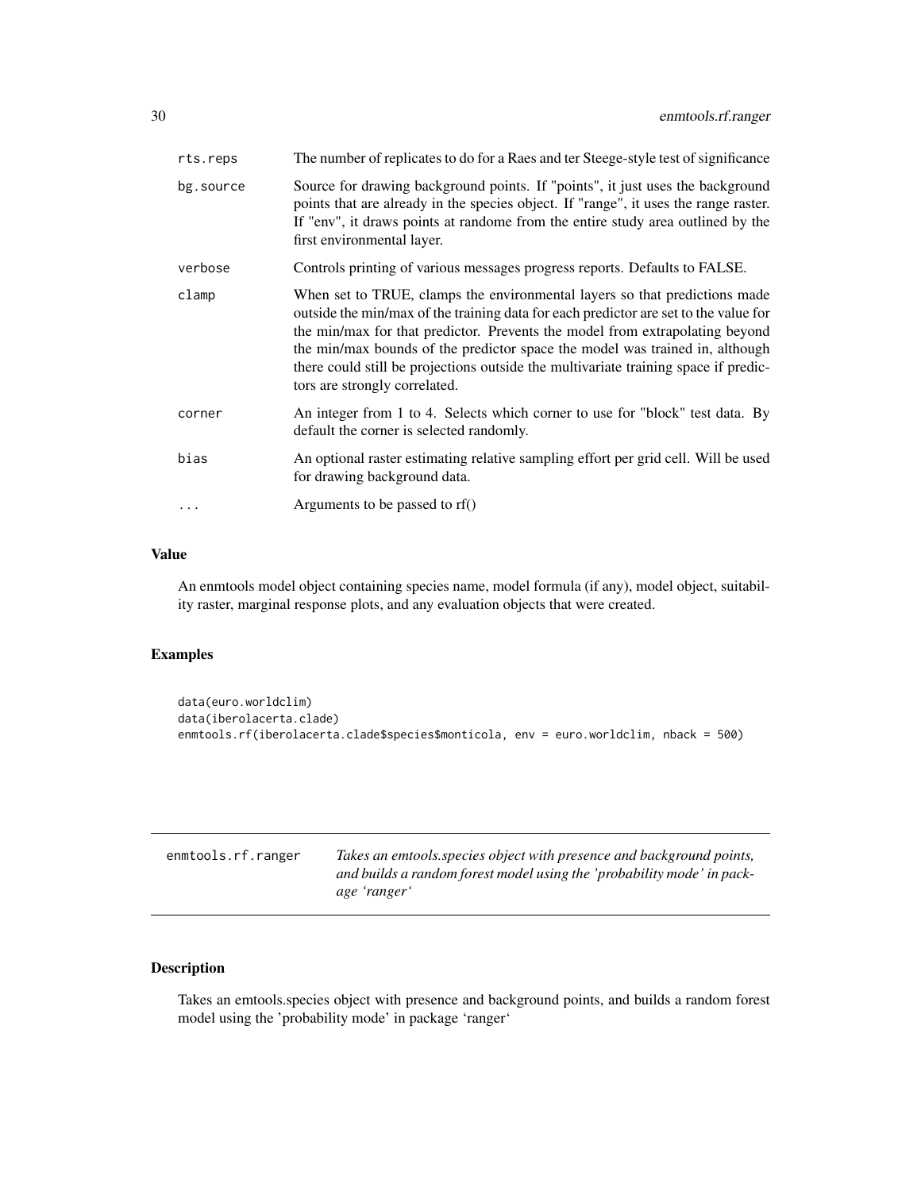| | |
|---|---|
| rts.reps | The number of replicates to do for a Raes and ter Steege-style test of significance |
| bg.source | Source for drawing background points. If "points", it just uses the background points that are already in the species object. If "range", it uses the range raster. If "env", it draws points at randome from the entire study area outlined by the first environmental layer. |
| verbose | Controls printing of various messages progress reports. Defaults to FALSE. |
| clamp | When set to TRUE, clamps the environmental layers so that predictions made outside the min/max of the training data for each predictor are set to the value for the min/max for that predictor. Prevents the model from extrapolating beyond the min/max bounds of the predictor space the model was trained in, although there could still be projections outside the multivariate training space if predictors are strongly correlated. |
| corner | An integer from 1 to 4. Selects which corner to use for "block" test data. By default the corner is selected randomly. |
| bias | An optional raster estimating relative sampling effort per grid cell. Will be used for drawing background data. |
| ... | Arguments to be passed to rf() |

### Value

An enmtools model object containing species name, model formula (if any), model object, suitability raster, marginal response plots, and any evaluation objects that were created.

### Examples

```
data(euro.worldclim)
data(iberolacerta.clade)
enmtools.rf(iberolacerta.clade$species$monticola, env = euro.worldclim, nback = 500)
```

---

## enmtools.rf.ranger

*Takes an emtools.species object with presence and background points, and builds a random forest model using the 'probability mode' in package 'ranger'*

---

### Description

Takes an emtools.species object with presence and background points, and builds a random forest model using the 'probability mode' in package 'ranger'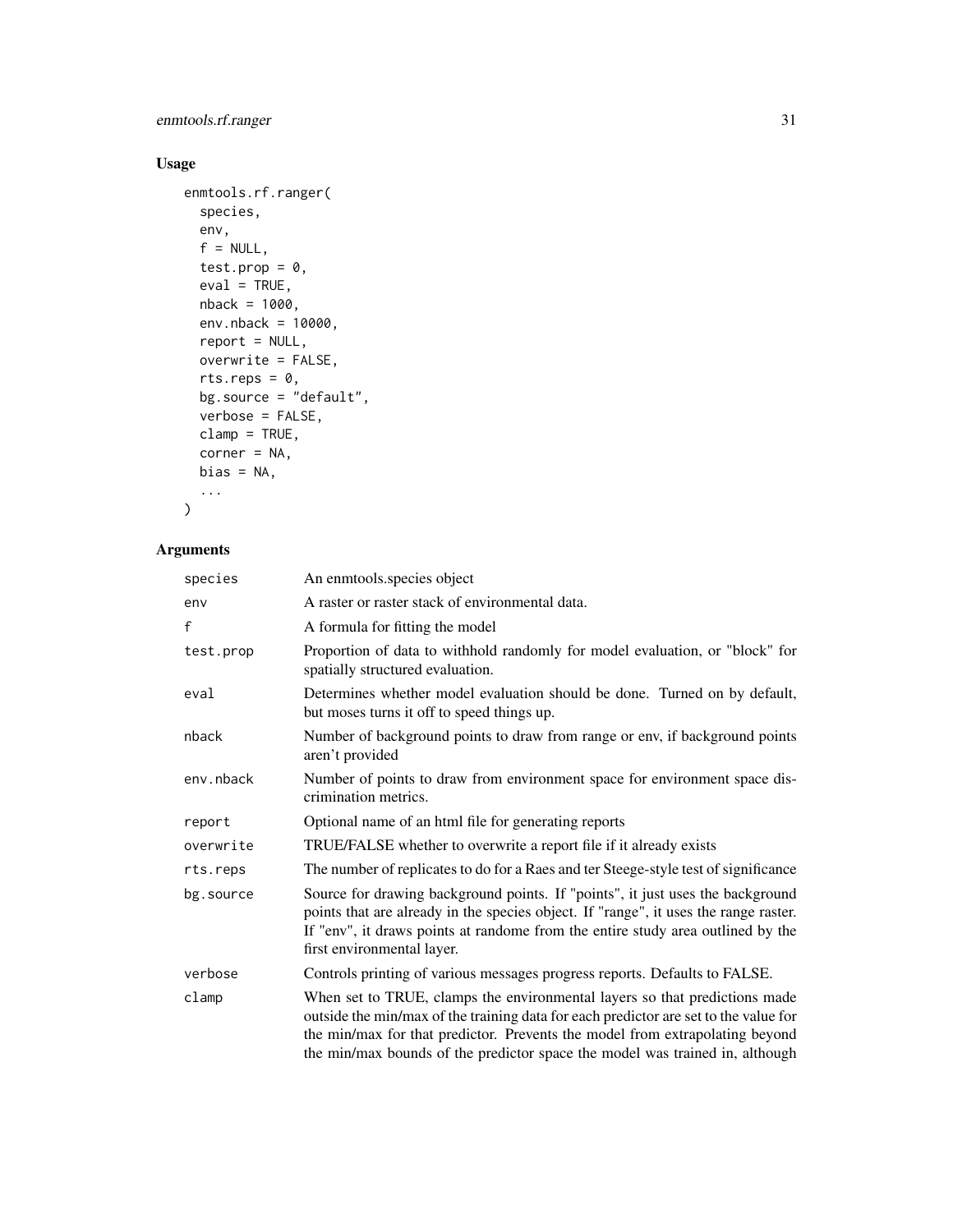## Usage

```
enmtools.rf.ranger(
  species,
  env,
  f = NULL,
  test.prop = 0,
  eval = TRUE,
  nback = 1000,
  env.nback = 10000,
  report = NULL,
  overwrite = FALSE,
  rts.reps = 0,
  bg.source = "default",
  verbose = FALSE,
  clamp = TRUE,
  corner = NA,
  bias = NA,
  ...
)
```

## Arguments

| | |
|---|---|
| species | An enmtools.species object |
| env | A raster or raster stack of environmental data. |
| f | A formula for fitting the model |
| test.prop | Proportion of data to withhold randomly for model evaluation, or "block" for spatially structured evaluation. |
| eval | Determines whether model evaluation should be done. Turned on by default, but moses turns it off to speed things up. |
| nback | Number of background points to draw from range or env, if background points aren't provided |
| env.nback | Number of points to draw from environment space for environment space discrimination metrics. |
| report | Optional name of an html file for generating reports |
| overwrite | TRUE/FALSE whether to overwrite a report file if it already exists |
| rts.reps | The number of replicates to do for a Raes and ter Steege-style test of significance |
| bg.source | Source for drawing background points. If "points", it just uses the background points that are already in the species object. If "range", it uses the range raster. If "env", it draws points at randome from the entire study area outlined by the first environmental layer. |
| verbose | Controls printing of various messages progress reports. Defaults to FALSE. |
| clamp | When set to TRUE, clamps the environmental layers so that predictions made outside the min/max of the training data for each predictor are set to the value for the min/max for that predictor. Prevents the model from extrapolating beyond the min/max bounds of the predictor space the model was trained in, although |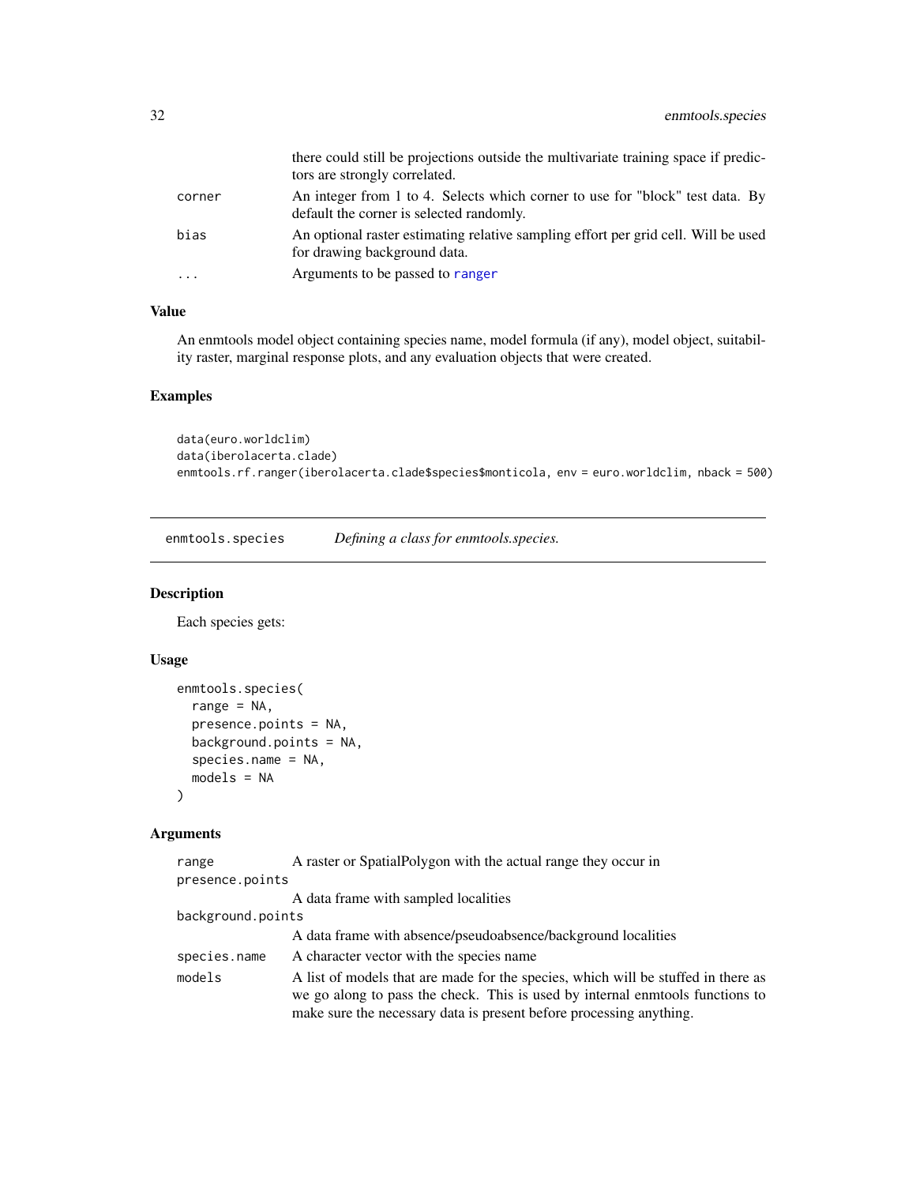| | |
|---|---|
| | there could still be projections outside the multivariate training space if predictors are strongly correlated. |
| corner | An integer from 1 to 4. Selects which corner to use for "block" test data. By default the corner is selected randomly. |
| bias | An optional raster estimating relative sampling effort per grid cell. Will be used for drawing background data. |
| ... | Arguments to be passed to ranger |

### Value

An enmtools model object containing species name, model formula (if any), model object, suitability raster, marginal response plots, and any evaluation objects that were created.

### Examples

```
data(euro.worldclim)
data(iberolacerta.clade)
enmtools.rf.ranger(iberolacerta.clade$species$monticola, env = euro.worldclim, nback = 500)
```

---

## enmtools.species *Defining a class for enmtools.species.*

---

### Description

Each species gets:

### Usage

```
enmtools.species(
  range = NA,
  presence.points = NA,
  background.points = NA,
  species.name = NA,
  models = NA
)
```

### Arguments

| | |
|---|---|
| range | A raster or SpatialPolygon with the actual range they occur in |
| presence.points | A data frame with sampled localities |
| background.points | A data frame with absence/pseudoabsence/background localities |
| species.name | A character vector with the species name |
| models | A list of models that are made for the species, which will be stuffed in there as we go along to pass the check. This is used by internal enmtools functions to make sure the necessary data is present before processing anything. |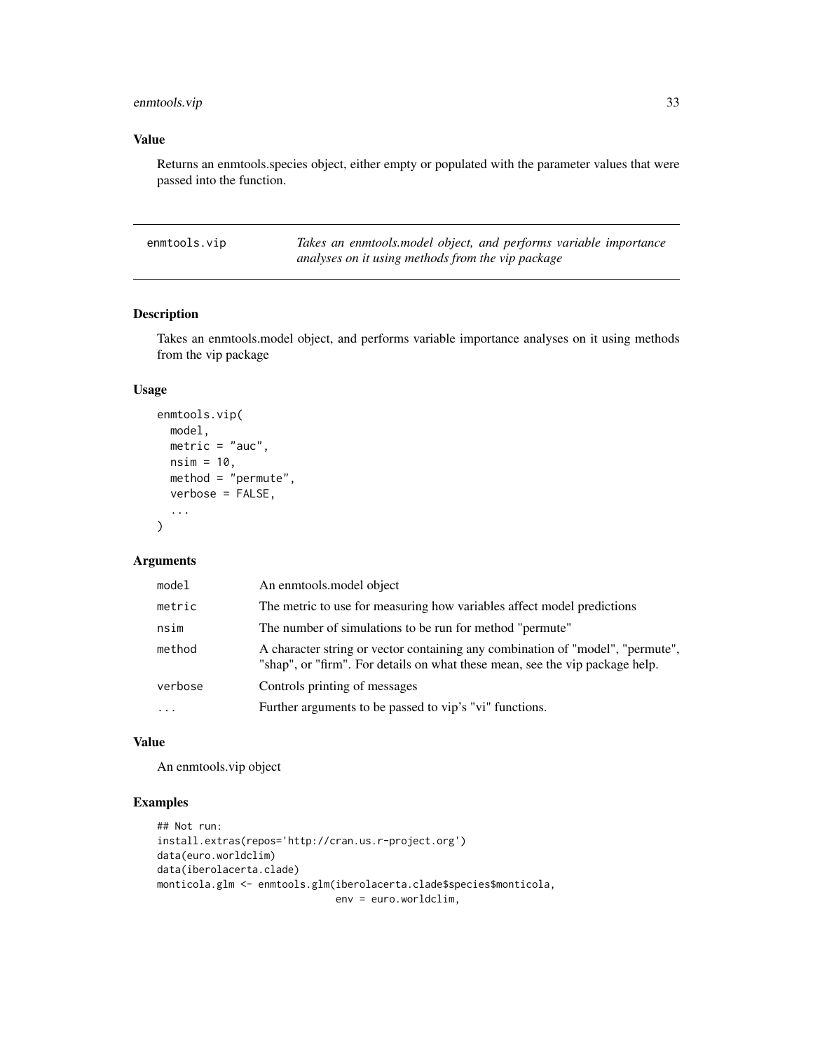### Value

Returns an enmtools.species object, either empty or populated with the parameter values that were passed into the function.

## enmtools.vip

*Takes an enmtools.model object, and performs variable importance analyses on it using methods from the vip package*

### Description

Takes an enmtools.model object, and performs variable importance analyses on it using methods from the vip package

### Usage

```
enmtools.vip(
  model,
  metric = "auc",
  nsim = 10,
  method = "permute",
  verbose = FALSE,
  ...
)
```

### Arguments

| | |
|---|---|
| `model` | An enmtools.model object |
| `metric` | The metric to use for measuring how variables affect model predictions |
| `nsim` | The number of simulations to be run for method "permute" |
| `method` | A character string or vector containing any combination of "model", "permute", "shap", or "firm". For details on what these mean, see the vip package help. |
| `verbose` | Controls printing of messages |
| `...` | Further arguments to be passed to vip's "vi" functions. |

### Value

An enmtools.vip object

### Examples

```
## Not run:
install.extras(repos='http://cran.us.r-project.org')
data(euro.worldclim)
data(iberolacerta.clade)
monticola.glm <- enmtools.glm(iberolacerta.clade$species$monticola,
                              env = euro.worldclim,
```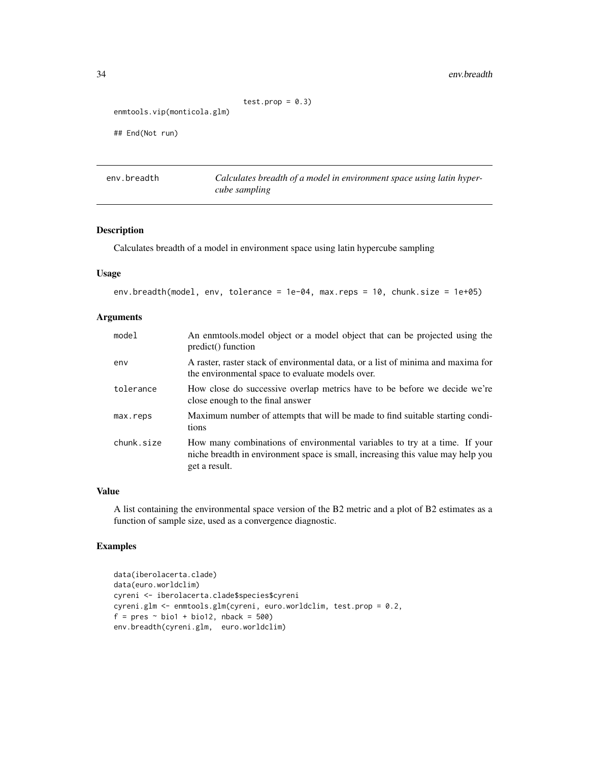```
                            test.prop = 0.3)
enmtools.vip(monticola.glm)

## End(Not run)
```

## env.breadth — *Calculates breadth of a model in environment space using latin hypercube sampling*

### Description

Calculates breadth of a model in environment space using latin hypercube sampling

### Usage

```
env.breadth(model, env, tolerance = 1e-04, max.reps = 10, chunk.size = 1e+05)
```

### Arguments

| | |
|---|---|
| model | An enmtools.model object or a model object that can be projected using the predict() function |
| env | A raster, raster stack of environmental data, or a list of minima and maxima for the environmental space to evaluate models over. |
| tolerance | How close do successive overlap metrics have to be before we decide we're close enough to the final answer |
| max.reps | Maximum number of attempts that will be made to find suitable starting conditions |
| chunk.size | How many combinations of environmental variables to try at a time. If your niche breadth in environment space is small, increasing this value may help you get a result. |

### Value

A list containing the environmental space version of the B2 metric and a plot of B2 estimates as a function of sample size, used as a convergence diagnostic.

### Examples

```
data(iberolacerta.clade)
data(euro.worldclim)
cyreni <- iberolacerta.clade$species$cyreni
cyreni.glm <- enmtools.glm(cyreni, euro.worldclim, test.prop = 0.2,
f = pres ~ bio1 + bio12, nback = 500)
env.breadth(cyreni.glm,  euro.worldclim)
```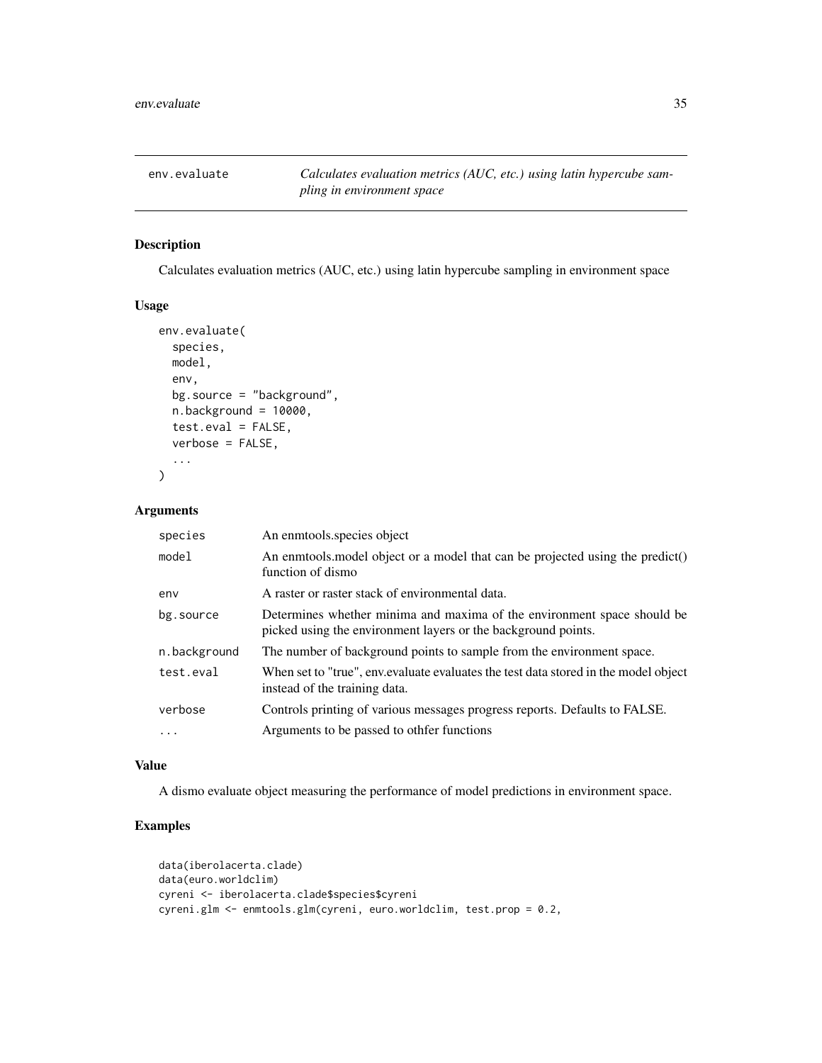env.evaluate — *Calculates evaluation metrics (AUC, etc.) using latin hypercube sampling in environment space*

## Description

Calculates evaluation metrics (AUC, etc.) using latin hypercube sampling in environment space

## Usage

```
env.evaluate(
  species,
  model,
  env,
  bg.source = "background",
  n.background = 10000,
  test.eval = FALSE,
  verbose = FALSE,
  ...
)
```

## Arguments

| | |
|---|---|
| species | An enmtools.species object |
| model | An enmtools.model object or a model that can be projected using the predict() function of dismo |
| env | A raster or raster stack of environmental data. |
| bg.source | Determines whether minima and maxima of the environment space should be picked using the environment layers or the background points. |
| n.background | The number of background points to sample from the environment space. |
| test.eval | When set to "true", env.evaluate evaluates the test data stored in the model object instead of the training data. |
| verbose | Controls printing of various messages progress reports. Defaults to FALSE. |
| ... | Arguments to be passed to othfer functions |

## Value

A dismo evaluate object measuring the performance of model predictions in environment space.

## Examples

```
data(iberolacerta.clade)
data(euro.worldclim)
cyreni <- iberolacerta.clade$species$cyreni
cyreni.glm <- enmtools.glm(cyreni, euro.worldclim, test.prop = 0.2,
```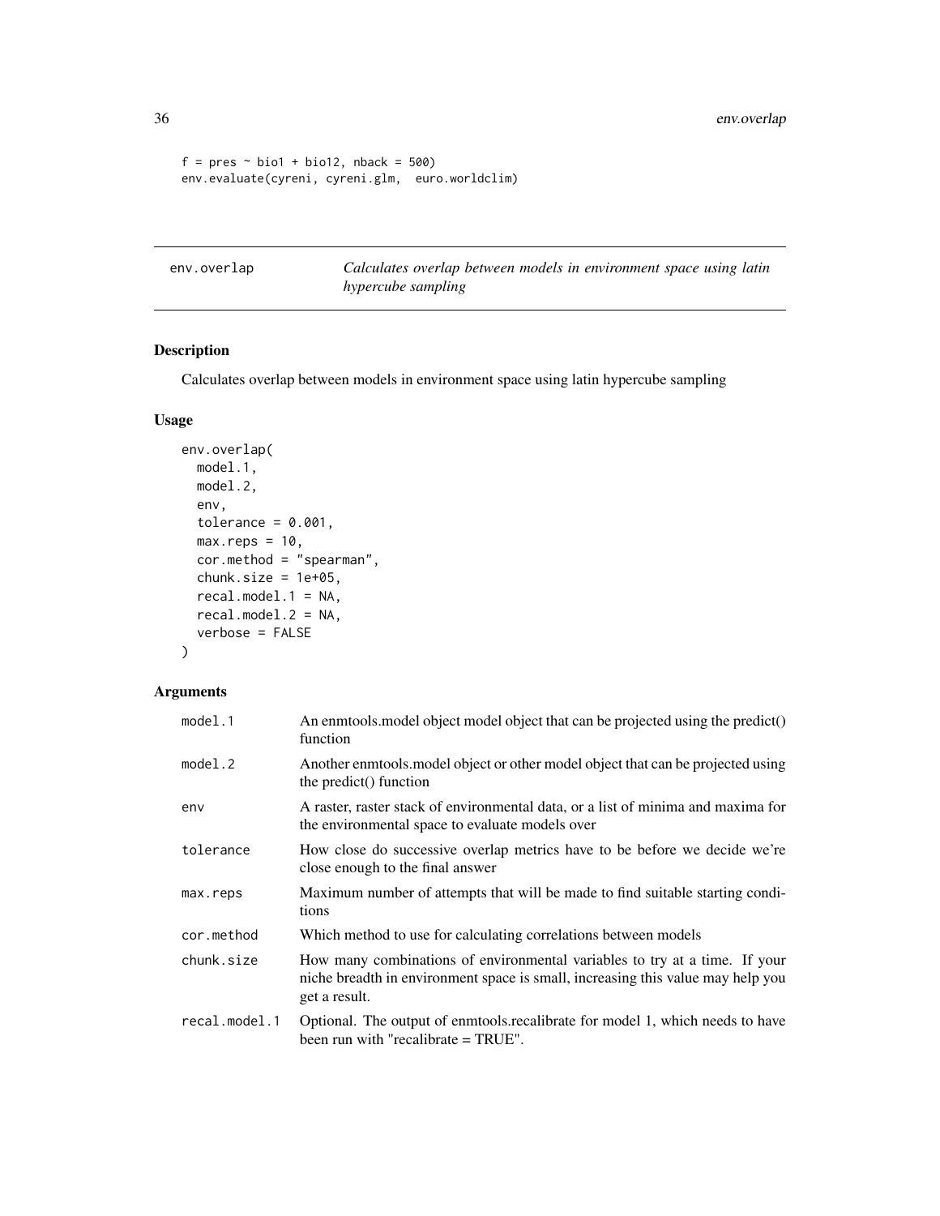```
f = pres ~ bio1 + bio12, nback = 500)
env.evaluate(cyreni, cyreni.glm,  euro.worldclim)
```

## env.overlap — *Calculates overlap between models in environment space using latin hypercube sampling*

### Description

Calculates overlap between models in environment space using latin hypercube sampling

### Usage

```
env.overlap(
  model.1,
  model.2,
  env,
  tolerance = 0.001,
  max.reps = 10,
  cor.method = "spearman",
  chunk.size = 1e+05,
  recal.model.1 = NA,
  recal.model.2 = NA,
  verbose = FALSE
)
```

### Arguments

| Argument | Description |
|---|---|
| `model.1` | An enmtools.model object model object that can be projected using the predict() function |
| `model.2` | Another enmtools.model object or other model object that can be projected using the predict() function |
| `env` | A raster, raster stack of environmental data, or a list of minima and maxima for the environmental space to evaluate models over |
| `tolerance` | How close do successive overlap metrics have to be before we decide we're close enough to the final answer |
| `max.reps` | Maximum number of attempts that will be made to find suitable starting conditions |
| `cor.method` | Which method to use for calculating correlations between models |
| `chunk.size` | How many combinations of environmental variables to try at a time. If your niche breadth in environment space is small, increasing this value may help you get a result. |
| `recal.model.1` | Optional. The output of enmtools.recalibrate for model 1, which needs to have been run with "recalibrate = TRUE". |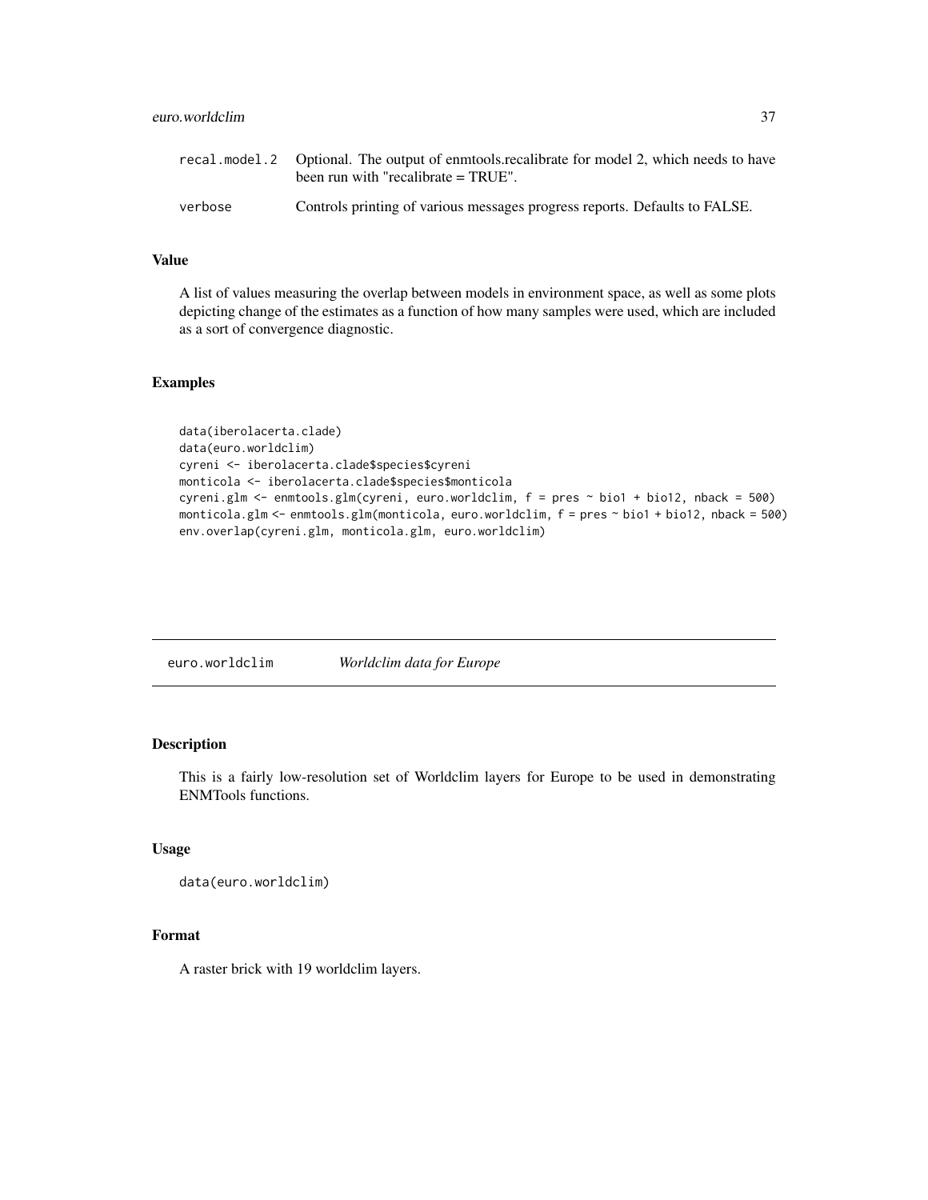| | |
|---|---|
| recal.model.2 | Optional. The output of enmtools.recalibrate for model 2, which needs to have been run with "recalibrate = TRUE". |
| verbose | Controls printing of various messages progress reports. Defaults to FALSE. |

### Value

A list of values measuring the overlap between models in environment space, as well as some plots depicting change of the estimates as a function of how many samples were used, which are included as a sort of convergence diagnostic.

### Examples

```
data(iberolacerta.clade)
data(euro.worldclim)
cyreni <- iberolacerta.clade$species$cyreni
monticola <- iberolacerta.clade$species$monticola
cyreni.glm <- enmtools.glm(cyreni, euro.worldclim, f = pres ~ bio1 + bio12, nback = 500)
monticola.glm <- enmtools.glm(monticola, euro.worldclim, f = pres ~ bio1 + bio12, nback = 500)
env.overlap(cyreni.glm, monticola.glm, euro.worldclim)
```

---

## euro.worldclim *Worldclim data for Europe*

---

### Description

This is a fairly low-resolution set of Worldclim layers for Europe to be used in demonstrating ENMTools functions.

### Usage

```
data(euro.worldclim)
```

### Format

A raster brick with 19 worldclim layers.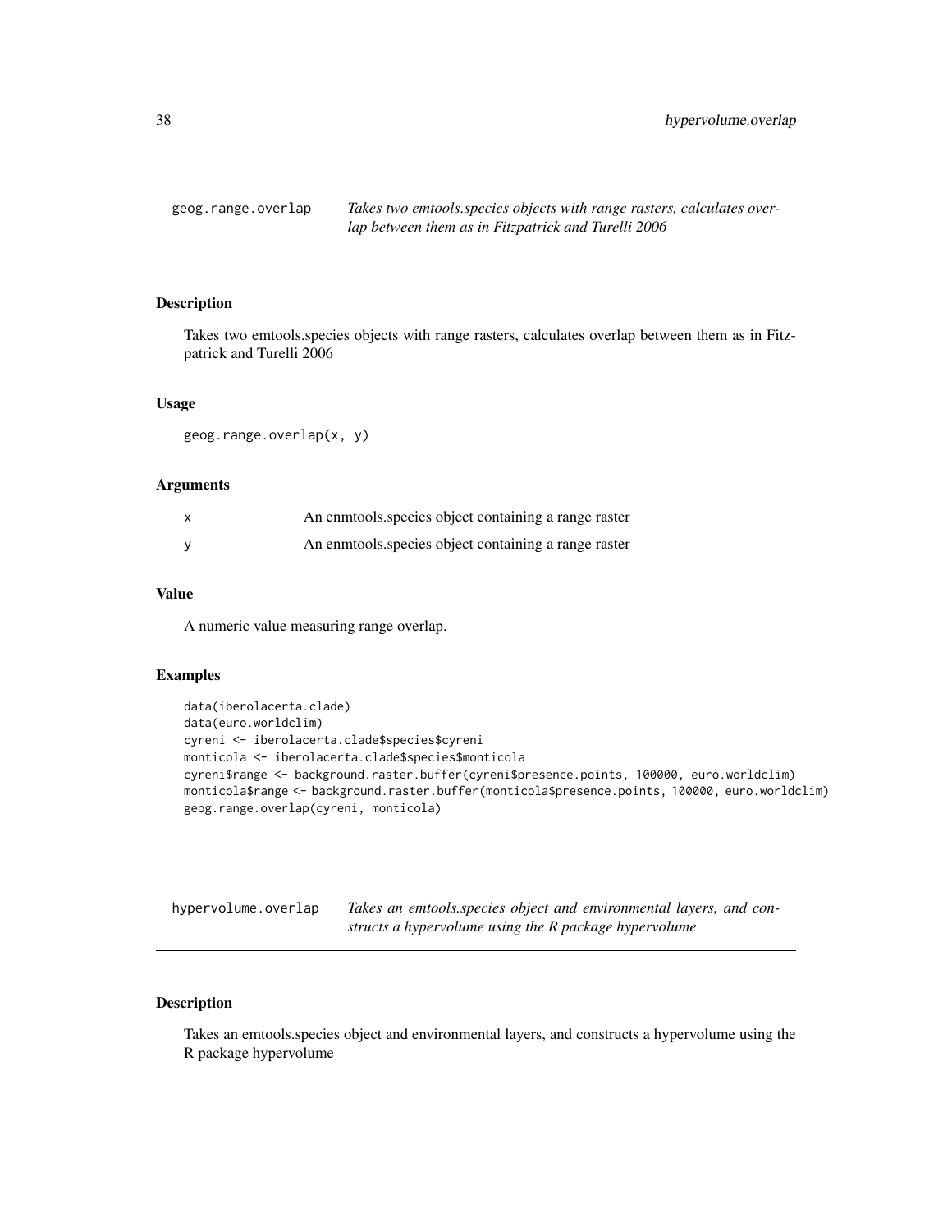## geog.range.overlap

*Takes two emtools.species objects with range rasters, calculates overlap between them as in Fitzpatrick and Turelli 2006*

### Description

Takes two emtools.species objects with range rasters, calculates overlap between them as in Fitzpatrick and Turelli 2006

### Usage

```
geog.range.overlap(x, y)
```

### Arguments

| | |
|---|---|
| x | An enmtools.species object containing a range raster |
| y | An enmtools.species object containing a range raster |

### Value

A numeric value measuring range overlap.

### Examples

```
data(iberolacerta.clade)
data(euro.worldclim)
cyreni <- iberolacerta.clade$species$cyreni
monticola <- iberolacerta.clade$species$monticola
cyreni$range <- background.raster.buffer(cyreni$presence.points, 100000, euro.worldclim)
monticola$range <- background.raster.buffer(monticola$presence.points, 100000, euro.worldclim)
geog.range.overlap(cyreni, monticola)
```

## hypervolume.overlap

*Takes an emtools.species object and environmental layers, and constructs a hypervolume using the R package hypervolume*

### Description

Takes an emtools.species object and environmental layers, and constructs a hypervolume using the R package hypervolume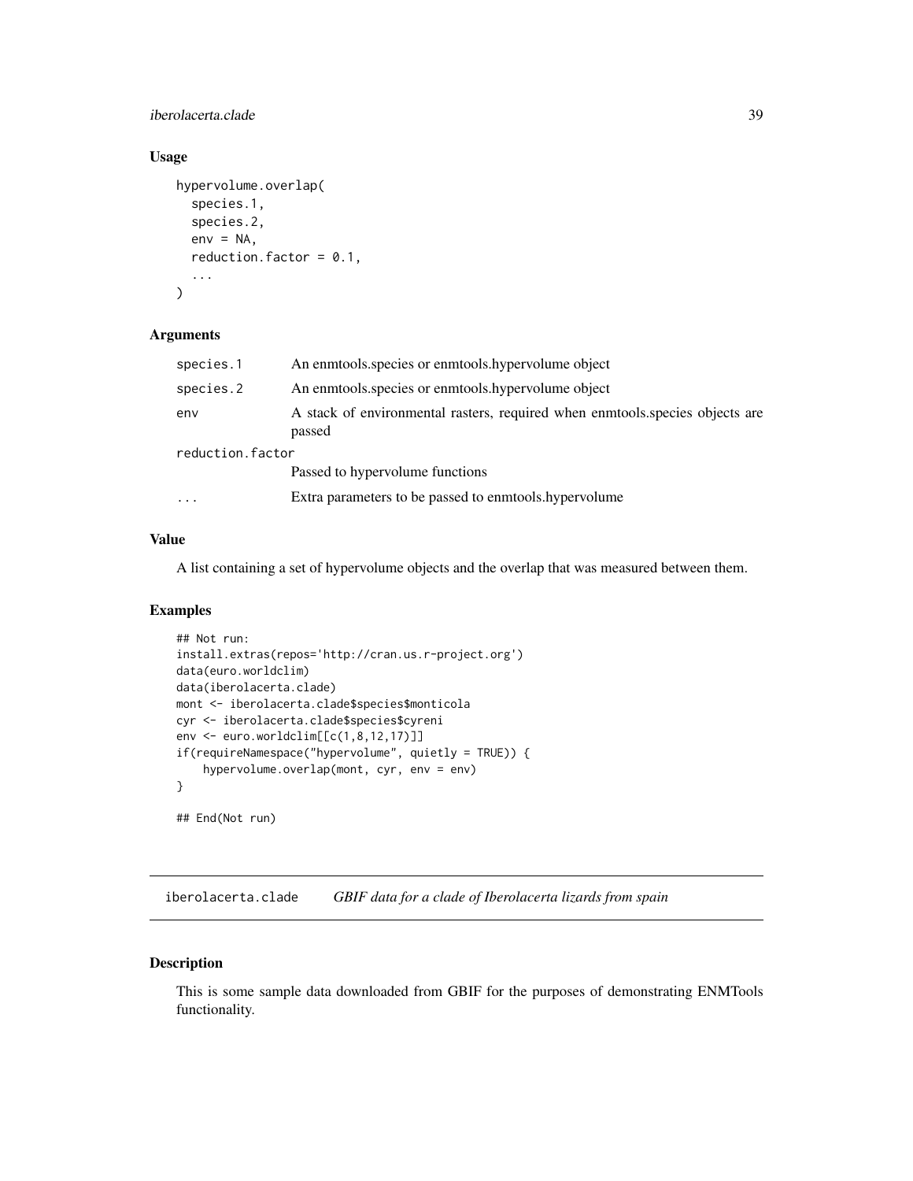### Usage

```
hypervolume.overlap(
  species.1,
  species.2,
  env = NA,
  reduction.factor = 0.1,
  ...
)
```

### Arguments

| | |
|---|---|
| species.1 | An enmtools.species or enmtools.hypervolume object |
| species.2 | An enmtools.species or enmtools.hypervolume object |
| env | A stack of environmental rasters, required when enmtools.species objects are passed |
| reduction.factor | Passed to hypervolume functions |
| ... | Extra parameters to be passed to enmtools.hypervolume |

### Value

A list containing a set of hypervolume objects and the overlap that was measured between them.

### Examples

```
## Not run:
install.extras(repos='http://cran.us.r-project.org')
data(euro.worldclim)
data(iberolacerta.clade)
mont <- iberolacerta.clade$species$monticola
cyr <- iberolacerta.clade$species$cyreni
env <- euro.worldclim[[c(1,8,12,17)]]
if(requireNamespace("hypervolume", quietly = TRUE)) {
    hypervolume.overlap(mont, cyr, env = env)
}

## End(Not run)
```

---

## iberolacerta.clade    *GBIF data for a clade of Iberolacerta lizards from spain*

### Description

This is some sample data downloaded from GBIF for the purposes of demonstrating ENMTools functionality.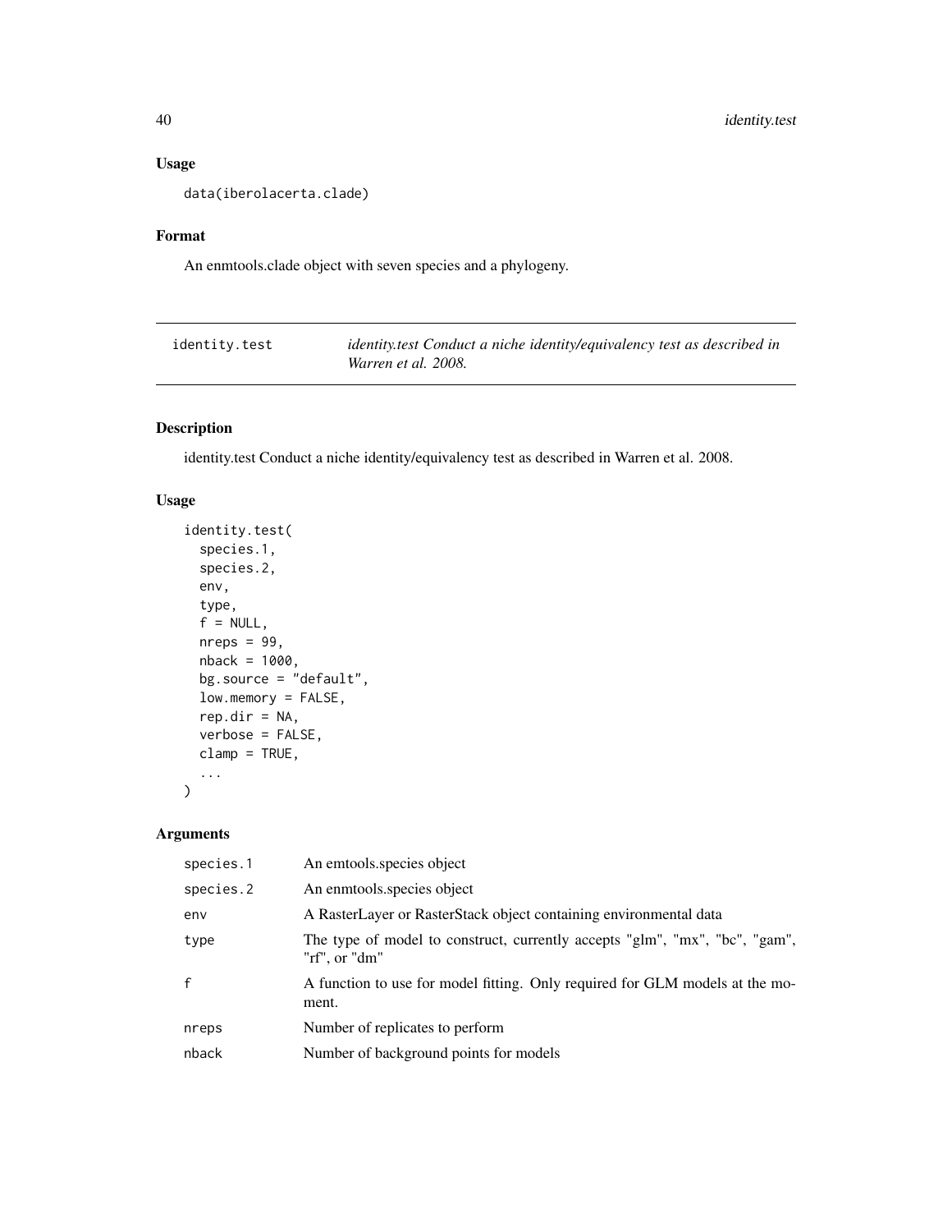## Usage

```
data(iberolacerta.clade)
```

## Format

An enmtools.clade object with seven species and a phylogeny.

---

| identity.test | *identity.test Conduct a niche identity/equivalency test as described in Warren et al. 2008.* |
|---|---|

## Description

identity.test Conduct a niche identity/equivalency test as described in Warren et al. 2008.

## Usage

```
identity.test(
  species.1,
  species.2,
  env,
  type,
  f = NULL,
  nreps = 99,
  nback = 1000,
  bg.source = "default",
  low.memory = FALSE,
  rep.dir = NA,
  verbose = FALSE,
  clamp = TRUE,
  ...
)
```

## Arguments

| | |
|---|---|
| species.1 | An emtools.species object |
| species.2 | An enmtools.species object |
| env | A RasterLayer or RasterStack object containing environmental data |
| type | The type of model to construct, currently accepts "glm", "mx", "bc", "gam", "rf", or "dm" |
| f | A function to use for model fitting. Only required for GLM models at the moment. |
| nreps | Number of replicates to perform |
| nback | Number of background points for models |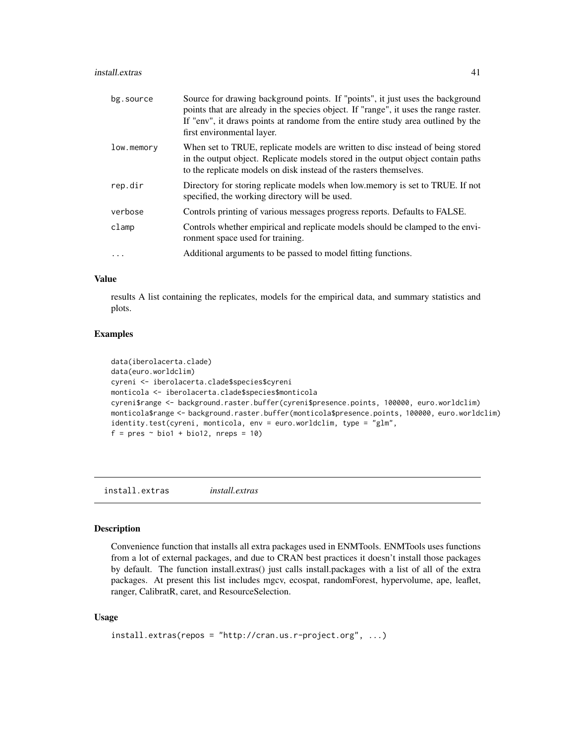| | |
|---|---|
| bg.source | Source for drawing background points. If "points", it just uses the background points that are already in the species object. If "range", it uses the range raster. If "env", it draws points at randome from the entire study area outlined by the first environmental layer. |
| low.memory | When set to TRUE, replicate models are written to disc instead of being stored in the output object. Replicate models stored in the output object contain paths to the replicate models on disk instead of the rasters themselves. |
| rep.dir | Directory for storing replicate models when low.memory is set to TRUE. If not specified, the working directory will be used. |
| verbose | Controls printing of various messages progress reports. Defaults to FALSE. |
| clamp | Controls whether empirical and replicate models should be clamped to the environment space used for training. |
| ... | Additional arguments to be passed to model fitting functions. |

### Value

results A list containing the replicates, models for the empirical data, and summary statistics and plots.

### Examples

```
data(iberolacerta.clade)
data(euro.worldclim)
cyreni <- iberolacerta.clade$species$cyreni
monticola <- iberolacerta.clade$species$monticola
cyreni$range <- background.raster.buffer(cyreni$presence.points, 100000, euro.worldclim)
monticola$range <- background.raster.buffer(monticola$presence.points, 100000, euro.worldclim)
identity.test(cyreni, monticola, env = euro.worldclim, type = "glm",
f = pres ~ bio1 + bio12, nreps = 10)
```

## install.extras *install.extras*

### Description

Convenience function that installs all extra packages used in ENMTools. ENMTools uses functions from a lot of external packages, and due to CRAN best practices it doesn't install those packages by default. The function install.extras() just calls install.packages with a list of all of the extra packages. At present this list includes mgcv, ecospat, randomForest, hypervolume, ape, leaflet, ranger, CalibratR, caret, and ResourceSelection.

### Usage

```
install.extras(repos = "http://cran.us.r-project.org", ...)
```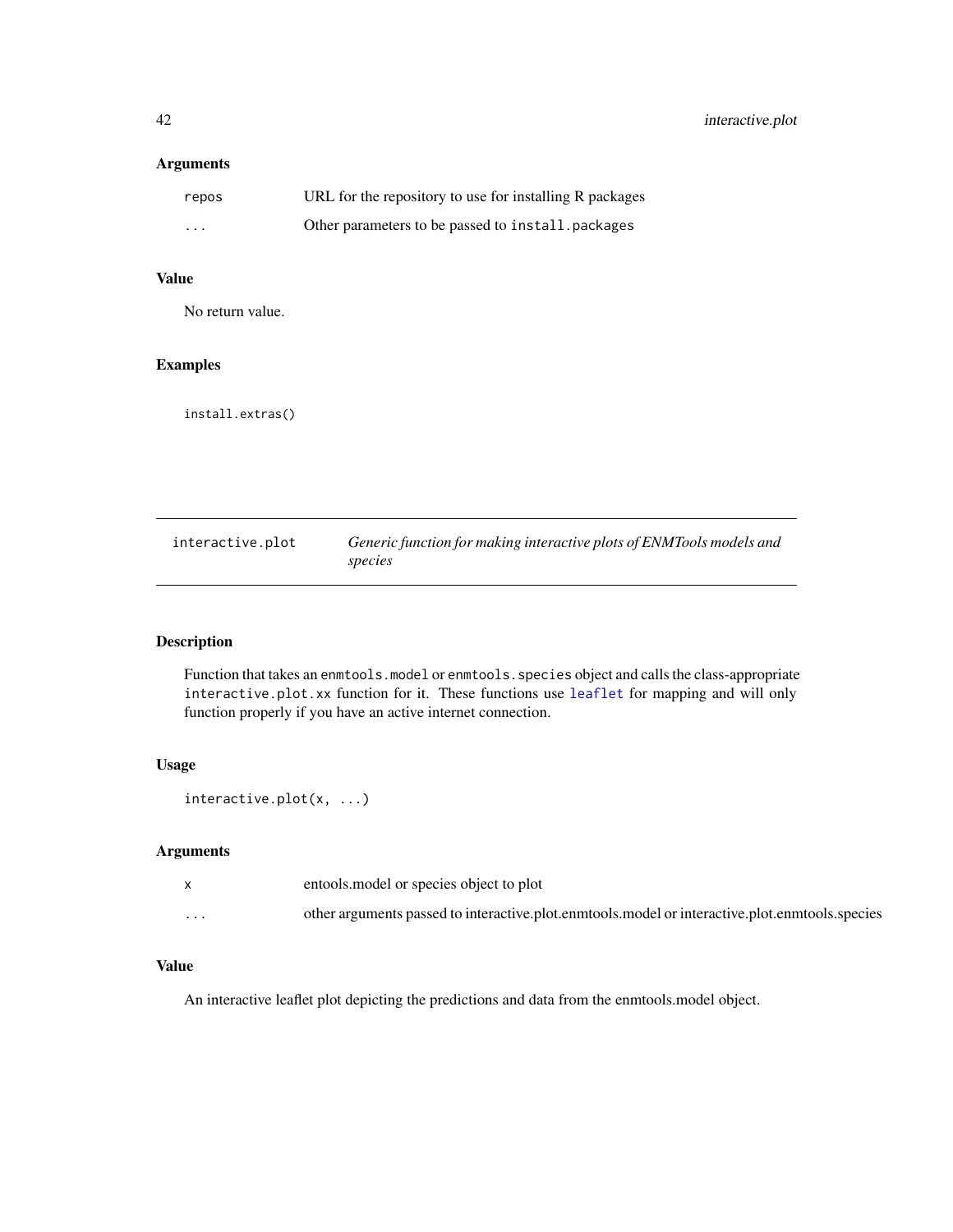### Arguments

| | |
|---|---|
| `repos` | URL for the repository to use for installing R packages |
| `...` | Other parameters to be passed to `install.packages` |

### Value

No return value.

### Examples

```
install.extras()
```

---

## interactive.plot — *Generic function for making interactive plots of ENMTools models and species*

---

### Description

Function that takes an `enmtools.model` or `enmtools.species` object and calls the class-appropriate `interactive.plot.xx` function for it. These functions use `leaflet` for mapping and will only function properly if you have an active internet connection.

### Usage

```
interactive.plot(x, ...)
```

### Arguments

| | |
|---|---|
| `x` | entools.model or species object to plot |
| `...` | other arguments passed to interactive.plot.enmtools.model or interactive.plot.enmtools.species |

### Value

An interactive leaflet plot depicting the predictions and data from the enmtools.model object.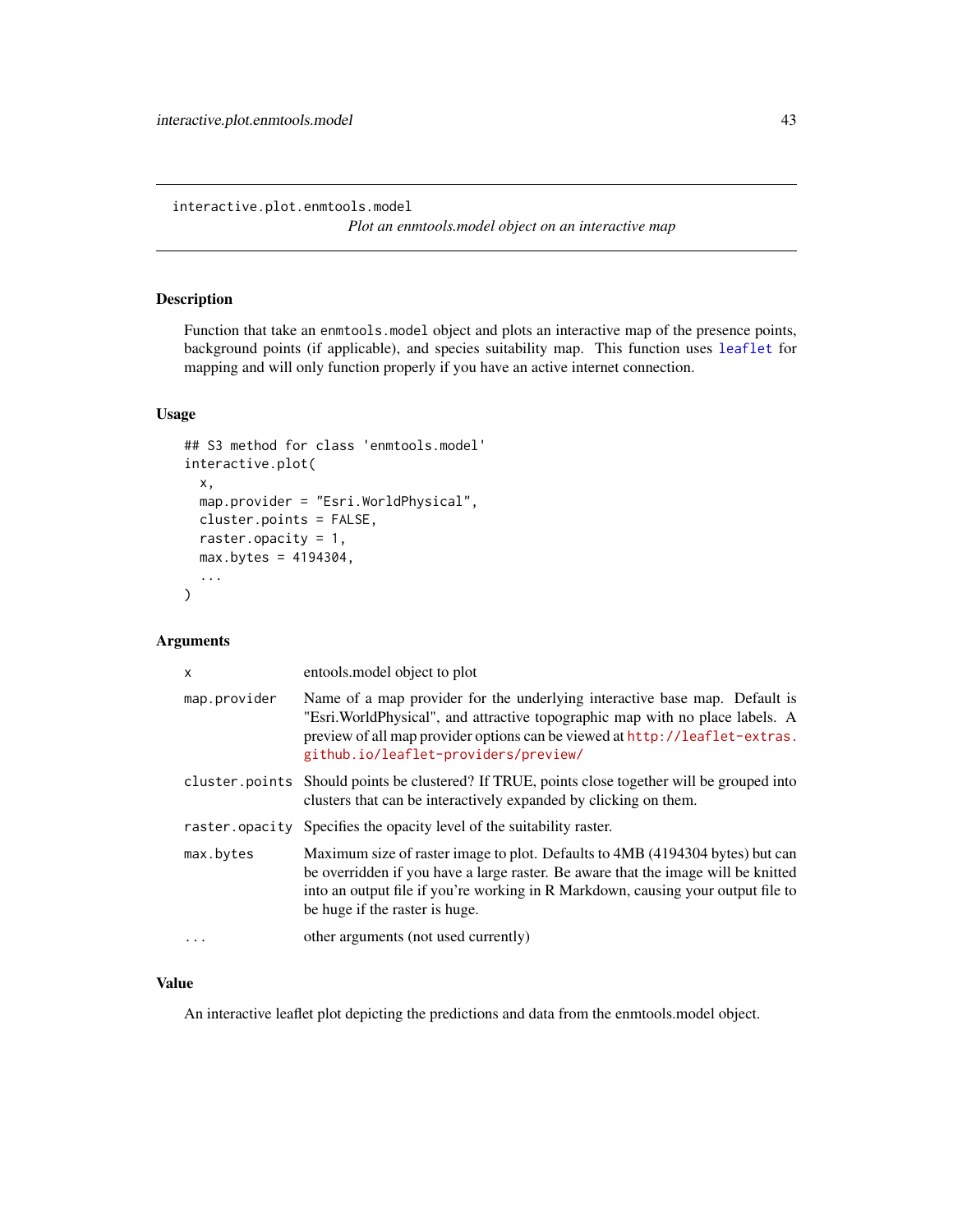## interactive.plot.enmtools.model

*Plot an enmtools.model object on an interactive map*

### Description

Function that take an `enmtools.model` object and plots an interactive map of the presence points, background points (if applicable), and species suitability map. This function uses `leaflet` for mapping and will only function properly if you have an active internet connection.

### Usage

```
## S3 method for class 'enmtools.model'
interactive.plot(
  x,
  map.provider = "Esri.WorldPhysical",
  cluster.points = FALSE,
  raster.opacity = 1,
  max.bytes = 4194304,
  ...
)
```

### Arguments

| | |
|---|---|
| `x` | entools.model object to plot |
| `map.provider` | Name of a map provider for the underlying interactive base map. Default is "Esri.WorldPhysical", and attractive topographic map with no place labels. A preview of all map provider options can be viewed at http://leaflet-extras.github.io/leaflet-providers/preview/ |
| `cluster.points` | Should points be clustered? If TRUE, points close together will be grouped into clusters that can be interactively expanded by clicking on them. |
| `raster.opacity` | Specifies the opacity level of the suitability raster. |
| `max.bytes` | Maximum size of raster image to plot. Defaults to 4MB (4194304 bytes) but can be overridden if you have a large raster. Be aware that the image will be knitted into an output file if you're working in R Markdown, causing your output file to be huge if the raster is huge. |
| `...` | other arguments (not used currently) |

### Value

An interactive leaflet plot depicting the predictions and data from the enmtools.model object.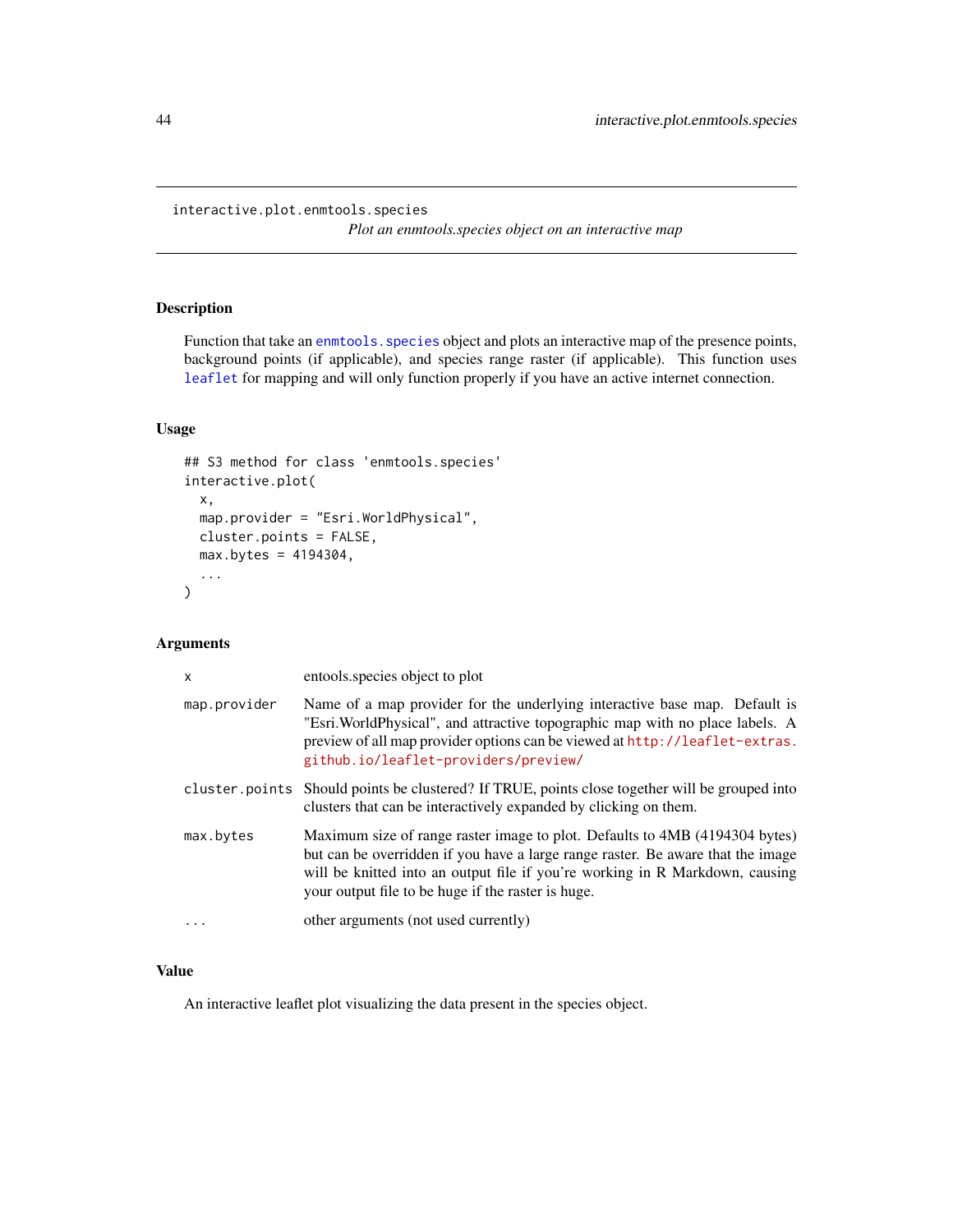# interactive.plot.enmtools.species

*Plot an enmtools.species object on an interactive map*

## Description

Function that take an enmtools.species object and plots an interactive map of the presence points, background points (if applicable), and species range raster (if applicable). This function uses leaflet for mapping and will only function properly if you have an active internet connection.

## Usage

```
## S3 method for class 'enmtools.species'
interactive.plot(
  x,
  map.provider = "Esri.WorldPhysical",
  cluster.points = FALSE,
  max.bytes = 4194304,
  ...
)
```

## Arguments

| | |
|---|---|
| x | entools.species object to plot |
| map.provider | Name of a map provider for the underlying interactive base map. Default is "Esri.WorldPhysical", and attractive topographic map with no place labels. A preview of all map provider options can be viewed at http://leaflet-extras.github.io/leaflet-providers/preview/ |
| cluster.points | Should points be clustered? If TRUE, points close together will be grouped into clusters that can be interactively expanded by clicking on them. |
| max.bytes | Maximum size of range raster image to plot. Defaults to 4MB (4194304 bytes) but can be overridden if you have a large range raster. Be aware that the image will be knitted into an output file if you're working in R Markdown, causing your output file to be huge if the raster is huge. |
| ... | other arguments (not used currently) |

## Value

An interactive leaflet plot visualizing the data present in the species object.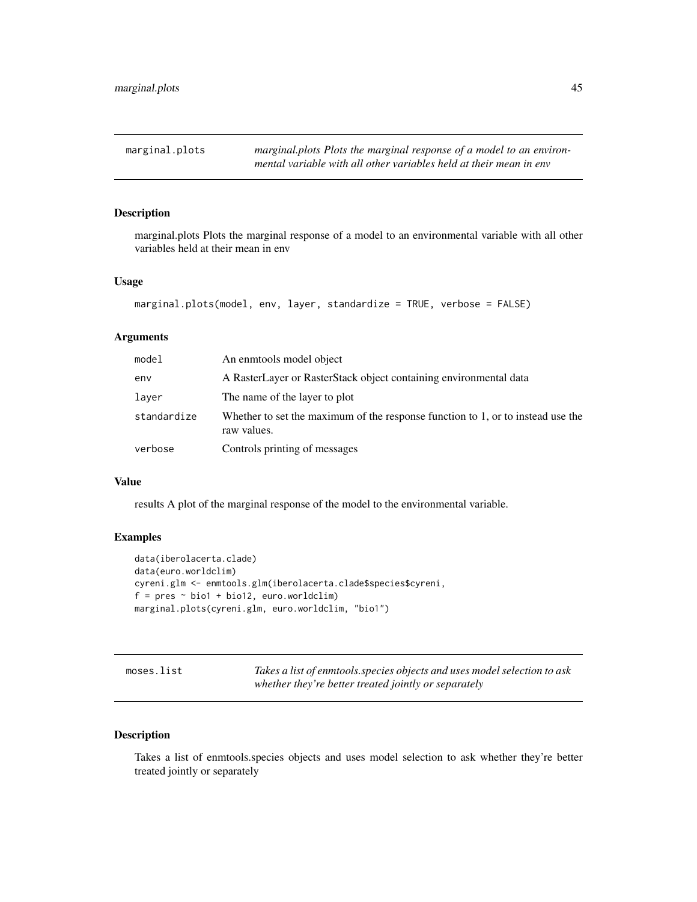## marginal.plots

*marginal.plots Plots the marginal response of a model to an environmental variable with all other variables held at their mean in env*

### Description

marginal.plots Plots the marginal response of a model to an environmental variable with all other variables held at their mean in env

### Usage

```
marginal.plots(model, env, layer, standardize = TRUE, verbose = FALSE)
```

### Arguments

| | |
|---|---|
| model | An enmtools model object |
| env | A RasterLayer or RasterStack object containing environmental data |
| layer | The name of the layer to plot |
| standardize | Whether to set the maximum of the response function to 1, or to instead use the raw values. |
| verbose | Controls printing of messages |

### Value

results A plot of the marginal response of the model to the environmental variable.

### Examples

```
data(iberolacerta.clade)
data(euro.worldclim)
cyreni.glm <- enmtools.glm(iberolacerta.clade$species$cyreni,
f = pres ~ bio1 + bio12, euro.worldclim)
marginal.plots(cyreni.glm, euro.worldclim, "bio1")
```

## moses.list

*Takes a list of enmtools.species objects and uses model selection to ask whether they're better treated jointly or separately*

### Description

Takes a list of enmtools.species objects and uses model selection to ask whether they're better treated jointly or separately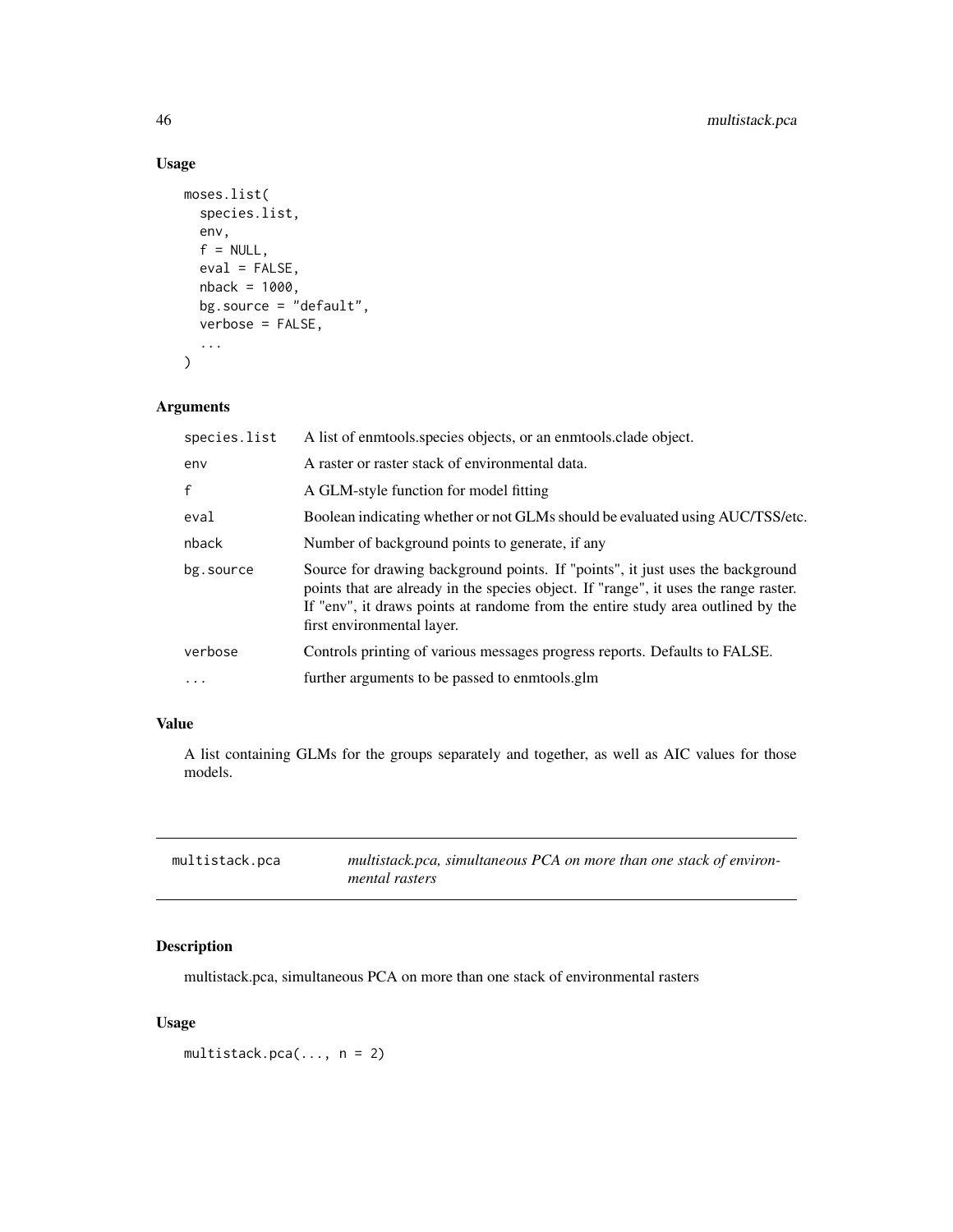### Usage

```
moses.list(
  species.list,
  env,
  f = NULL,
  eval = FALSE,
  nback = 1000,
  bg.source = "default",
  verbose = FALSE,
  ...
)
```

### Arguments

| | |
|---|---|
| species.list | A list of enmtools.species objects, or an enmtools.clade object. |
| env | A raster or raster stack of environmental data. |
| f | A GLM-style function for model fitting |
| eval | Boolean indicating whether or not GLMs should be evaluated using AUC/TSS/etc. |
| nback | Number of background points to generate, if any |
| bg.source | Source for drawing background points. If "points", it just uses the background points that are already in the species object. If "range", it uses the range raster. If "env", it draws points at randome from the entire study area outlined by the first environmental layer. |
| verbose | Controls printing of various messages progress reports. Defaults to FALSE. |
| ... | further arguments to be passed to enmtools.glm |

### Value

A list containing GLMs for the groups separately and together, as well as AIC values for those models.

---

## multistack.pca — *multistack.pca, simultaneous PCA on more than one stack of environmental rasters*

### Description

multistack.pca, simultaneous PCA on more than one stack of environmental rasters

### Usage

```
multistack.pca(..., n = 2)
```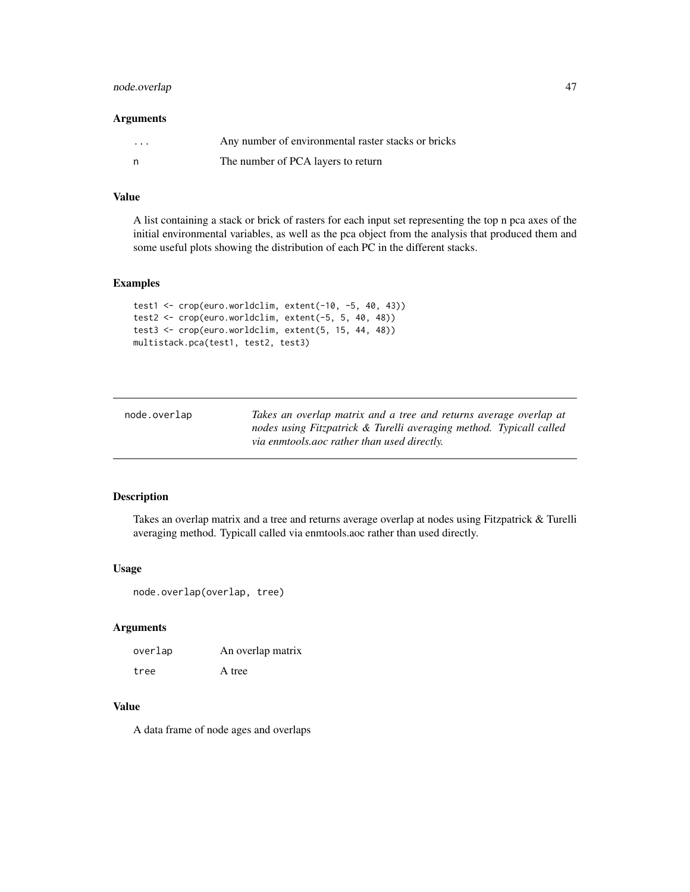### Arguments

| | |
|---|---|
| ... | Any number of environmental raster stacks or bricks |
| n | The number of PCA layers to return |

### Value

A list containing a stack or brick of rasters for each input set representing the top n pca axes of the initial environmental variables, as well as the pca object from the analysis that produced them and some useful plots showing the distribution of each PC in the different stacks.

### Examples

```
test1 <- crop(euro.worldclim, extent(-10, -5, 40, 43))
test2 <- crop(euro.worldclim, extent(-5, 5, 40, 48))
test3 <- crop(euro.worldclim, extent(5, 15, 44, 48))
multistack.pca(test1, test2, test3)
```

---

## node.overlap

*Takes an overlap matrix and a tree and returns average overlap at nodes using Fitzpatrick & Turelli averaging method. Typicall called via enmtools.aoc rather than used directly.*

---

### Description

Takes an overlap matrix and a tree and returns average overlap at nodes using Fitzpatrick & Turelli averaging method. Typicall called via enmtools.aoc rather than used directly.

### Usage

```
node.overlap(overlap, tree)
```

### Arguments

| | |
|---|---|
| overlap | An overlap matrix |
| tree | A tree |

### Value

A data frame of node ages and overlaps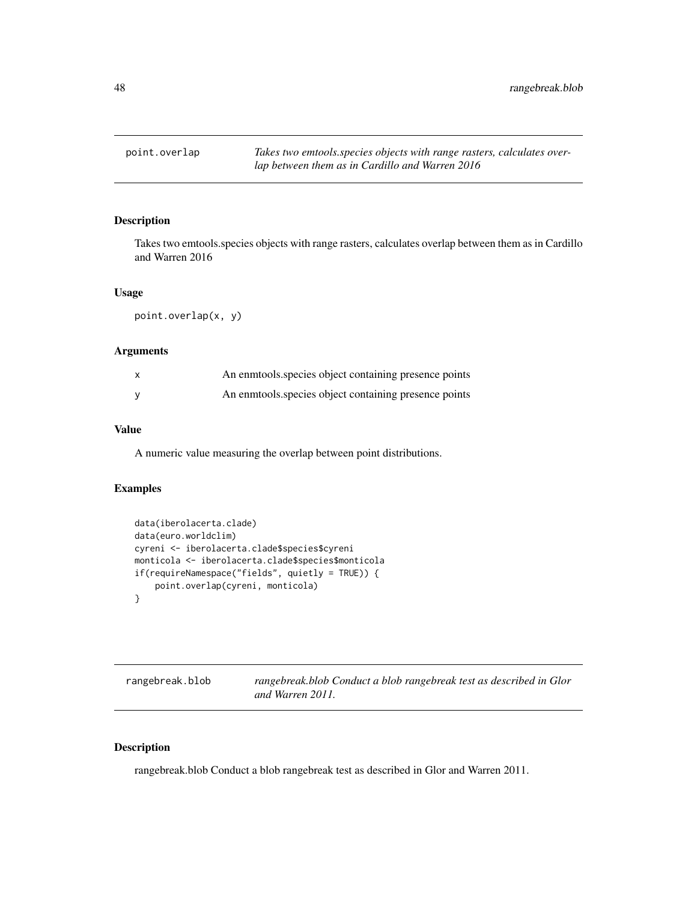## point.overlap

*Takes two emtools.species objects with range rasters, calculates overlap between them as in Cardillo and Warren 2016*

### Description

Takes two emtools.species objects with range rasters, calculates overlap between them as in Cardillo and Warren 2016

### Usage

```
point.overlap(x, y)
```

### Arguments

| | |
|---|---|
| x | An enmtools.species object containing presence points |
| y | An enmtools.species object containing presence points |

### Value

A numeric value measuring the overlap between point distributions.

### Examples

```
data(iberolacerta.clade)
data(euro.worldclim)
cyreni <- iberolacerta.clade$species$cyreni
monticola <- iberolacerta.clade$species$monticola
if(requireNamespace("fields", quietly = TRUE)) {
    point.overlap(cyreni, monticola)
}
```

## rangebreak.blob

*rangebreak.blob Conduct a blob rangebreak test as described in Glor and Warren 2011.*

### Description

rangebreak.blob Conduct a blob rangebreak test as described in Glor and Warren 2011.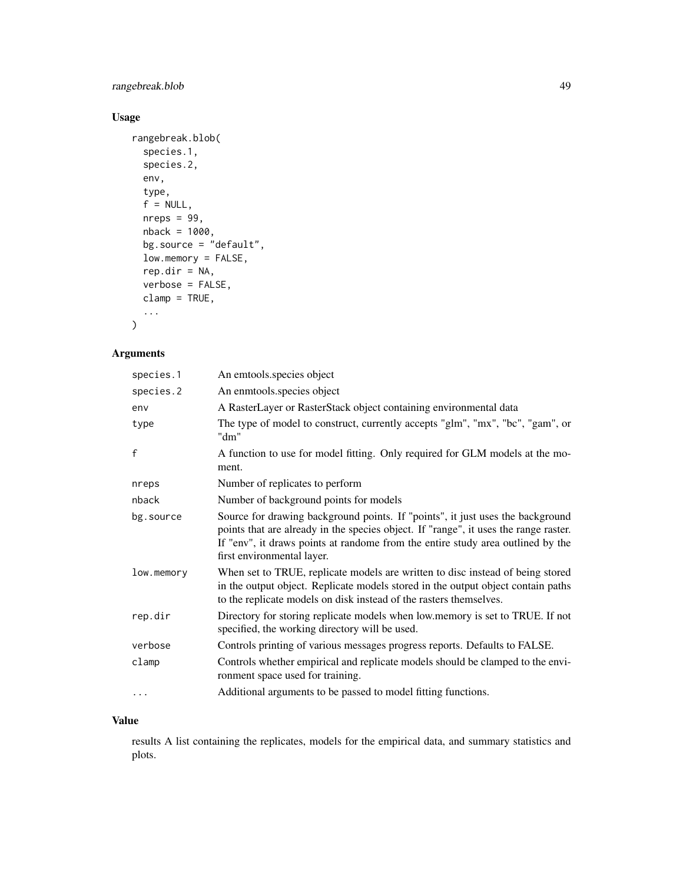### Usage

```
rangebreak.blob(
  species.1,
  species.2,
  env,
  type,
  f = NULL,
  nreps = 99,
  nback = 1000,
  bg.source = "default",
  low.memory = FALSE,
  rep.dir = NA,
  verbose = FALSE,
  clamp = TRUE,
  ...
)
```

### Arguments

| | |
|---|---|
| species.1 | An emtools.species object |
| species.2 | An enmtools.species object |
| env | A RasterLayer or RasterStack object containing environmental data |
| type | The type of model to construct, currently accepts "glm", "mx", "bc", "gam", or "dm" |
| f | A function to use for model fitting. Only required for GLM models at the moment. |
| nreps | Number of replicates to perform |
| nback | Number of background points for models |
| bg.source | Source for drawing background points. If "points", it just uses the background points that are already in the species object. If "range", it uses the range raster. If "env", it draws points at randome from the entire study area outlined by the first environmental layer. |
| low.memory | When set to TRUE, replicate models are written to disc instead of being stored in the output object. Replicate models stored in the output object contain paths to the replicate models on disk instead of the rasters themselves. |
| rep.dir | Directory for storing replicate models when low.memory is set to TRUE. If not specified, the working directory will be used. |
| verbose | Controls printing of various messages progress reports. Defaults to FALSE. |
| clamp | Controls whether empirical and replicate models should be clamped to the environment space used for training. |
| ... | Additional arguments to be passed to model fitting functions. |

### Value

results A list containing the replicates, models for the empirical data, and summary statistics and plots.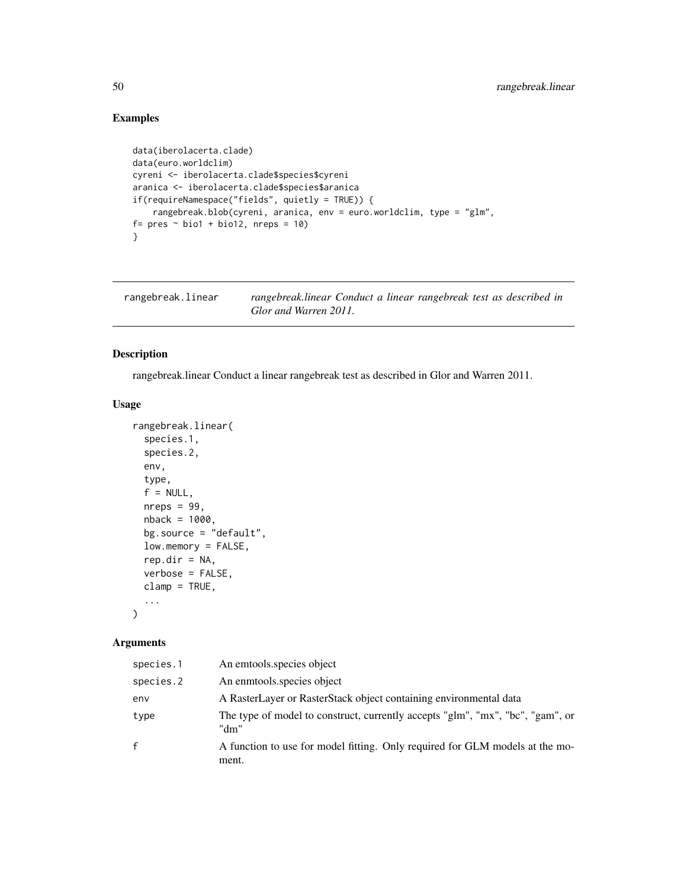## Examples

```
data(iberolacerta.clade)
data(euro.worldclim)
cyreni <- iberolacerta.clade$species$cyreni
aranica <- iberolacerta.clade$species$aranica
if(requireNamespace("fields", quietly = TRUE)) {
    rangebreak.blob(cyreni, aranica, env = euro.worldclim, type = "glm",
f= pres ~ bio1 + bio12, nreps = 10)
}
```

---

# rangebreak.linear

*rangebreak.linear Conduct a linear rangebreak test as described in Glor and Warren 2011.*

---

## Description

rangebreak.linear Conduct a linear rangebreak test as described in Glor and Warren 2011.

## Usage

```
rangebreak.linear(
  species.1,
  species.2,
  env,
  type,
  f = NULL,
  nreps = 99,
  nback = 1000,
  bg.source = "default",
  low.memory = FALSE,
  rep.dir = NA,
  verbose = FALSE,
  clamp = TRUE,
  ...
)
```

## Arguments

| | |
|---|---|
| species.1 | An emtools.species object |
| species.2 | An enmtools.species object |
| env | A RasterLayer or RasterStack object containing environmental data |
| type | The type of model to construct, currently accepts "glm", "mx", "bc", "gam", or "dm" |
| f | A function to use for model fitting. Only required for GLM models at the moment. |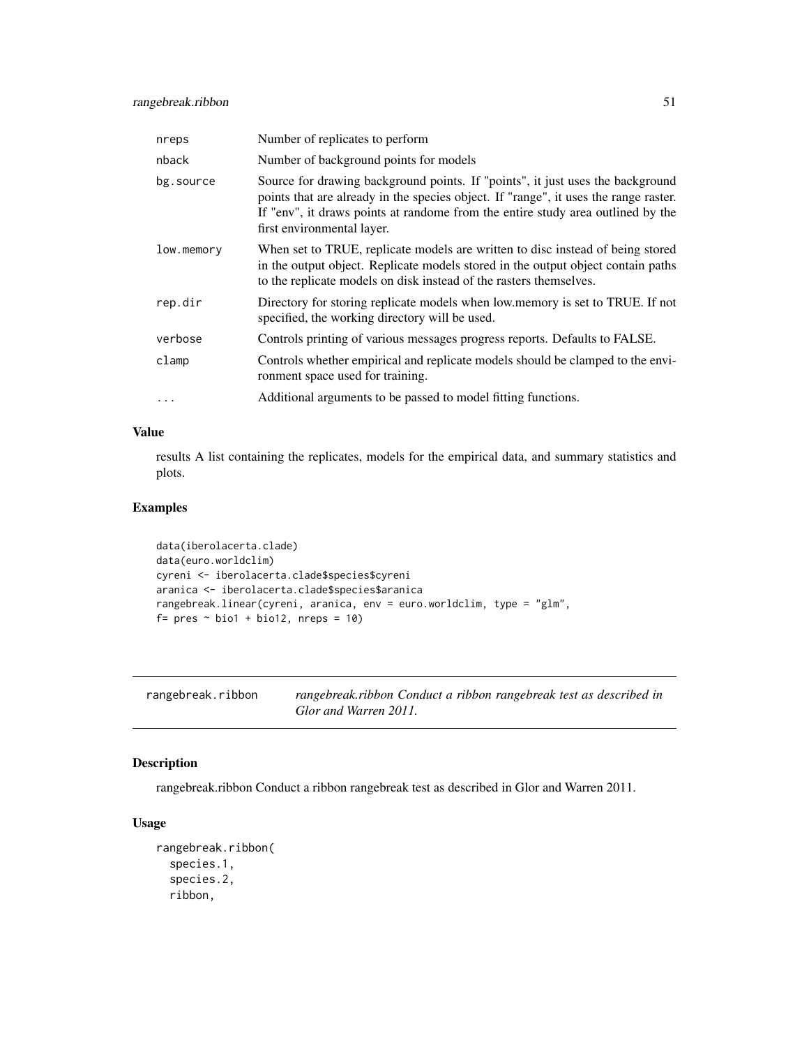| | |
|---|---|
| nreps | Number of replicates to perform |
| nback | Number of background points for models |
| bg.source | Source for drawing background points. If "points", it just uses the background points that are already in the species object. If "range", it uses the range raster. If "env", it draws points at randome from the entire study area outlined by the first environmental layer. |
| low.memory | When set to TRUE, replicate models are written to disc instead of being stored in the output object. Replicate models stored in the output object contain paths to the replicate models on disk instead of the rasters themselves. |
| rep.dir | Directory for storing replicate models when low.memory is set to TRUE. If not specified, the working directory will be used. |
| verbose | Controls printing of various messages progress reports. Defaults to FALSE. |
| clamp | Controls whether empirical and replicate models should be clamped to the environment space used for training. |
| ... | Additional arguments to be passed to model fitting functions. |

## Value

results A list containing the replicates, models for the empirical data, and summary statistics and plots.

## Examples

```
data(iberolacerta.clade)
data(euro.worldclim)
cyreni <- iberolacerta.clade$species$cyreni
aranica <- iberolacerta.clade$species$aranica
rangebreak.linear(cyreni, aranica, env = euro.worldclim, type = "glm",
f= pres ~ bio1 + bio12, nreps = 10)
```

---

# rangebreak.ribbon

*rangebreak.ribbon Conduct a ribbon rangebreak test as described in Glor and Warren 2011.*

## Description

rangebreak.ribbon Conduct a ribbon rangebreak test as described in Glor and Warren 2011.

## Usage

```
rangebreak.ribbon(
  species.1,
  species.2,
  ribbon,
```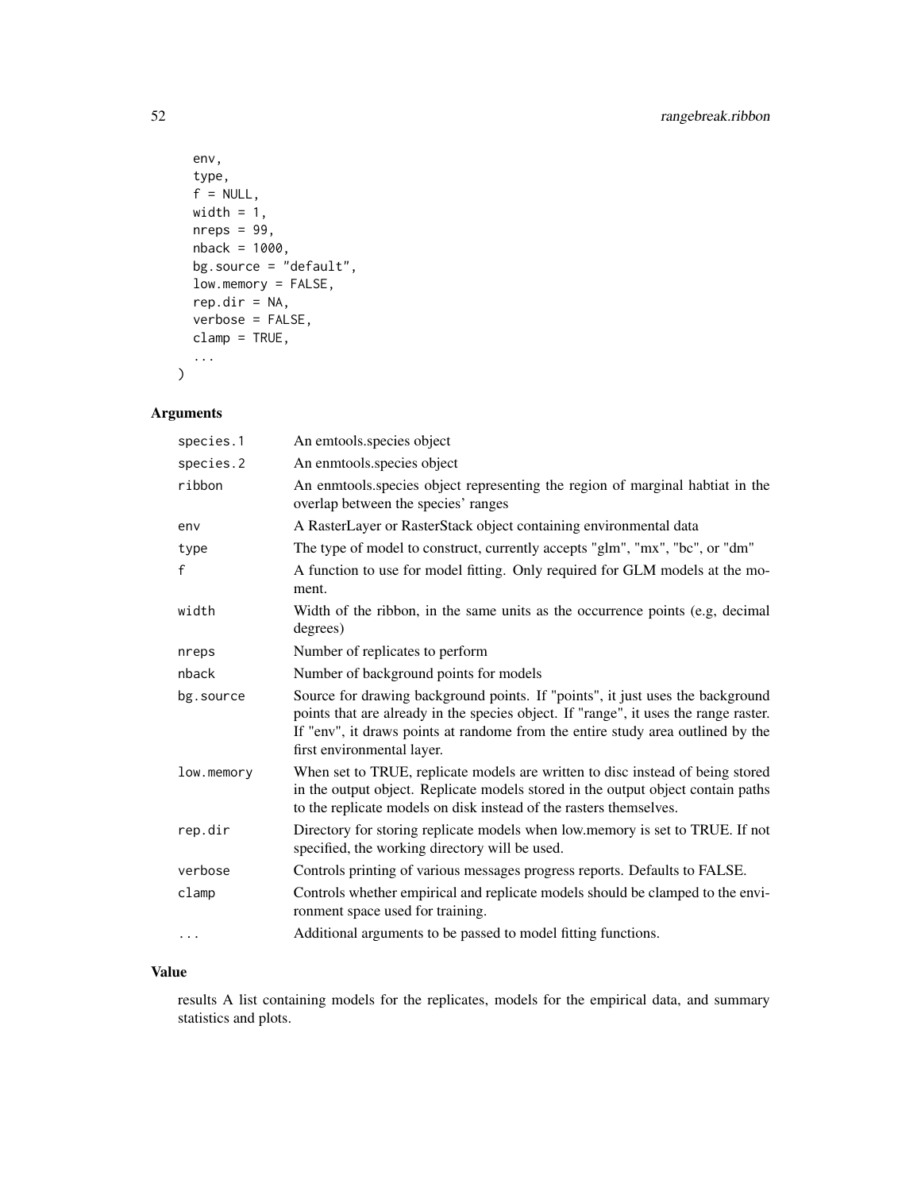```
  env,
  type,
  f = NULL,
  width = 1,
  nreps = 99,
  nback = 1000,
  bg.source = "default",
  low.memory = FALSE,
  rep.dir = NA,
  verbose = FALSE,
  clamp = TRUE,
  ...
)
```

## Arguments

| | |
|---|---|
| species.1 | An emtools.species object |
| species.2 | An enmtools.species object |
| ribbon | An enmtools.species object representing the region of marginal habtiat in the overlap between the species' ranges |
| env | A RasterLayer or RasterStack object containing environmental data |
| type | The type of model to construct, currently accepts "glm", "mx", "bc", or "dm" |
| f | A function to use for model fitting. Only required for GLM models at the moment. |
| width | Width of the ribbon, in the same units as the occurrence points (e.g, decimal degrees) |
| nreps | Number of replicates to perform |
| nback | Number of background points for models |
| bg.source | Source for drawing background points. If "points", it just uses the background points that are already in the species object. If "range", it uses the range raster. If "env", it draws points at randome from the entire study area outlined by the first environmental layer. |
| low.memory | When set to TRUE, replicate models are written to disc instead of being stored in the output object. Replicate models stored in the output object contain paths to the replicate models on disk instead of the rasters themselves. |
| rep.dir | Directory for storing replicate models when low.memory is set to TRUE. If not specified, the working directory will be used. |
| verbose | Controls printing of various messages progress reports. Defaults to FALSE. |
| clamp | Controls whether empirical and replicate models should be clamped to the environment space used for training. |
| ... | Additional arguments to be passed to model fitting functions. |

## Value

results A list containing models for the replicates, models for the empirical data, and summary statistics and plots.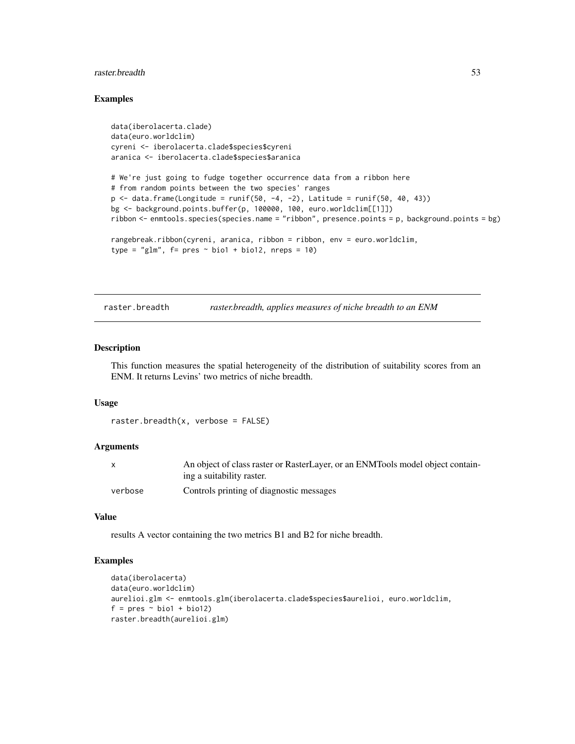## Examples

```
data(iberolacerta.clade)
data(euro.worldclim)
cyreni <- iberolacerta.clade$species$cyreni
aranica <- iberolacerta.clade$species$aranica

# We're just going to fudge together occurrence data from a ribbon here
# from random points between the two species' ranges
p <- data.frame(Longitude = runif(50, -4, -2), Latitude = runif(50, 40, 43))
bg <- background.points.buffer(p, 100000, 100, euro.worldclim[[1]])
ribbon <- enmtools.species(species.name = "ribbon", presence.points = p, background.points = bg)

rangebreak.ribbon(cyreni, aranica, ribbon = ribbon, env = euro.worldclim,
type = "glm", f= pres ~ bio1 + bio12, nreps = 10)
```

---

# raster.breadth — *raster.breadth, applies measures of niche breadth to an ENM*

---

## Description

This function measures the spatial heterogeneity of the distribution of suitability scores from an ENM. It returns Levins' two metrics of niche breadth.

## Usage

```
raster.breadth(x, verbose = FALSE)
```

## Arguments

| | |
|---|---|
| x | An object of class raster or RasterLayer, or an ENMTools model object containing a suitability raster. |
| verbose | Controls printing of diagnostic messages |

## Value

results A vector containing the two metrics B1 and B2 for niche breadth.

## Examples

```
data(iberolacerta)
data(euro.worldclim)
aurelioi.glm <- enmtools.glm(iberolacerta.clade$species$aurelioi, euro.worldclim,
f = pres ~ bio1 + bio12)
raster.breadth(aurelioi.glm)
```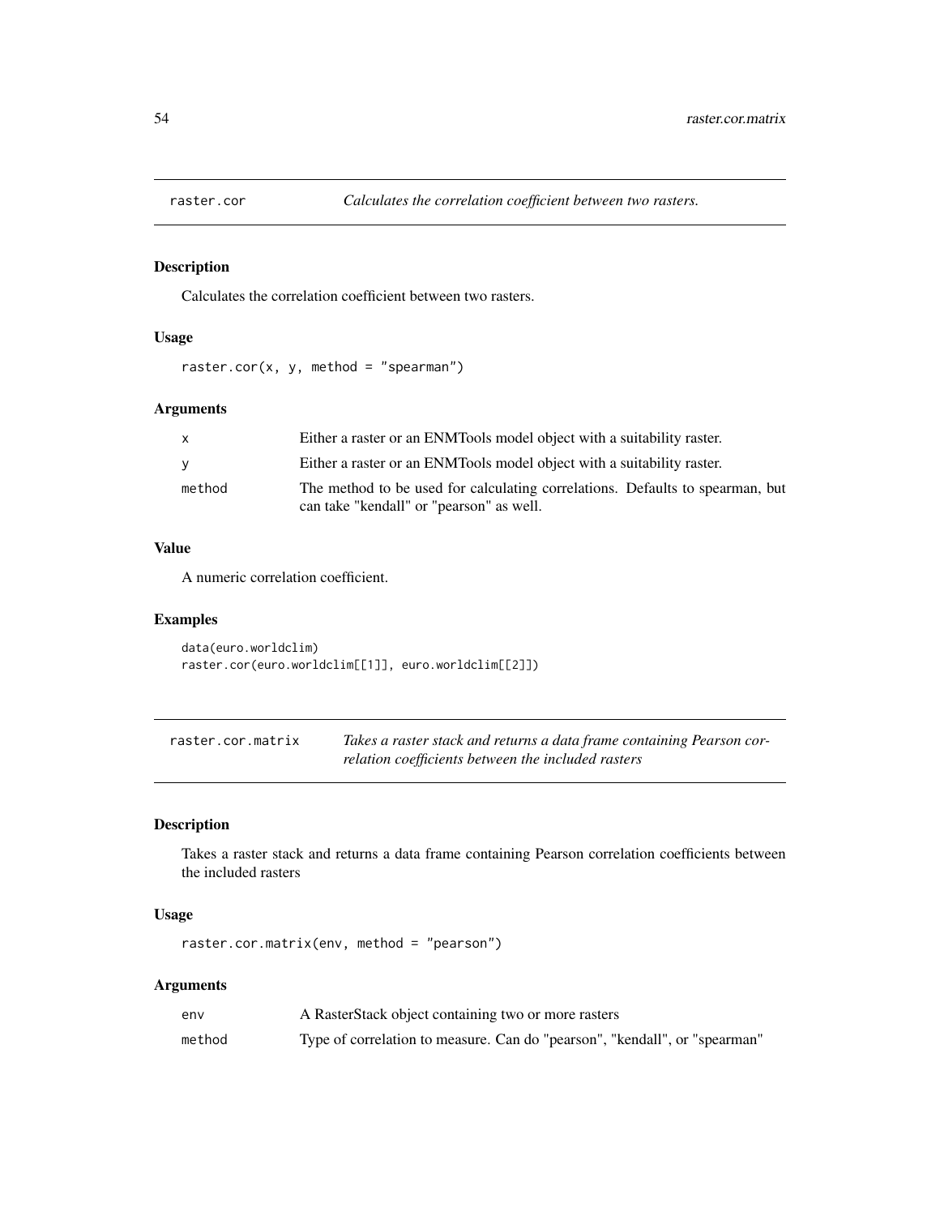## raster.cor — *Calculates the correlation coefficient between two rasters.*

### Description

Calculates the correlation coefficient between two rasters.

### Usage

```
raster.cor(x, y, method = "spearman")
```

### Arguments

| | |
|---|---|
| x | Either a raster or an ENMTools model object with a suitability raster. |
| y | Either a raster or an ENMTools model object with a suitability raster. |
| method | The method to be used for calculating correlations. Defaults to spearman, but can take "kendall" or "pearson" as well. |

### Value

A numeric correlation coefficient.

### Examples

```
data(euro.worldclim)
raster.cor(euro.worldclim[[1]], euro.worldclim[[2]])
```

## raster.cor.matrix — *Takes a raster stack and returns a data frame containing Pearson correlation coefficients between the included rasters*

### Description

Takes a raster stack and returns a data frame containing Pearson correlation coefficients between the included rasters

### Usage

```
raster.cor.matrix(env, method = "pearson")
```

### Arguments

| | |
|---|---|
| env | A RasterStack object containing two or more rasters |
| method | Type of correlation to measure. Can do "pearson", "kendall", or "spearman" |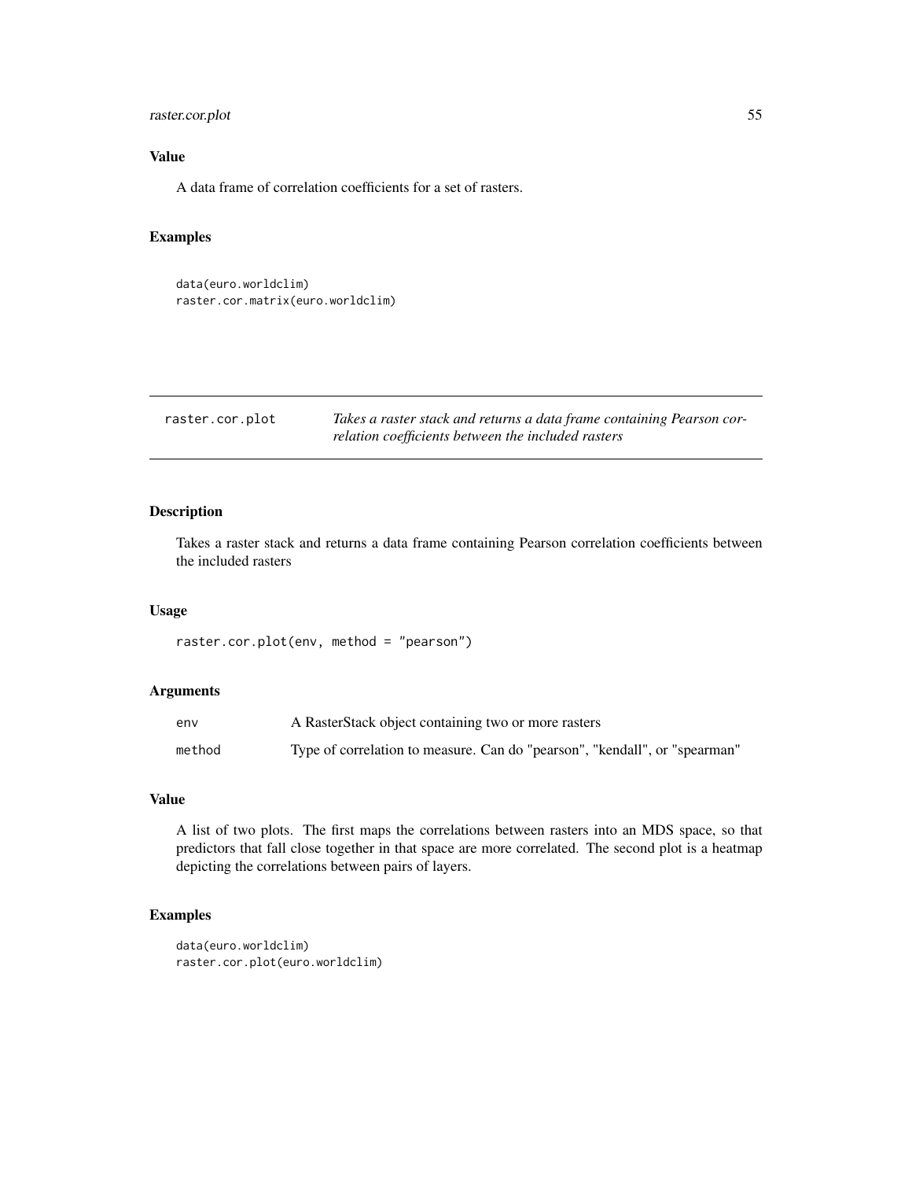### Value

A data frame of correlation coefficients for a set of rasters.

### Examples

```
data(euro.worldclim)
raster.cor.matrix(euro.worldclim)
```

---

## raster.cor.plot — *Takes a raster stack and returns a data frame containing Pearson correlation coefficients between the included rasters*

---

### Description

Takes a raster stack and returns a data frame containing Pearson correlation coefficients between the included rasters

### Usage

```
raster.cor.plot(env, method = "pearson")
```

### Arguments

| | |
|---|---|
| env | A RasterStack object containing two or more rasters |
| method | Type of correlation to measure. Can do "pearson", "kendall", or "spearman" |

### Value

A list of two plots. The first maps the correlations between rasters into an MDS space, so that predictors that fall close together in that space are more correlated. The second plot is a heatmap depicting the correlations between pairs of layers.

### Examples

```
data(euro.worldclim)
raster.cor.plot(euro.worldclim)
```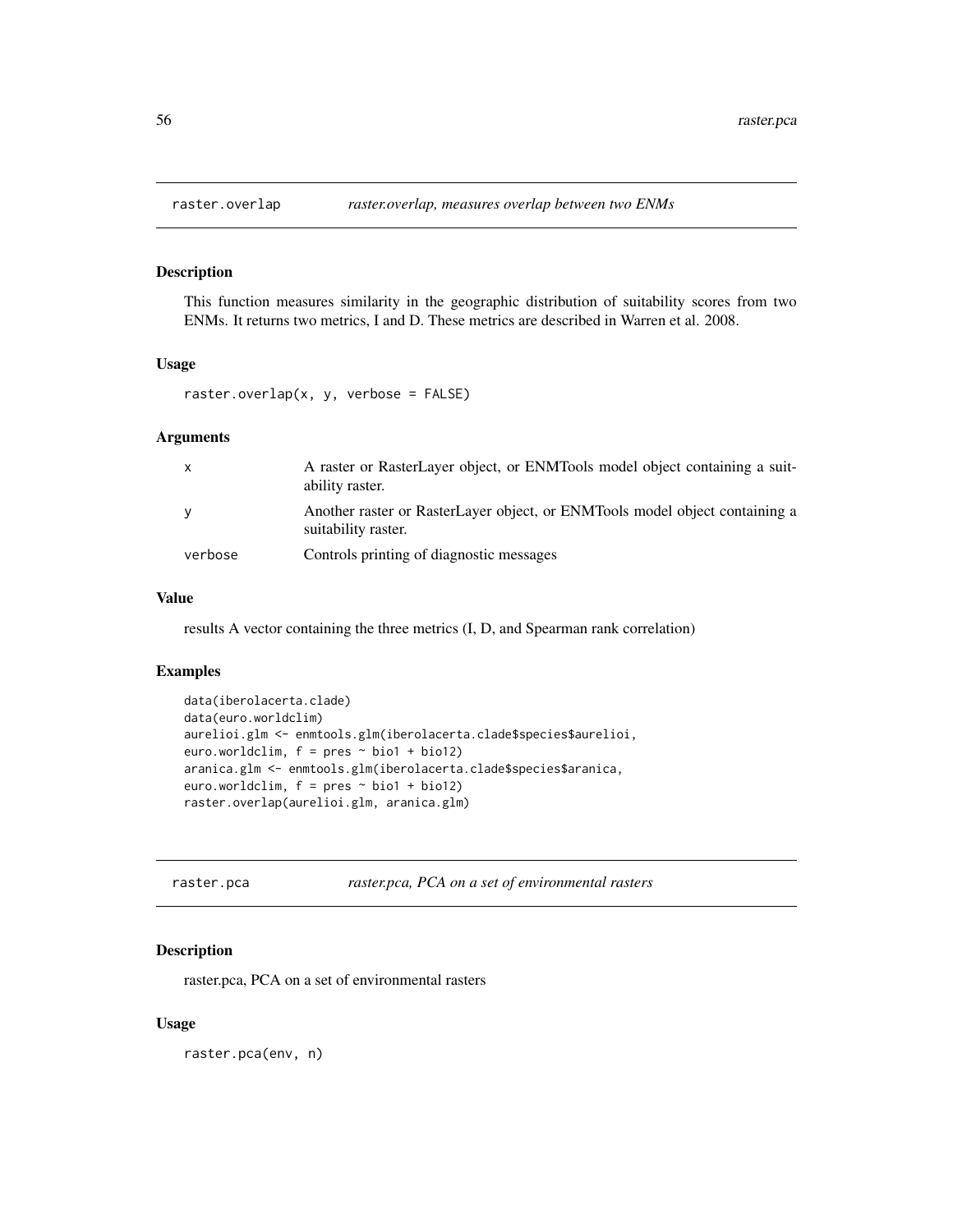## raster.overlap *raster.overlap, measures overlap between two ENMs*

### Description

This function measures similarity in the geographic distribution of suitability scores from two ENMs. It returns two metrics, I and D. These metrics are described in Warren et al. 2008.

### Usage

```
raster.overlap(x, y, verbose = FALSE)
```

### Arguments

| | |
|---|---|
| x | A raster or RasterLayer object, or ENMTools model object containing a suitability raster. |
| y | Another raster or RasterLayer object, or ENMTools model object containing a suitability raster. |
| verbose | Controls printing of diagnostic messages |

### Value

results A vector containing the three metrics (I, D, and Spearman rank correlation)

### Examples

```
data(iberolacerta.clade)
data(euro.worldclim)
aurelioi.glm <- enmtools.glm(iberolacerta.clade$species$aurelioi,
euro.worldclim, f = pres ~ bio1 + bio12)
aranica.glm <- enmtools.glm(iberolacerta.clade$species$aranica,
euro.worldclim, f = pres ~ bio1 + bio12)
raster.overlap(aurelioi.glm, aranica.glm)
```

## raster.pca *raster.pca, PCA on a set of environmental rasters*

### Description

raster.pca, PCA on a set of environmental rasters

### Usage

```
raster.pca(env, n)
```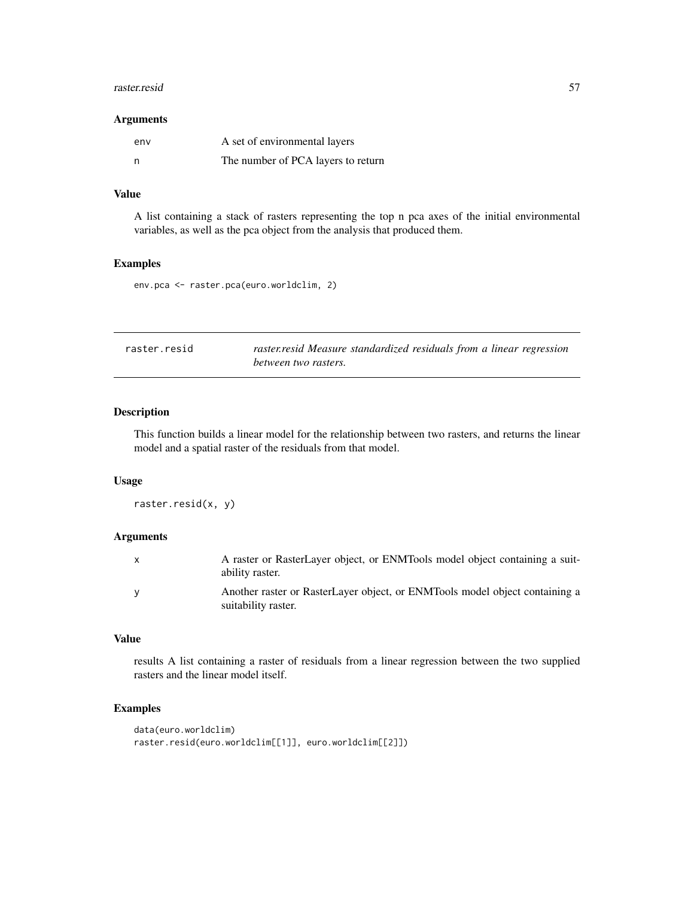### Arguments

| | |
|---|---|
| env | A set of environmental layers |
| n | The number of PCA layers to return |

### Value

A list containing a stack of rasters representing the top n pca axes of the initial environmental variables, as well as the pca object from the analysis that produced them.

### Examples

```
env.pca <- raster.pca(euro.worldclim, 2)
```

---

## raster.resid

*raster.resid Measure standardized residuals from a linear regression between two rasters.*

---

### Description

This function builds a linear model for the relationship between two rasters, and returns the linear model and a spatial raster of the residuals from that model.

### Usage

```
raster.resid(x, y)
```

### Arguments

| | |
|---|---|
| x | A raster or RasterLayer object, or ENMTools model object containing a suitability raster. |
| y | Another raster or RasterLayer object, or ENMTools model object containing a suitability raster. |

### Value

results A list containing a raster of residuals from a linear regression between the two supplied rasters and the linear model itself.

### Examples

```
data(euro.worldclim)
raster.resid(euro.worldclim[[1]], euro.worldclim[[2]])
```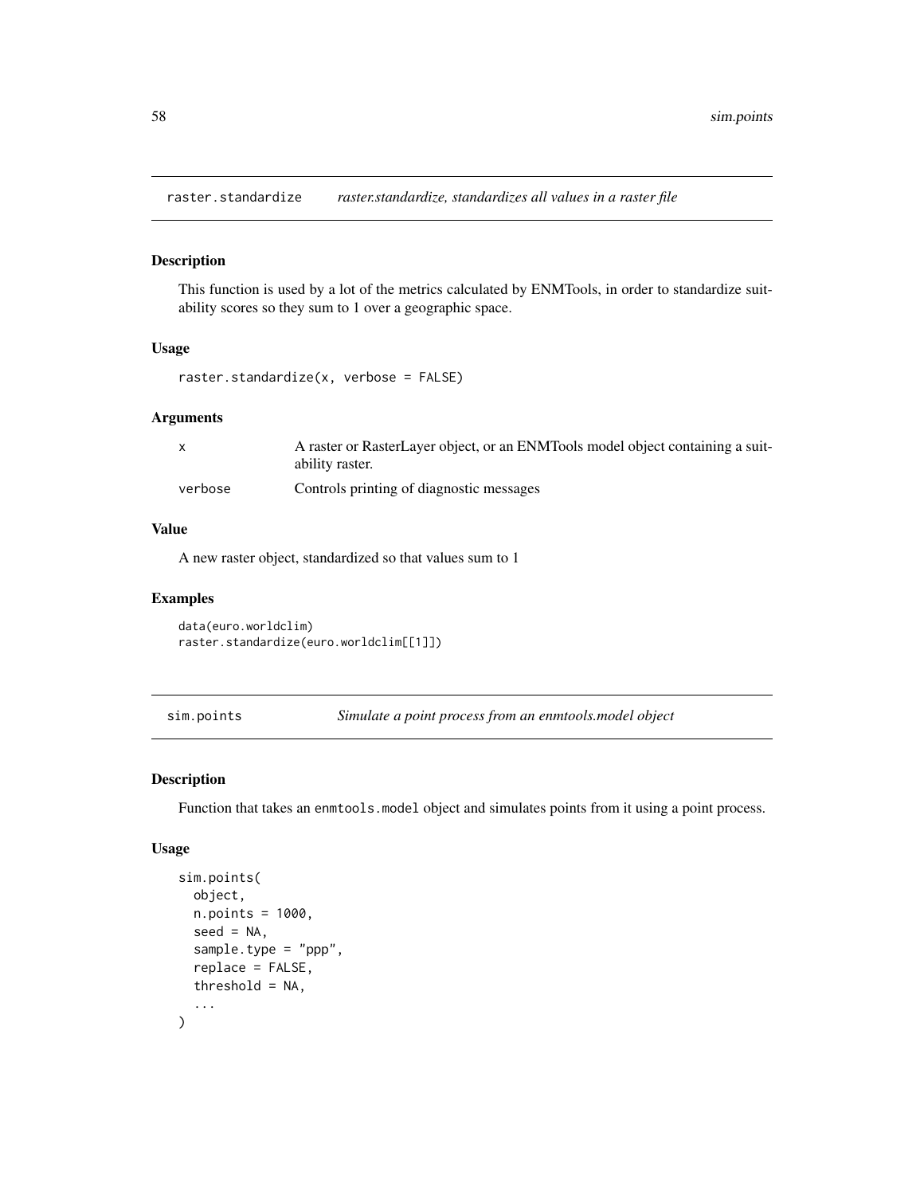## raster.standardize *raster.standardize, standardizes all values in a raster file*

### Description

This function is used by a lot of the metrics calculated by ENMTools, in order to standardize suitability scores so they sum to 1 over a geographic space.

### Usage

```
raster.standardize(x, verbose = FALSE)
```

### Arguments

| | |
|---|---|
| x | A raster or RasterLayer object, or an ENMTools model object containing a suitability raster. |
| verbose | Controls printing of diagnostic messages |

### Value

A new raster object, standardized so that values sum to 1

### Examples

```
data(euro.worldclim)
raster.standardize(euro.worldclim[[1]])
```

## sim.points *Simulate a point process from an enmtools.model object*

### Description

Function that takes an `enmtools.model` object and simulates points from it using a point process.

### Usage

```
sim.points(
  object,
  n.points = 1000,
  seed = NA,
  sample.type = "ppp",
  replace = FALSE,
  threshold = NA,
  ...
)
```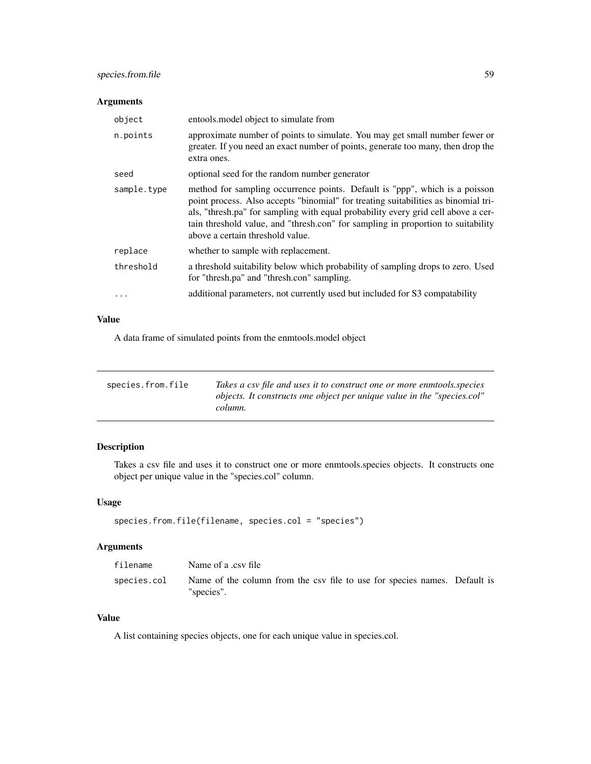### Arguments

| | |
|---|---|
| object | entools.model object to simulate from |
| n.points | approximate number of points to simulate. You may get small number fewer or greater. If you need an exact number of points, generate too many, then drop the extra ones. |
| seed | optional seed for the random number generator |
| sample.type | method for sampling occurrence points. Default is "ppp", which is a poisson point process. Also accepts "binomial" for treating suitabilities as binomial trials, "thresh.pa" for sampling with equal probability every grid cell above a certain threshold value, and "thresh.con" for sampling in proportion to suitability above a certain threshold value. |
| replace | whether to sample with replacement. |
| threshold | a threshold suitability below which probability of sampling drops to zero. Used for "thresh.pa" and "thresh.con" sampling. |
| ... | additional parameters, not currently used but included for S3 compatability |

### Value

A data frame of simulated points from the enmtools.model object

---

## species.from.file

*Takes a csv file and uses it to construct one or more enmtools.species objects. It constructs one object per unique value in the "species.col" column.*

---

### Description

Takes a csv file and uses it to construct one or more enmtools.species objects. It constructs one object per unique value in the "species.col" column.

### Usage

```
species.from.file(filename, species.col = "species")
```

### Arguments

| | |
|---|---|
| filename | Name of a .csv file |
| species.col | Name of the column from the csv file to use for species names. Default is "species". |

### Value

A list containing species objects, one for each unique value in species.col.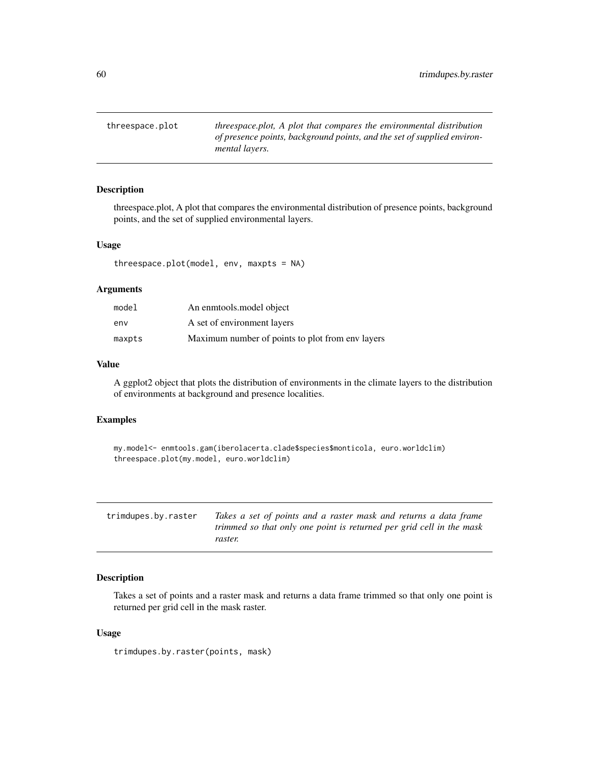## threespace.plot — *threespace.plot, A plot that compares the environmental distribution of presence points, background points, and the set of supplied environmental layers.*

### Description

threespace.plot, A plot that compares the environmental distribution of presence points, background points, and the set of supplied environmental layers.

### Usage

```
threespace.plot(model, env, maxpts = NA)
```

### Arguments

| | |
|---|---|
| model | An enmtools.model object |
| env | A set of environment layers |
| maxpts | Maximum number of points to plot from env layers |

### Value

A ggplot2 object that plots the distribution of environments in the climate layers to the distribution of environments at background and presence localities.

### Examples

```
my.model<- enmtools.gam(iberolacerta.clade$species$monticola, euro.worldclim)
threespace.plot(my.model, euro.worldclim)
```

## trimdupes.by.raster — *Takes a set of points and a raster mask and returns a data frame trimmed so that only one point is returned per grid cell in the mask raster.*

### Description

Takes a set of points and a raster mask and returns a data frame trimmed so that only one point is returned per grid cell in the mask raster.

### Usage

```
trimdupes.by.raster(points, mask)
```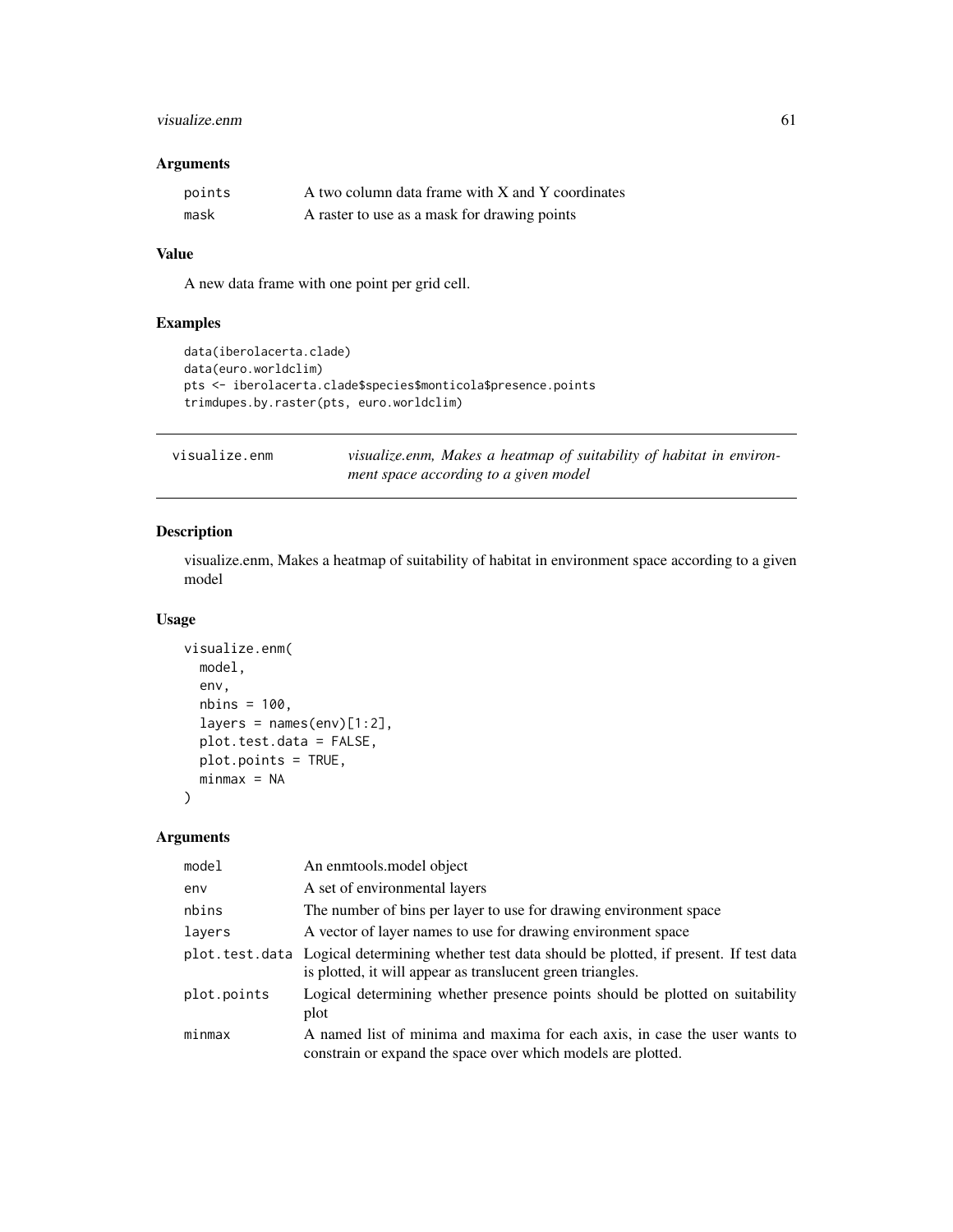### Arguments

| | |
|---|---|
| points | A two column data frame with X and Y coordinates |
| mask | A raster to use as a mask for drawing points |

### Value

A new data frame with one point per grid cell.

### Examples

```
data(iberolacerta.clade)
data(euro.worldclim)
pts <- iberolacerta.clade$species$monticola$presence.points
trimdupes.by.raster(pts, euro.worldclim)
```

---

## visualize.enm

*visualize.enm, Makes a heatmap of suitability of habitat in environment space according to a given model*

---

### Description

visualize.enm, Makes a heatmap of suitability of habitat in environment space according to a given model

### Usage

```
visualize.enm(
  model,
  env,
  nbins = 100,
  layers = names(env)[1:2],
  plot.test.data = FALSE,
  plot.points = TRUE,
  minmax = NA
)
```

### Arguments

| | |
|---|---|
| model | An enmtools.model object |
| env | A set of environmental layers |
| nbins | The number of bins per layer to use for drawing environment space |
| layers | A vector of layer names to use for drawing environment space |
| plot.test.data | Logical determining whether test data should be plotted, if present. If test data is plotted, it will appear as translucent green triangles. |
| plot.points | Logical determining whether presence points should be plotted on suitability plot |
| minmax | A named list of minima and maxima for each axis, in case the user wants to constrain or expand the space over which models are plotted. |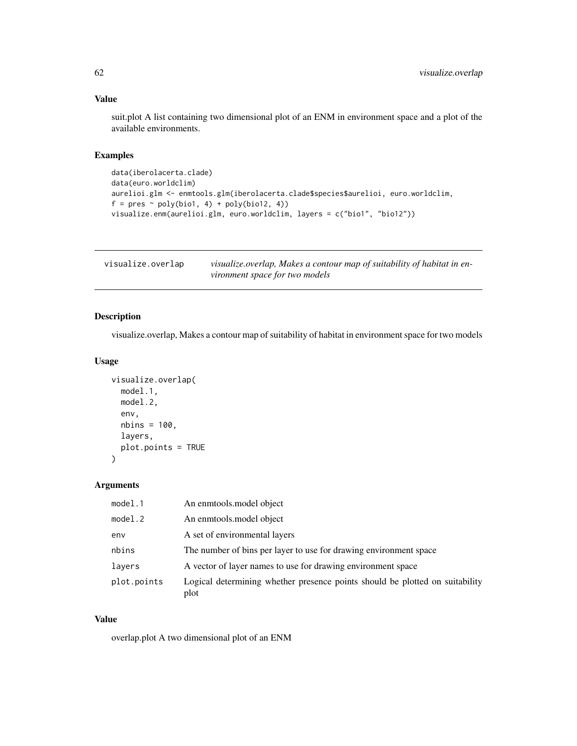### Value

suit.plot A list containing two dimensional plot of an ENM in environment space and a plot of the available environments.

### Examples

```
data(iberolacerta.clade)
data(euro.worldclim)
aurelioi.glm <- enmtools.glm(iberolacerta.clade$species$aurelioi, euro.worldclim,
f = pres ~ poly(bio1, 4) + poly(bio12, 4))
visualize.enm(aurelioi.glm, euro.worldclim, layers = c("bio1", "bio12"))
```

---

## visualize.overlap

*visualize.overlap, Makes a contour map of suitability of habitat in environment space for two models*

---

### Description

visualize.overlap, Makes a contour map of suitability of habitat in environment space for two models

### Usage

```
visualize.overlap(
  model.1,
  model.2,
  env,
  nbins = 100,
  layers,
  plot.points = TRUE
)
```

### Arguments

| | |
|---|---|
| `model.1` | An enmtools.model object |
| `model.2` | An enmtools.model object |
| `env` | A set of environmental layers |
| `nbins` | The number of bins per layer to use for drawing environment space |
| `layers` | A vector of layer names to use for drawing environment space |
| `plot.points` | Logical determining whether presence points should be plotted on suitability plot |

### Value

overlap.plot A two dimensional plot of an ENM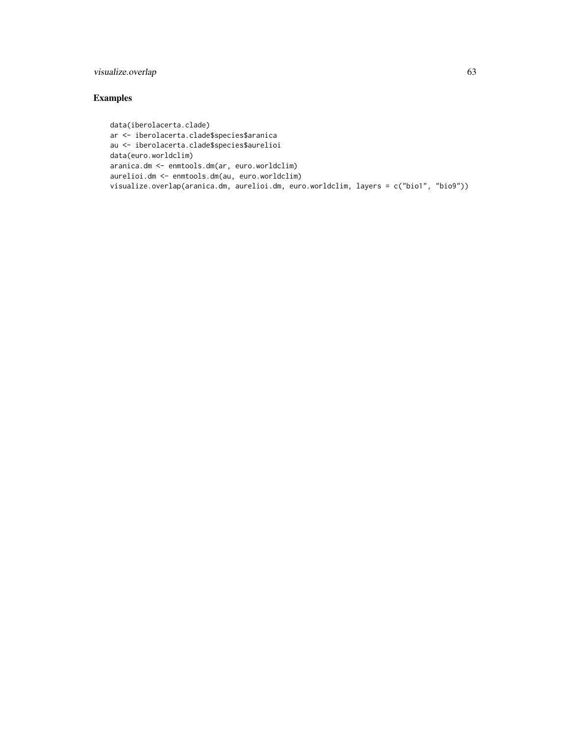## Examples

```
data(iberolacerta.clade)
ar <- iberolacerta.clade$species$aranica
au <- iberolacerta.clade$species$aurelioi
data(euro.worldclim)
aranica.dm <- enmtools.dm(ar, euro.worldclim)
aurelioi.dm <- enmtools.dm(au, euro.worldclim)
visualize.overlap(aranica.dm, aurelioi.dm, euro.worldclim, layers = c("bio1", "bio9"))
```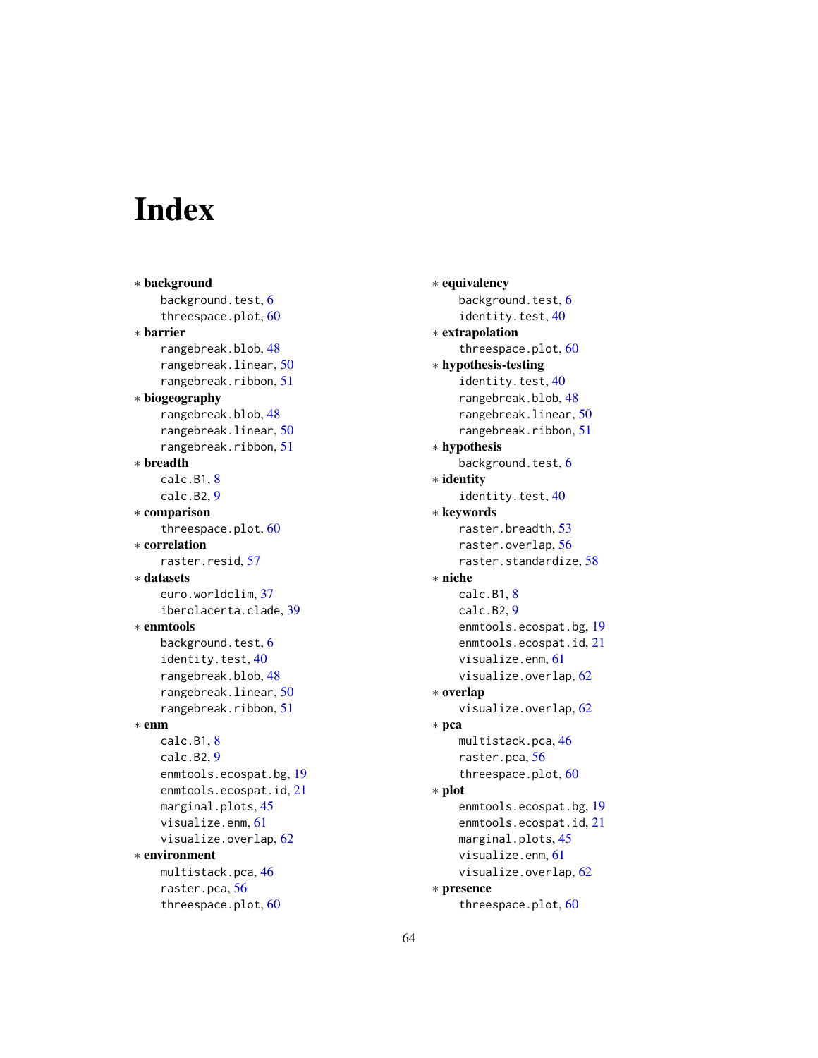# Index

∗ **background**
- background.test, 6
- threespace.plot, 60

∗ **barrier**
- rangebreak.blob, 48
- rangebreak.linear, 50
- rangebreak.ribbon, 51

∗ **biogeography**
- rangebreak.blob, 48
- rangebreak.linear, 50
- rangebreak.ribbon, 51

∗ **breadth**
- calc.B1, 8
- calc.B2, 9

∗ **comparison**
- threespace.plot, 60

∗ **correlation**
- raster.resid, 57

∗ **datasets**
- euro.worldclim, 37
- iberolacerta.clade, 39

∗ **enmtools**
- background.test, 6
- identity.test, 40
- rangebreak.blob, 48
- rangebreak.linear, 50
- rangebreak.ribbon, 51

∗ **enm**
- calc.B1, 8
- calc.B2, 9
- enmtools.ecospat.bg, 19
- enmtools.ecospat.id, 21
- marginal.plots, 45
- visualize.enm, 61
- visualize.overlap, 62

∗ **environment**
- multistack.pca, 46
- raster.pca, 56
- threespace.plot, 60

∗ **equivalency**
- background.test, 6
- identity.test, 40

∗ **extrapolation**
- threespace.plot, 60

∗ **hypothesis-testing**
- identity.test, 40
- rangebreak.blob, 48
- rangebreak.linear, 50
- rangebreak.ribbon, 51

∗ **hypothesis**
- background.test, 6

∗ **identity**
- identity.test, 40

∗ **keywords**
- raster.breadth, 53
- raster.overlap, 56
- raster.standardize, 58

∗ **niche**
- calc.B1, 8
- calc.B2, 9
- enmtools.ecospat.bg, 19
- enmtools.ecospat.id, 21
- visualize.enm, 61
- visualize.overlap, 62

∗ **overlap**
- visualize.overlap, 62

∗ **pca**
- multistack.pca, 46
- raster.pca, 56
- threespace.plot, 60

∗ **plot**
- enmtools.ecospat.bg, 19
- enmtools.ecospat.id, 21
- marginal.plots, 45
- visualize.enm, 61
- visualize.overlap, 62

∗ **presence**
- threespace.plot, 60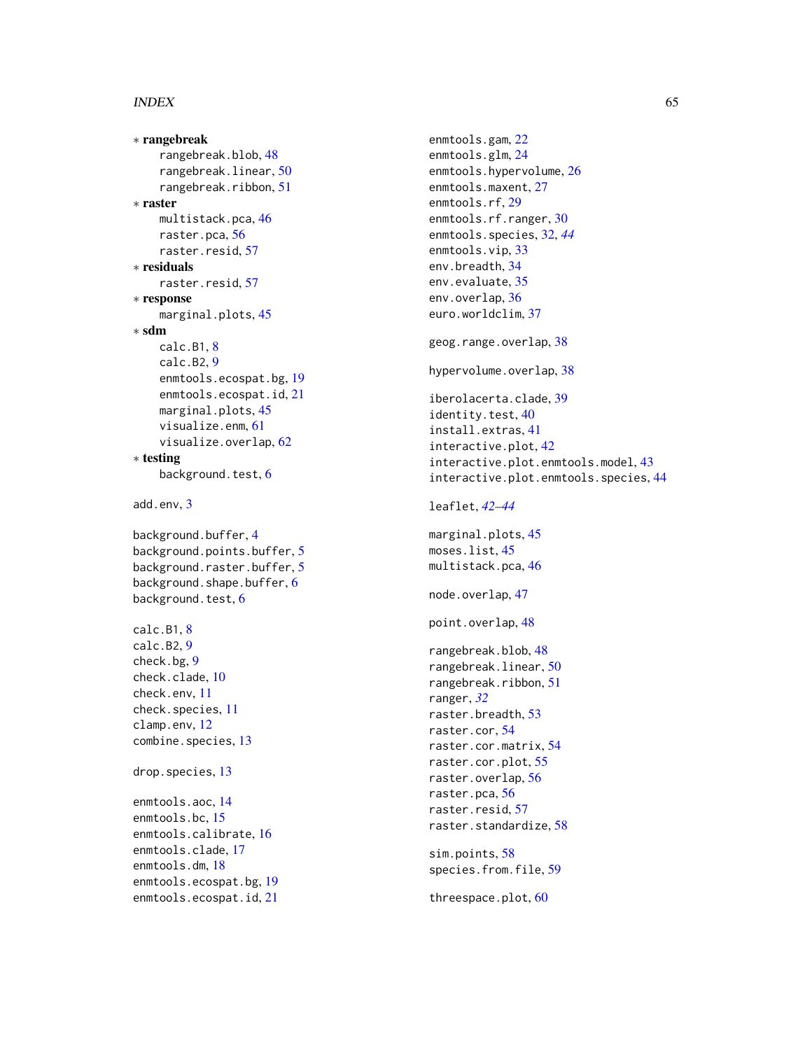∗ **rangebreak**
  rangebreak.blob, 48
  rangebreak.linear, 50
  rangebreak.ribbon, 51

∗ **raster**
  multistack.pca, 46
  raster.pca, 56
  raster.resid, 57

∗ **residuals**
  raster.resid, 57

∗ **response**
  marginal.plots, 45

∗ **sdm**
  calc.B1, 8
  calc.B2, 9
  enmtools.ecospat.bg, 19
  enmtools.ecospat.id, 21
  marginal.plots, 45
  visualize.enm, 61
  visualize.overlap, 62

∗ **testing**
  background.test, 6

add.env, 3

background.buffer, 4
background.points.buffer, 5
background.raster.buffer, 5
background.shape.buffer, 6
background.test, 6

calc.B1, 8
calc.B2, 9
check.bg, 9
check.clade, 10
check.env, 11
check.species, 11
clamp.env, 12
combine.species, 13

drop.species, 13

enmtools.aoc, 14
enmtools.bc, 15
enmtools.calibrate, 16
enmtools.clade, 17
enmtools.dm, 18
enmtools.ecospat.bg, 19
enmtools.ecospat.id, 21
enmtools.gam, 22
enmtools.glm, 24
enmtools.hypervolume, 26
enmtools.maxent, 27
enmtools.rf, 29
enmtools.rf.ranger, 30
enmtools.species, 32, *44*
enmtools.vip, 33
env.breadth, 34
env.evaluate, 35
env.overlap, 36
euro.worldclim, 37

geog.range.overlap, 38

hypervolume.overlap, 38

iberolacerta.clade, 39
identity.test, 40
install.extras, 41
interactive.plot, 42
interactive.plot.enmtools.model, 43
interactive.plot.enmtools.species, 44

leaflet, *42–44*

marginal.plots, 45
moses.list, 45
multistack.pca, 46

node.overlap, 47

point.overlap, 48

rangebreak.blob, 48
rangebreak.linear, 50
rangebreak.ribbon, 51
ranger, *32*
raster.breadth, 53
raster.cor, 54
raster.cor.matrix, 54
raster.cor.plot, 55
raster.overlap, 56
raster.pca, 56
raster.resid, 57
raster.standardize, 58

sim.points, 58
species.from.file, 59

threespace.plot, 60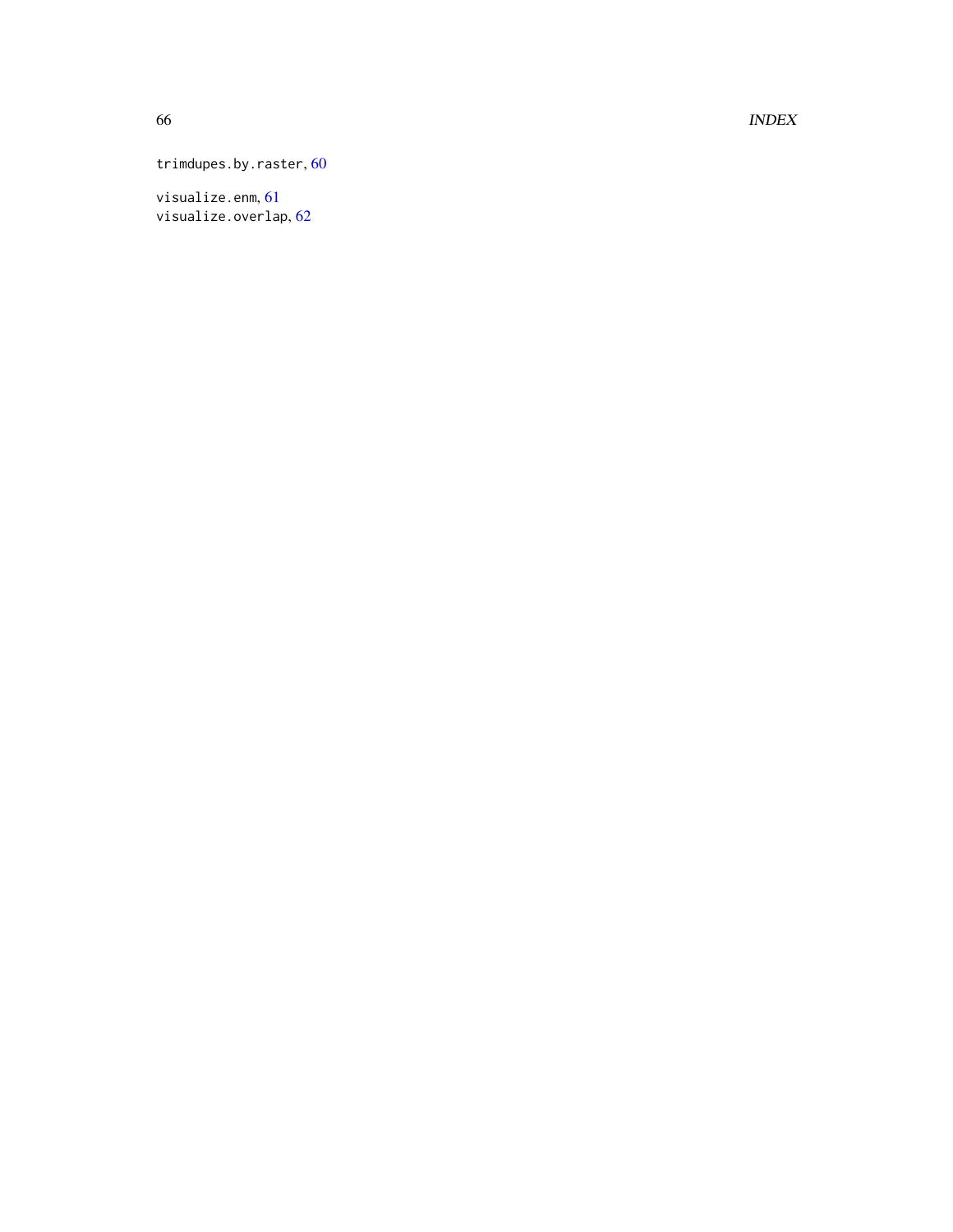trimdupes.by.raster, 60

visualize.enm, 61
visualize.overlap, 62